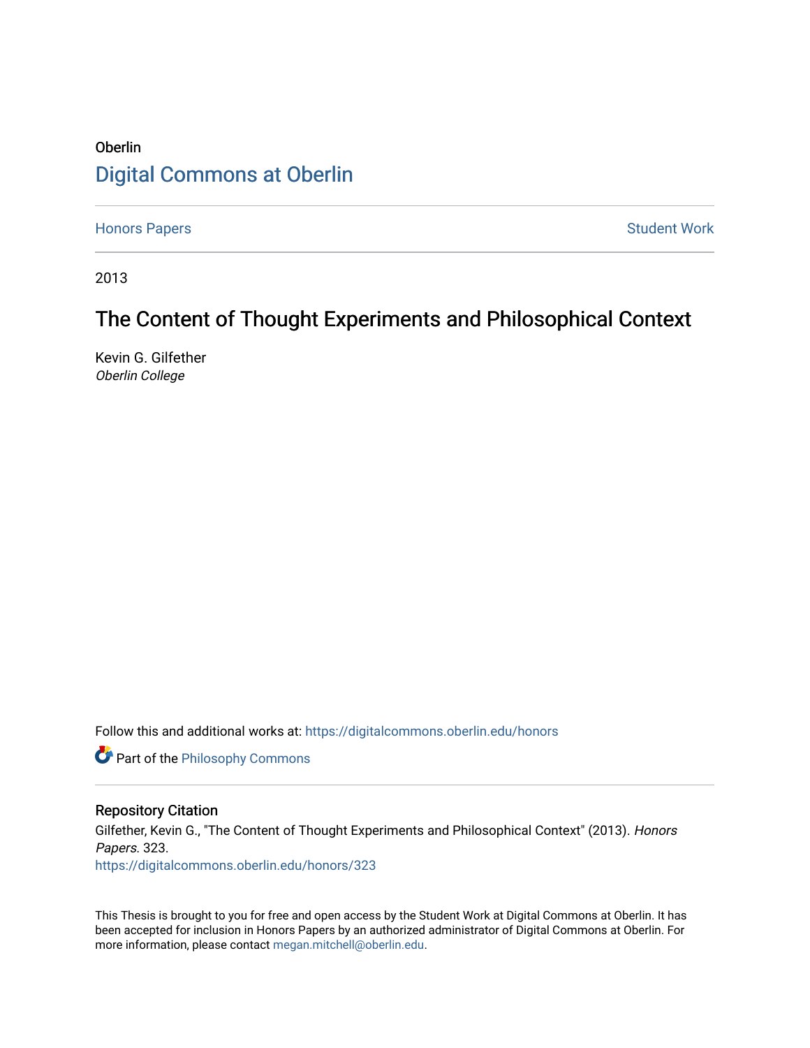Oberlin

# Digital Commons at Oberlin

Honors Papers | Student Work

2013

## The Content of Thought Experiments and Philosophical Context

Kevin G. Gilfether
*Oberlin College*

Follow this and additional works at: https://digitalcommons.oberlin.edu/honors

Part of the Philosophy Commons

### Repository Citation

Gilfether, Kevin G., "The Content of Thought Experiments and Philosophical Context" (2013). *Honors Papers*. 323.
https://digitalcommons.oberlin.edu/honors/323

This Thesis is brought to you for free and open access by the Student Work at Digital Commons at Oberlin. It has been accepted for inclusion in Honors Papers by an authorized administrator of Digital Commons at Oberlin. For more information, please contact megan.mitchell@oberlin.edu.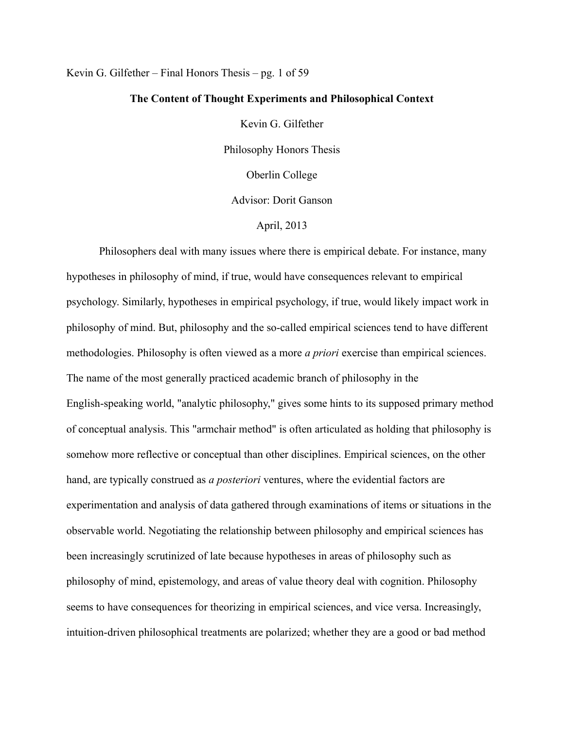# The Content of Thought Experiments and Philosophical Context

Kevin G. Gilfether

Philosophy Honors Thesis

Oberlin College

Advisor: Dorit Ganson

April, 2013

Philosophers deal with many issues where there is empirical debate. For instance, many hypotheses in philosophy of mind, if true, would have consequences relevant to empirical psychology. Similarly, hypotheses in empirical psychology, if true, would likely impact work in philosophy of mind. But, philosophy and the so-called empirical sciences tend to have different methodologies. Philosophy is often viewed as a more *a priori* exercise than empirical sciences. The name of the most generally practiced academic branch of philosophy in the English-speaking world, "analytic philosophy," gives some hints to its supposed primary method of conceptual analysis. This "armchair method" is often articulated as holding that philosophy is somehow more reflective or conceptual than other disciplines. Empirical sciences, on the other hand, are typically construed as *a posteriori* ventures, where the evidential factors are experimentation and analysis of data gathered through examinations of items or situations in the observable world. Negotiating the relationship between philosophy and empirical sciences has been increasingly scrutinized of late because hypotheses in areas of philosophy such as philosophy of mind, epistemology, and areas of value theory deal with cognition. Philosophy seems to have consequences for theorizing in empirical sciences, and vice versa. Increasingly, intuition-driven philosophical treatments are polarized; whether they are a good or bad method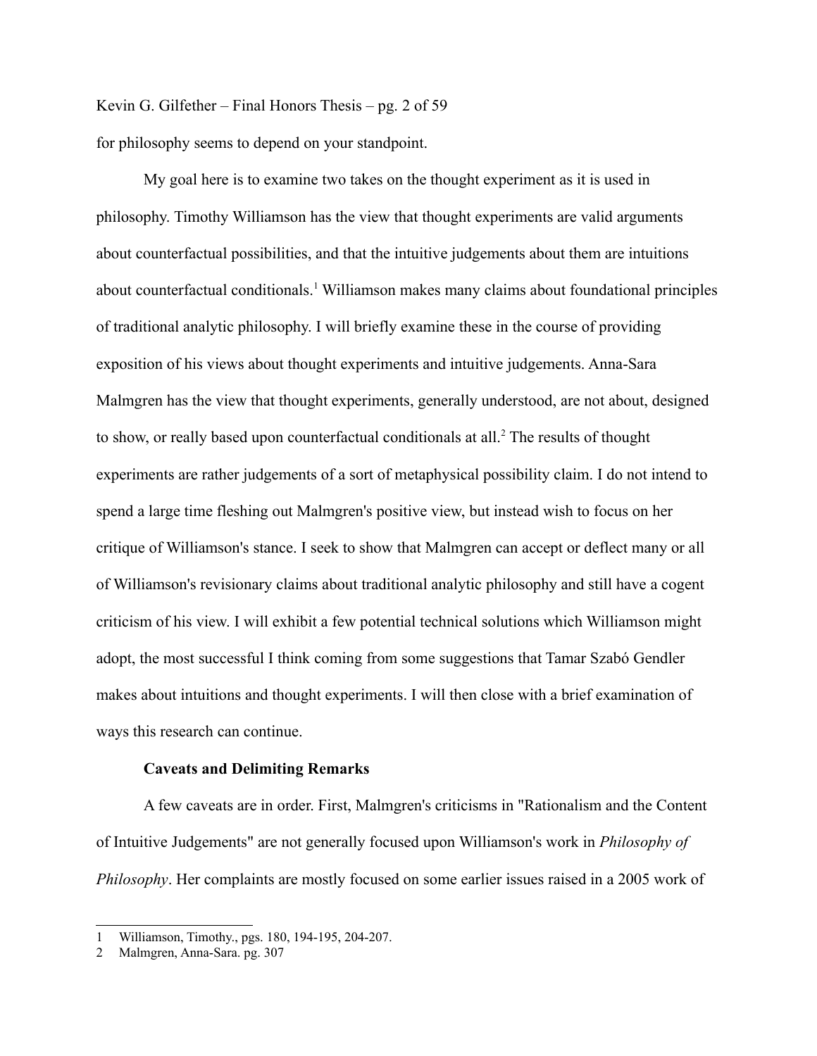for philosophy seems to depend on your standpoint.

My goal here is to examine two takes on the thought experiment as it is used in philosophy. Timothy Williamson has the view that thought experiments are valid arguments about counterfactual possibilities, and that the intuitive judgements about them are intuitions about counterfactual conditionals.[1] Williamson makes many claims about foundational principles of traditional analytic philosophy. I will briefly examine these in the course of providing exposition of his views about thought experiments and intuitive judgements. Anna-Sara Malmgren has the view that thought experiments, generally understood, are not about, designed to show, or really based upon counterfactual conditionals at all.[2] The results of thought experiments are rather judgements of a sort of metaphysical possibility claim. I do not intend to spend a large time fleshing out Malmgren's positive view, but instead wish to focus on her critique of Williamson's stance. I seek to show that Malmgren can accept or deflect many or all of Williamson's revisionary claims about traditional analytic philosophy and still have a cogent criticism of his view. I will exhibit a few potential technical solutions which Williamson might adopt, the most successful I think coming from some suggestions that Tamar Szabó Gendler makes about intuitions and thought experiments. I will then close with a brief examination of ways this research can continue.

### Caveats and Delimiting Remarks

A few caveats are in order. First, Malmgren's criticisms in "Rationalism and the Content of Intuitive Judgements" are not generally focused upon Williamson's work in *Philosophy of Philosophy*. Her complaints are mostly focused on some earlier issues raised in a 2005 work of

---

1 Williamson, Timothy., pgs. 180, 194-195, 204-207.

2 Malmgren, Anna-Sara. pg. 307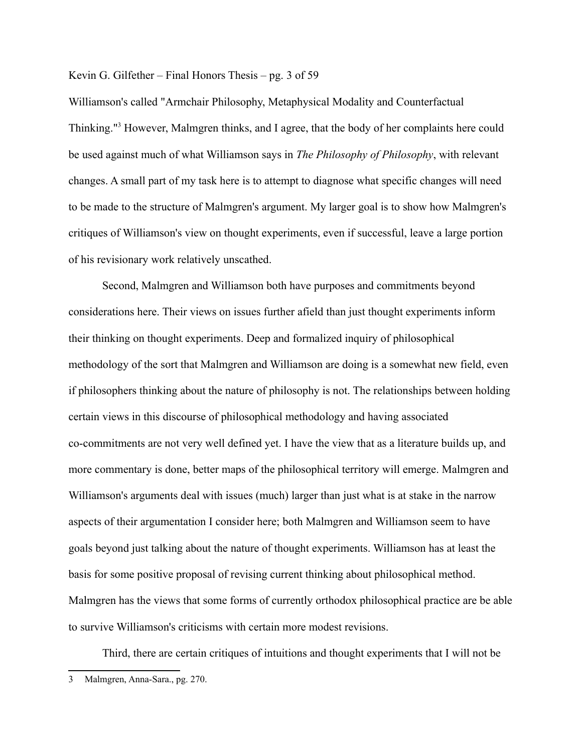Williamson's called "Armchair Philosophy, Metaphysical Modality and Counterfactual Thinking."[3] However, Malmgren thinks, and I agree, that the body of her complaints here could be used against much of what Williamson says in *The Philosophy of Philosophy*, with relevant changes. A small part of my task here is to attempt to diagnose what specific changes will need to be made to the structure of Malmgren's argument. My larger goal is to show how Malmgren's critiques of Williamson's view on thought experiments, even if successful, leave a large portion of his revisionary work relatively unscathed.

Second, Malmgren and Williamson both have purposes and commitments beyond considerations here. Their views on issues further afield than just thought experiments inform their thinking on thought experiments. Deep and formalized inquiry of philosophical methodology of the sort that Malmgren and Williamson are doing is a somewhat new field, even if philosophers thinking about the nature of philosophy is not. The relationships between holding certain views in this discourse of philosophical methodology and having associated co-commitments are not very well defined yet. I have the view that as a literature builds up, and more commentary is done, better maps of the philosophical territory will emerge. Malmgren and Williamson's arguments deal with issues (much) larger than just what is at stake in the narrow aspects of their argumentation I consider here; both Malmgren and Williamson seem to have goals beyond just talking about the nature of thought experiments. Williamson has at least the basis for some positive proposal of revising current thinking about philosophical method. Malmgren has the views that some forms of currently orthodox philosophical practice are be able to survive Williamson's criticisms with certain more modest revisions.

Third, there are certain critiques of intuitions and thought experiments that I will not be

---

3 Malmgren, Anna-Sara., pg. 270.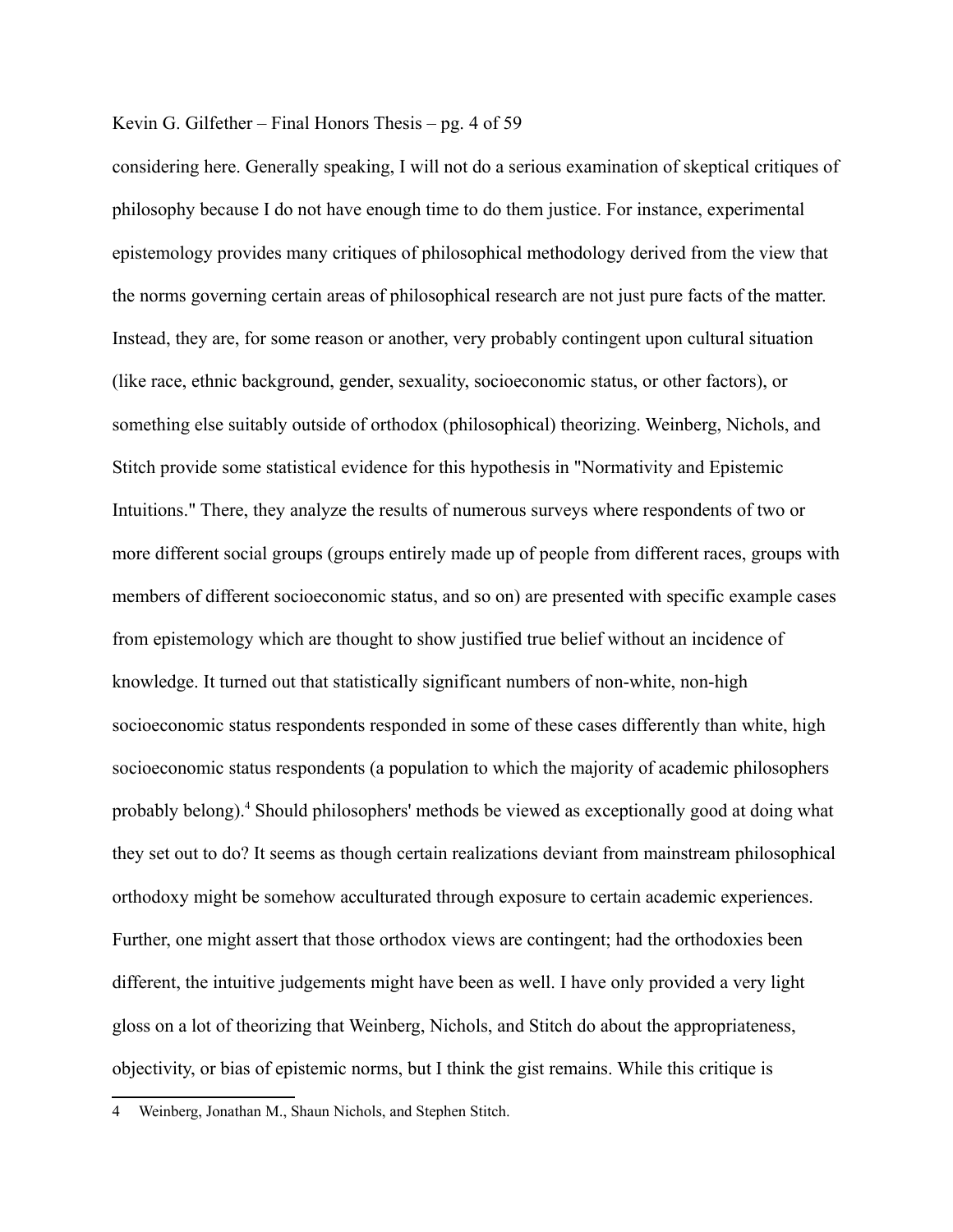considering here. Generally speaking, I will not do a serious examination of skeptical critiques of philosophy because I do not have enough time to do them justice. For instance, experimental epistemology provides many critiques of philosophical methodology derived from the view that the norms governing certain areas of philosophical research are not just pure facts of the matter. Instead, they are, for some reason or another, very probably contingent upon cultural situation (like race, ethnic background, gender, sexuality, socioeconomic status, or other factors), or something else suitably outside of orthodox (philosophical) theorizing. Weinberg, Nichols, and Stitch provide some statistical evidence for this hypothesis in "Normativity and Epistemic Intuitions." There, they analyze the results of numerous surveys where respondents of two or more different social groups (groups entirely made up of people from different races, groups with members of different socioeconomic status, and so on) are presented with specific example cases from epistemology which are thought to show justified true belief without an incidence of knowledge. It turned out that statistically significant numbers of non-white, non-high socioeconomic status respondents responded in some of these cases differently than white, high socioeconomic status respondents (a population to which the majority of academic philosophers probably belong).[4] Should philosophers' methods be viewed as exceptionally good at doing what they set out to do? It seems as though certain realizations deviant from mainstream philosophical orthodoxy might be somehow acculturated through exposure to certain academic experiences. Further, one might assert that those orthodox views are contingent; had the orthodoxies been different, the intuitive judgements might have been as well. I have only provided a very light gloss on a lot of theorizing that Weinberg, Nichols, and Stitch do about the appropriateness, objectivity, or bias of epistemic norms, but I think the gist remains. While this critique is

---

4 Weinberg, Jonathan M., Shaun Nichols, and Stephen Stitch.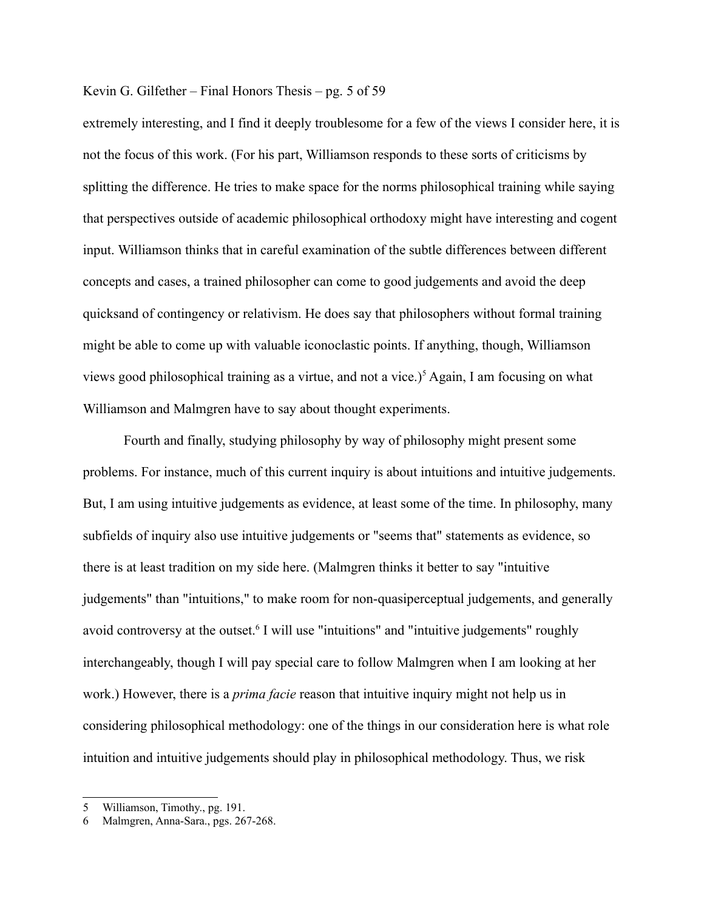extremely interesting, and I find it deeply troublesome for a few of the views I consider here, it is not the focus of this work. (For his part, Williamson responds to these sorts of criticisms by splitting the difference. He tries to make space for the norms philosophical training while saying that perspectives outside of academic philosophical orthodoxy might have interesting and cogent input. Williamson thinks that in careful examination of the subtle differences between different concepts and cases, a trained philosopher can come to good judgements and avoid the deep quicksand of contingency or relativism. He does say that philosophers without formal training might be able to come up with valuable iconoclastic points. If anything, though, Williamson views good philosophical training as a virtue, and not a vice.)[5] Again, I am focusing on what Williamson and Malmgren have to say about thought experiments.

Fourth and finally, studying philosophy by way of philosophy might present some problems. For instance, much of this current inquiry is about intuitions and intuitive judgements. But, I am using intuitive judgements as evidence, at least some of the time. In philosophy, many subfields of inquiry also use intuitive judgements or "seems that" statements as evidence, so there is at least tradition on my side here. (Malmgren thinks it better to say "intuitive judgements" than "intuitions," to make room for non-quasiperceptual judgements, and generally avoid controversy at the outset.[6] I will use "intuitions" and "intuitive judgements" roughly interchangeably, though I will pay special care to follow Malmgren when I am looking at her work.) However, there is a *prima facie* reason that intuitive inquiry might not help us in considering philosophical methodology: one of the things in our consideration here is what role intuition and intuitive judgements should play in philosophical methodology. Thus, we risk

---

5 Williamson, Timothy., pg. 191.

6 Malmgren, Anna-Sara., pgs. 267-268.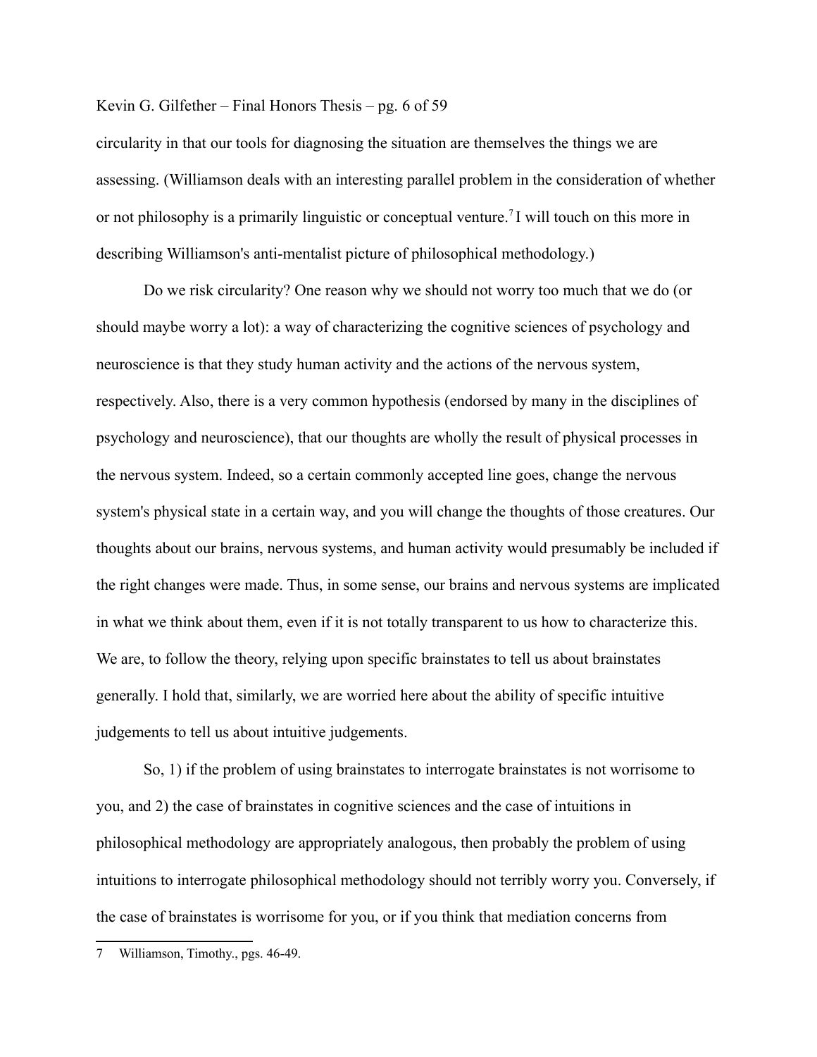circularity in that our tools for diagnosing the situation are themselves the things we are assessing. (Williamson deals with an interesting parallel problem in the consideration of whether or not philosophy is a primarily linguistic or conceptual venture.[7] I will touch on this more in describing Williamson's anti-mentalist picture of philosophical methodology.)

Do we risk circularity? One reason why we should not worry too much that we do (or should maybe worry a lot): a way of characterizing the cognitive sciences of psychology and neuroscience is that they study human activity and the actions of the nervous system, respectively. Also, there is a very common hypothesis (endorsed by many in the disciplines of psychology and neuroscience), that our thoughts are wholly the result of physical processes in the nervous system. Indeed, so a certain commonly accepted line goes, change the nervous system's physical state in a certain way, and you will change the thoughts of those creatures. Our thoughts about our brains, nervous systems, and human activity would presumably be included if the right changes were made. Thus, in some sense, our brains and nervous systems are implicated in what we think about them, even if it is not totally transparent to us how to characterize this. We are, to follow the theory, relying upon specific brainstates to tell us about brainstates generally. I hold that, similarly, we are worried here about the ability of specific intuitive judgements to tell us about intuitive judgements.

So, 1) if the problem of using brainstates to interrogate brainstates is not worrisome to you, and 2) the case of brainstates in cognitive sciences and the case of intuitions in philosophical methodology are appropriately analogous, then probably the problem of using intuitions to interrogate philosophical methodology should not terribly worry you. Conversely, if the case of brainstates is worrisome for you, or if you think that mediation concerns from

---

7 Williamson, Timothy., pgs. 46-49.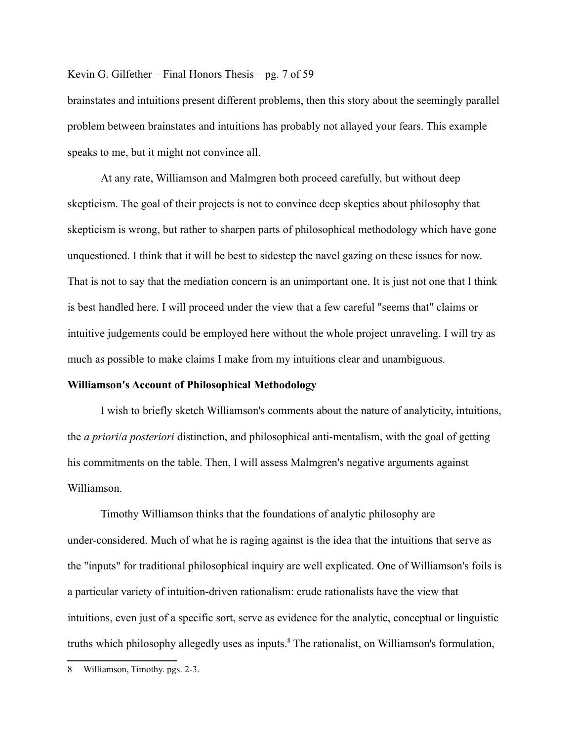brainstates and intuitions present different problems, then this story about the seemingly parallel problem between brainstates and intuitions has probably not allayed your fears. This example speaks to me, but it might not convince all.

At any rate, Williamson and Malmgren both proceed carefully, but without deep skepticism. The goal of their projects is not to convince deep skeptics about philosophy that skepticism is wrong, but rather to sharpen parts of philosophical methodology which have gone unquestioned. I think that it will be best to sidestep the navel gazing on these issues for now. That is not to say that the mediation concern is an unimportant one. It is just not one that I think is best handled here. I will proceed under the view that a few careful "seems that" claims or intuitive judgements could be employed here without the whole project unraveling. I will try as much as possible to make claims I make from my intuitions clear and unambiguous.

**Williamson's Account of Philosophical Methodology**

I wish to briefly sketch Williamson's comments about the nature of analyticity, intuitions, the *a priori*/*a posteriori* distinction, and philosophical anti-mentalism, with the goal of getting his commitments on the table. Then, I will assess Malmgren's negative arguments against Williamson.

Timothy Williamson thinks that the foundations of analytic philosophy are under-considered. Much of what he is raging against is the idea that the intuitions that serve as the "inputs" for traditional philosophical inquiry are well explicated. One of Williamson's foils is a particular variety of intuition-driven rationalism: crude rationalists have the view that intuitions, even just of a specific sort, serve as evidence for the analytic, conceptual or linguistic truths which philosophy allegedly uses as inputs.[8] The rationalist, on Williamson's formulation,

8 Williamson, Timothy. pgs. 2-3.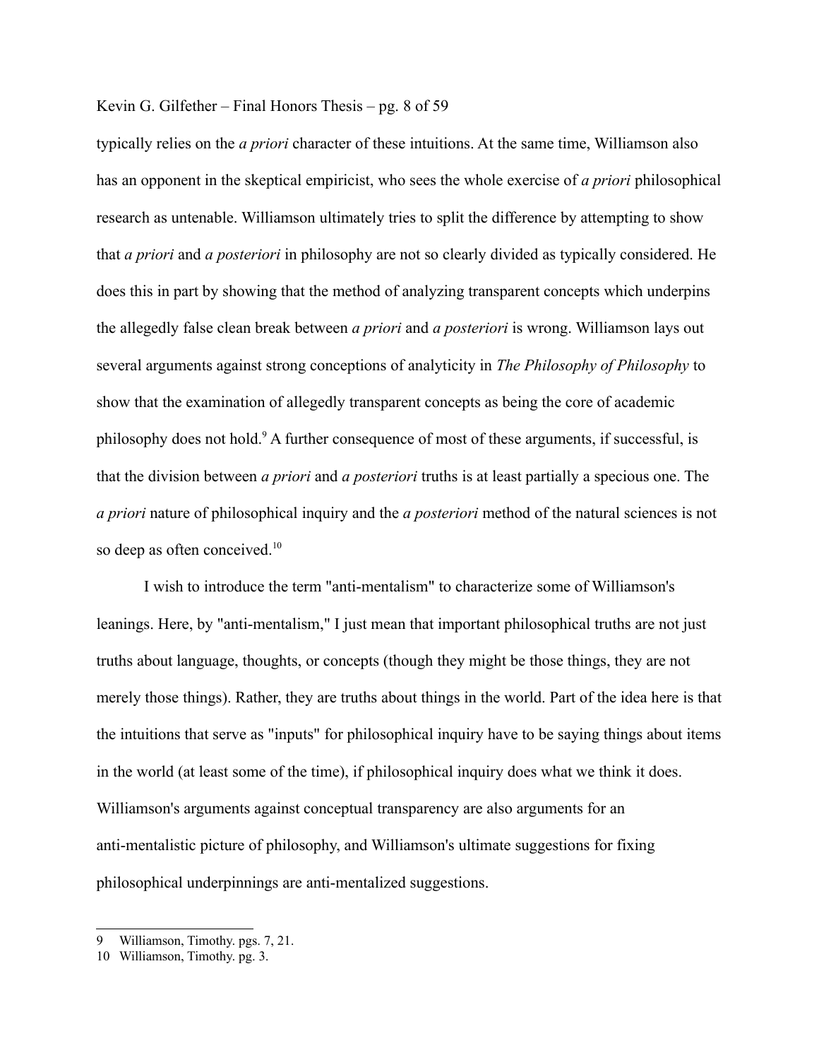typically relies on the *a priori* character of these intuitions. At the same time, Williamson also has an opponent in the skeptical empiricist, who sees the whole exercise of *a priori* philosophical research as untenable. Williamson ultimately tries to split the difference by attempting to show that *a priori* and *a posteriori* in philosophy are not so clearly divided as typically considered. He does this in part by showing that the method of analyzing transparent concepts which underpins the allegedly false clean break between *a priori* and *a posteriori* is wrong. Williamson lays out several arguments against strong conceptions of analyticity in *The Philosophy of Philosophy* to show that the examination of allegedly transparent concepts as being the core of academic philosophy does not hold.[9] A further consequence of most of these arguments, if successful, is that the division between *a priori* and *a posteriori* truths is at least partially a specious one. The *a priori* nature of philosophical inquiry and the *a posteriori* method of the natural sciences is not so deep as often conceived.[10]

I wish to introduce the term "anti-mentalism" to characterize some of Williamson's leanings. Here, by "anti-mentalism," I just mean that important philosophical truths are not just truths about language, thoughts, or concepts (though they might be those things, they are not merely those things). Rather, they are truths about things in the world. Part of the idea here is that the intuitions that serve as "inputs" for philosophical inquiry have to be saying things about items in the world (at least some of the time), if philosophical inquiry does what we think it does. Williamson's arguments against conceptual transparency are also arguments for an anti-mentalistic picture of philosophy, and Williamson's ultimate suggestions for fixing philosophical underpinnings are anti-mentalized suggestions.

---

9 Williamson, Timothy. pgs. 7, 21.

10 Williamson, Timothy. pg. 3.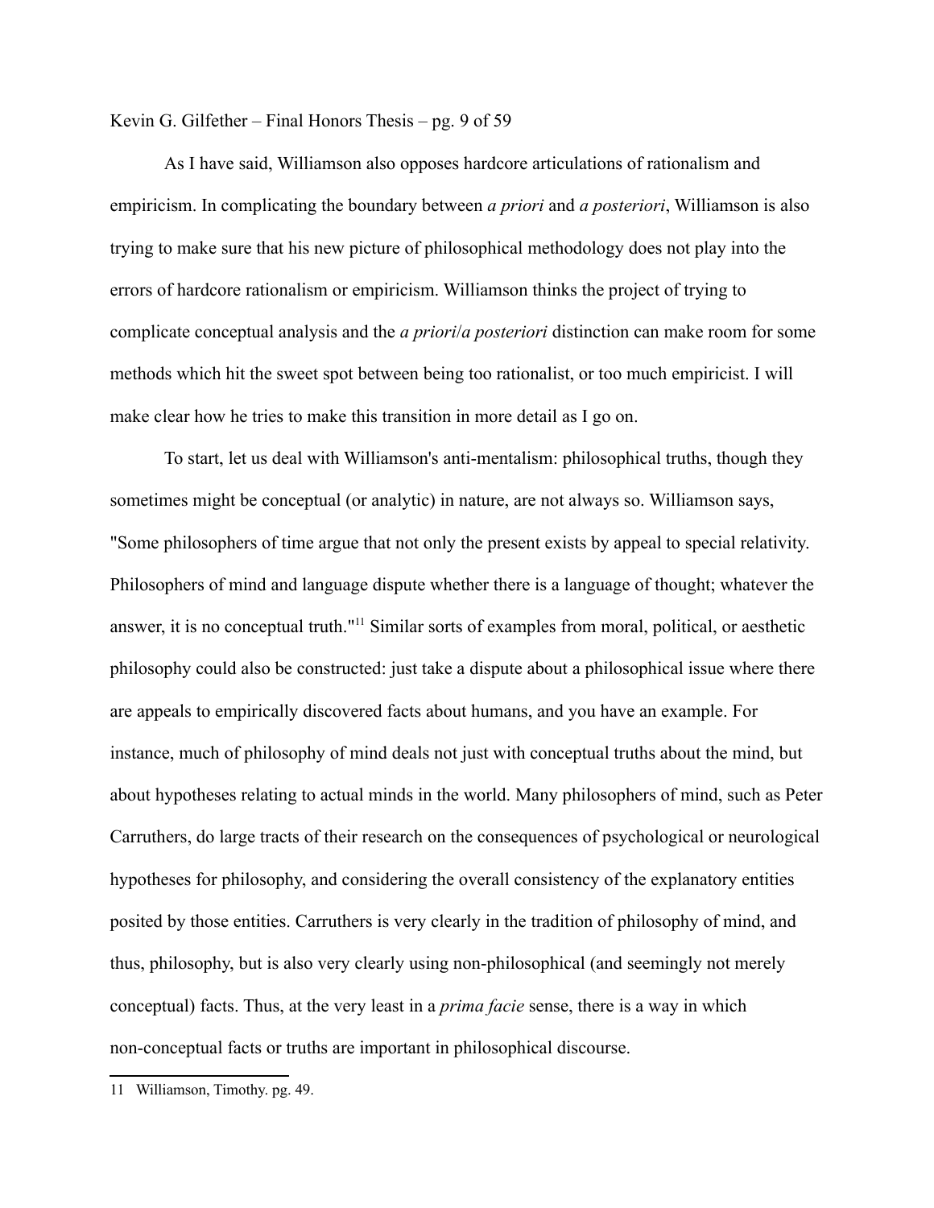As I have said, Williamson also opposes hardcore articulations of rationalism and empiricism. In complicating the boundary between *a priori* and *a posteriori*, Williamson is also trying to make sure that his new picture of philosophical methodology does not play into the errors of hardcore rationalism or empiricism. Williamson thinks the project of trying to complicate conceptual analysis and the *a priori*/*a posteriori* distinction can make room for some methods which hit the sweet spot between being too rationalist, or too much empiricist. I will make clear how he tries to make this transition in more detail as I go on.

To start, let us deal with Williamson's anti-mentalism: philosophical truths, though they sometimes might be conceptual (or analytic) in nature, are not always so. Williamson says, "Some philosophers of time argue that not only the present exists by appeal to special relativity. Philosophers of mind and language dispute whether there is a language of thought; whatever the answer, it is no conceptual truth."[11] Similar sorts of examples from moral, political, or aesthetic philosophy could also be constructed: just take a dispute about a philosophical issue where there are appeals to empirically discovered facts about humans, and you have an example. For instance, much of philosophy of mind deals not just with conceptual truths about the mind, but about hypotheses relating to actual minds in the world. Many philosophers of mind, such as Peter Carruthers, do large tracts of their research on the consequences of psychological or neurological hypotheses for philosophy, and considering the overall consistency of the explanatory entities posited by those entities. Carruthers is very clearly in the tradition of philosophy of mind, and thus, philosophy, but is also very clearly using non-philosophical (and seemingly not merely conceptual) facts. Thus, at the very least in a *prima facie* sense, there is a way in which non-conceptual facts or truths are important in philosophical discourse.

---

11 Williamson, Timothy. pg. 49.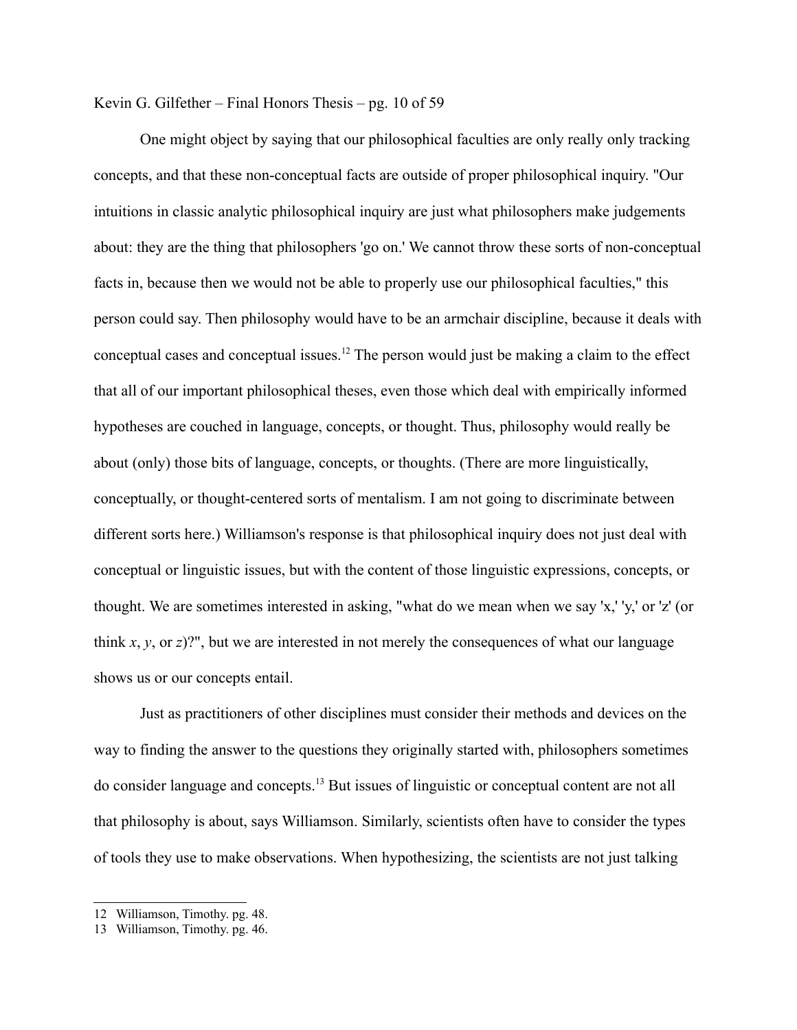One might object by saying that our philosophical faculties are only really only tracking concepts, and that these non-conceptual facts are outside of proper philosophical inquiry. "Our intuitions in classic analytic philosophical inquiry are just what philosophers make judgements about: they are the thing that philosophers 'go on.' We cannot throw these sorts of non-conceptual facts in, because then we would not be able to properly use our philosophical faculties," this person could say. Then philosophy would have to be an armchair discipline, because it deals with conceptual cases and conceptual issues.[12] The person would just be making a claim to the effect that all of our important philosophical theses, even those which deal with empirically informed hypotheses are couched in language, concepts, or thought. Thus, philosophy would really be about (only) those bits of language, concepts, or thoughts. (There are more linguistically, conceptually, or thought-centered sorts of mentalism. I am not going to discriminate between different sorts here.) Williamson's response is that philosophical inquiry does not just deal with conceptual or linguistic issues, but with the content of those linguistic expressions, concepts, or thought. We are sometimes interested in asking, "what do we mean when we say 'x,' 'y,' or 'z' (or think *x*, *y*, or *z*)?", but we are interested in not merely the consequences of what our language shows us or our concepts entail.

Just as practitioners of other disciplines must consider their methods and devices on the way to finding the answer to the questions they originally started with, philosophers sometimes do consider language and concepts.[13] But issues of linguistic or conceptual content are not all that philosophy is about, says Williamson. Similarly, scientists often have to consider the types of tools they use to make observations. When hypothesizing, the scientists are not just talking

12 Williamson, Timothy. pg. 48.
13 Williamson, Timothy. pg. 46.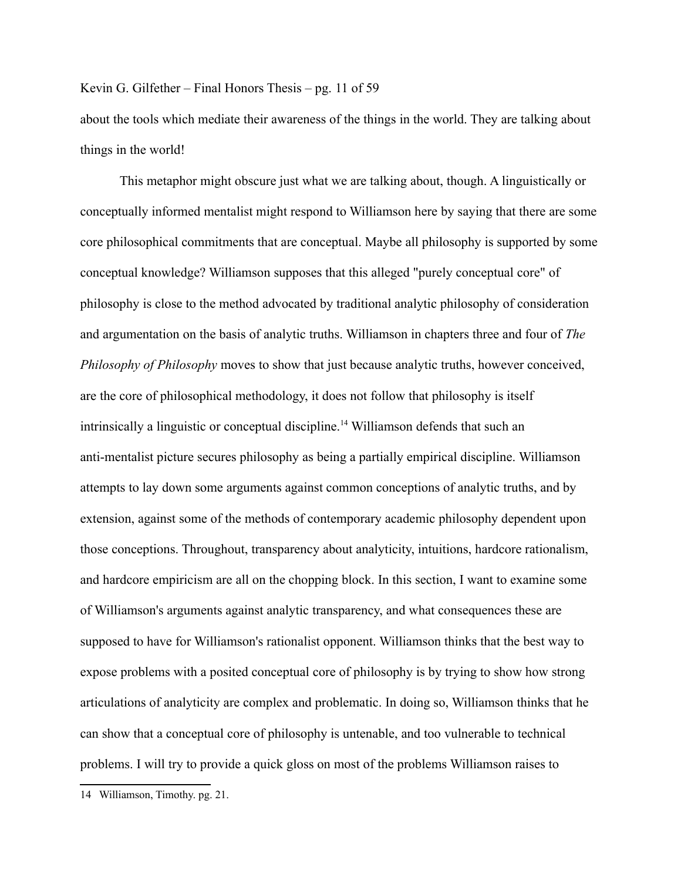about the tools which mediate their awareness of the things in the world. They are talking about things in the world!

This metaphor might obscure just what we are talking about, though. A linguistically or conceptually informed mentalist might respond to Williamson here by saying that there are some core philosophical commitments that are conceptual. Maybe all philosophy is supported by some conceptual knowledge? Williamson supposes that this alleged "purely conceptual core" of philosophy is close to the method advocated by traditional analytic philosophy of consideration and argumentation on the basis of analytic truths. Williamson in chapters three and four of *The Philosophy of Philosophy* moves to show that just because analytic truths, however conceived, are the core of philosophical methodology, it does not follow that philosophy is itself intrinsically a linguistic or conceptual discipline.[14] Williamson defends that such an anti-mentalist picture secures philosophy as being a partially empirical discipline. Williamson attempts to lay down some arguments against common conceptions of analytic truths, and by extension, against some of the methods of contemporary academic philosophy dependent upon those conceptions. Throughout, transparency about analyticity, intuitions, hardcore rationalism, and hardcore empiricism are all on the chopping block. In this section, I want to examine some of Williamson's arguments against analytic transparency, and what consequences these are supposed to have for Williamson's rationalist opponent. Williamson thinks that the best way to expose problems with a posited conceptual core of philosophy is by trying to show how strong articulations of analyticity are complex and problematic. In doing so, Williamson thinks that he can show that a conceptual core of philosophy is untenable, and too vulnerable to technical problems. I will try to provide a quick gloss on most of the problems Williamson raises to

---

14 Williamson, Timothy. pg. 21.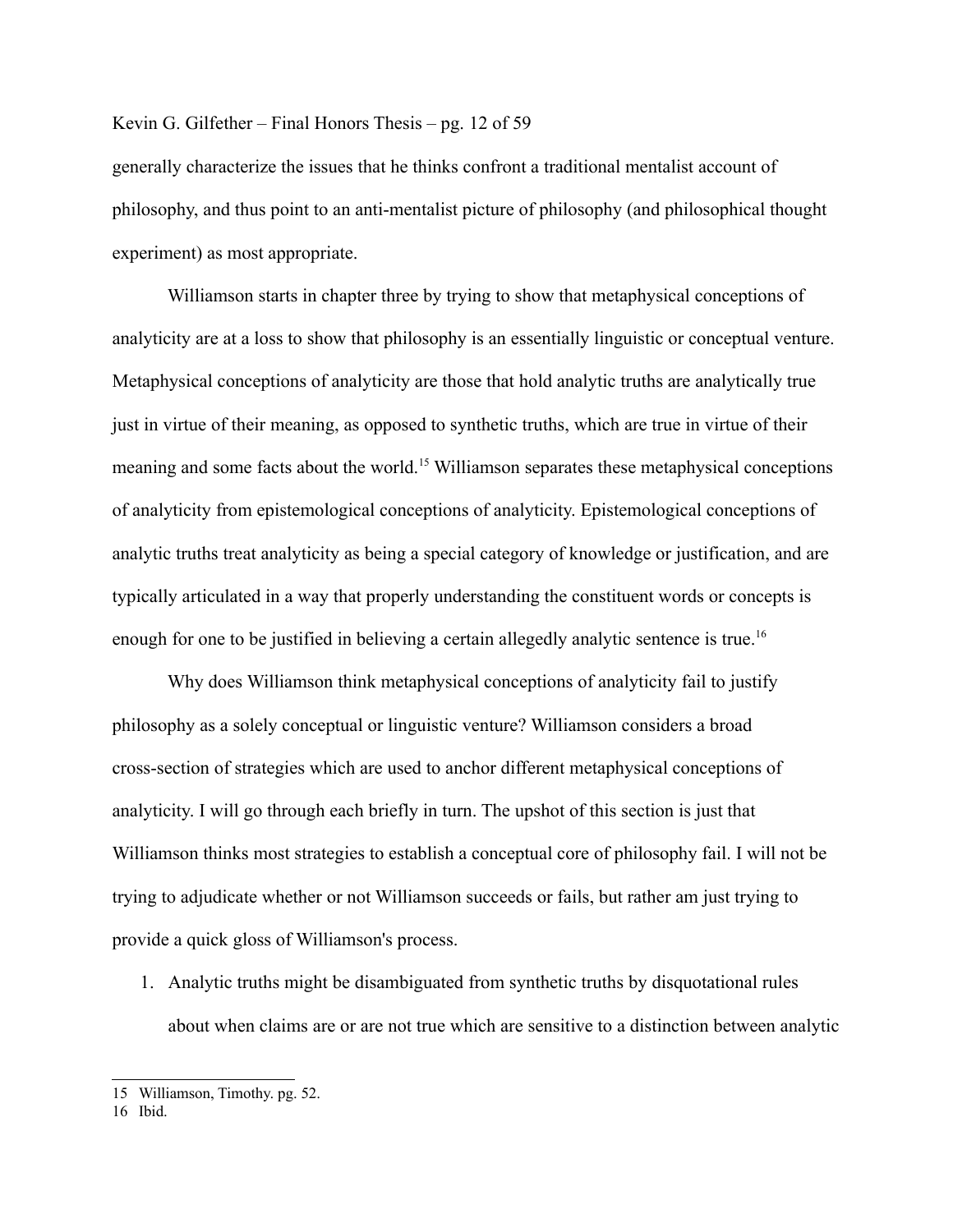generally characterize the issues that he thinks confront a traditional mentalist account of philosophy, and thus point to an anti-mentalist picture of philosophy (and philosophical thought experiment) as most appropriate.

Williamson starts in chapter three by trying to show that metaphysical conceptions of analyticity are at a loss to show that philosophy is an essentially linguistic or conceptual venture. Metaphysical conceptions of analyticity are those that hold analytic truths are analytically true just in virtue of their meaning, as opposed to synthetic truths, which are true in virtue of their meaning and some facts about the world.[15] Williamson separates these metaphysical conceptions of analyticity from epistemological conceptions of analyticity. Epistemological conceptions of analytic truths treat analyticity as being a special category of knowledge or justification, and are typically articulated in a way that properly understanding the constituent words or concepts is enough for one to be justified in believing a certain allegedly analytic sentence is true.[16]

Why does Williamson think metaphysical conceptions of analyticity fail to justify philosophy as a solely conceptual or linguistic venture? Williamson considers a broad cross-section of strategies which are used to anchor different metaphysical conceptions of analyticity. I will go through each briefly in turn. The upshot of this section is just that Williamson thinks most strategies to establish a conceptual core of philosophy fail. I will not be trying to adjudicate whether or not Williamson succeeds or fails, but rather am just trying to provide a quick gloss of Williamson's process.

1. Analytic truths might be disambiguated from synthetic truths by disquotational rules about when claims are or are not true which are sensitive to a distinction between analytic

---

15 Williamson, Timothy. pg. 52.

16 Ibid.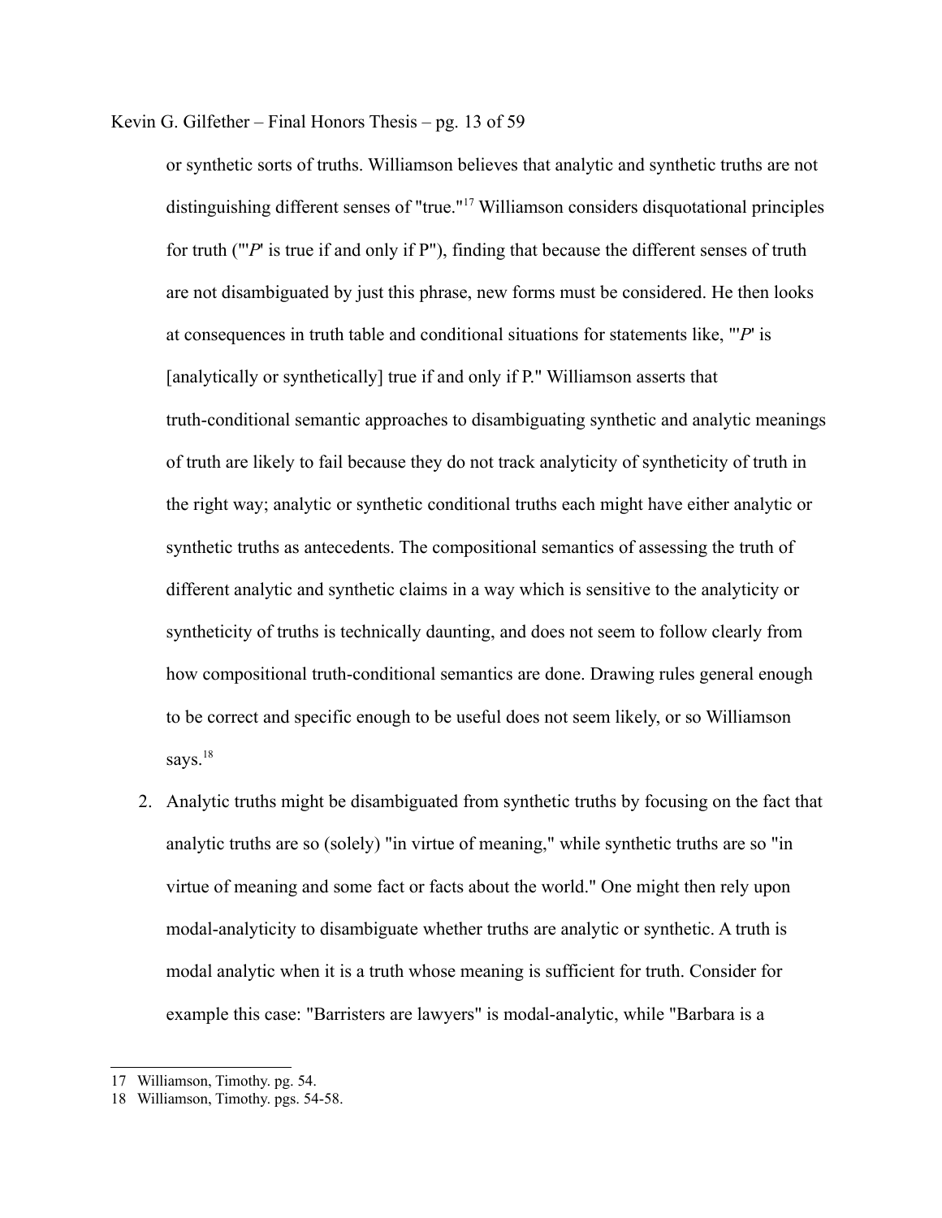or synthetic sorts of truths. Williamson believes that analytic and synthetic truths are not distinguishing different senses of "true."[17] Williamson considers disquotational principles for truth ("'*P*' is true if and only if P"), finding that because the different senses of truth are not disambiguated by just this phrase, new forms must be considered. He then looks at consequences in truth table and conditional situations for statements like, "'*P*' is [analytically or synthetically] true if and only if P." Williamson asserts that truth-conditional semantic approaches to disambiguating synthetic and analytic meanings of truth are likely to fail because they do not track analyticity of syntheticity of truth in the right way; analytic or synthetic conditional truths each might have either analytic or synthetic truths as antecedents. The compositional semantics of assessing the truth of different analytic and synthetic claims in a way which is sensitive to the analyticity or syntheticity of truths is technically daunting, and does not seem to follow clearly from how compositional truth-conditional semantics are done. Drawing rules general enough to be correct and specific enough to be useful does not seem likely, or so Williamson says.[18]

2. Analytic truths might be disambiguated from synthetic truths by focusing on the fact that analytic truths are so (solely) "in virtue of meaning," while synthetic truths are so "in virtue of meaning and some fact or facts about the world." One might then rely upon modal-analyticity to disambiguate whether truths are analytic or synthetic. A truth is modal analytic when it is a truth whose meaning is sufficient for truth. Consider for example this case: "Barristers are lawyers" is modal-analytic, while "Barbara is a

---

17 Williamson, Timothy. pg. 54.

18 Williamson, Timothy. pgs. 54-58.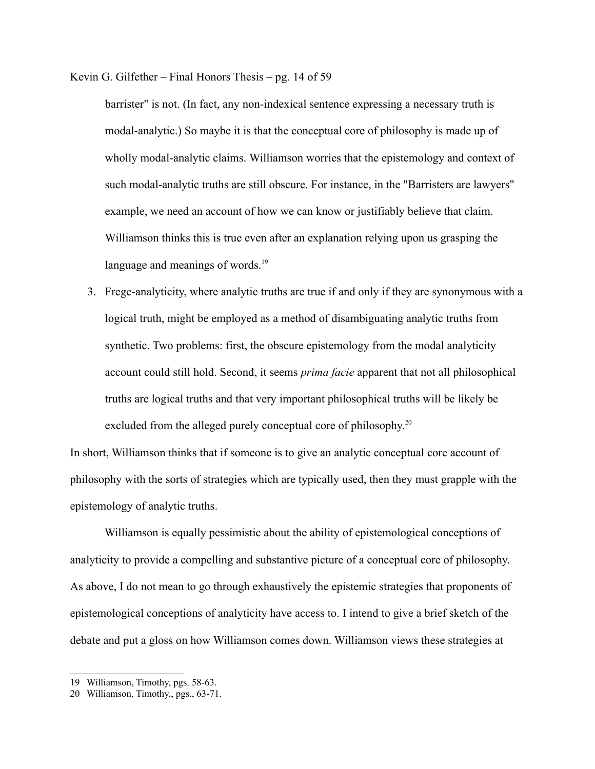barrister" is not. (In fact, any non-indexical sentence expressing a necessary truth is modal-analytic.) So maybe it is that the conceptual core of philosophy is made up of wholly modal-analytic claims. Williamson worries that the epistemology and context of such modal-analytic truths are still obscure. For instance, in the "Barristers are lawyers" example, we need an account of how we can know or justifiably believe that claim. Williamson thinks this is true even after an explanation relying upon us grasping the language and meanings of words.[19]

3. Frege-analyticity, where analytic truths are true if and only if they are synonymous with a logical truth, might be employed as a method of disambiguating analytic truths from synthetic. Two problems: first, the obscure epistemology from the modal analyticity account could still hold. Second, it seems *prima facie* apparent that not all philosophical truths are logical truths and that very important philosophical truths will be likely be excluded from the alleged purely conceptual core of philosophy.[20]

In short, Williamson thinks that if someone is to give an analytic conceptual core account of philosophy with the sorts of strategies which are typically used, then they must grapple with the epistemology of analytic truths.

Williamson is equally pessimistic about the ability of epistemological conceptions of analyticity to provide a compelling and substantive picture of a conceptual core of philosophy. As above, I do not mean to go through exhaustively the epistemic strategies that proponents of epistemological conceptions of analyticity have access to. I intend to give a brief sketch of the debate and put a gloss on how Williamson comes down. Williamson views these strategies at

---

19 Williamson, Timothy, pgs. 58-63.

20 Williamson, Timothy., pgs., 63-71.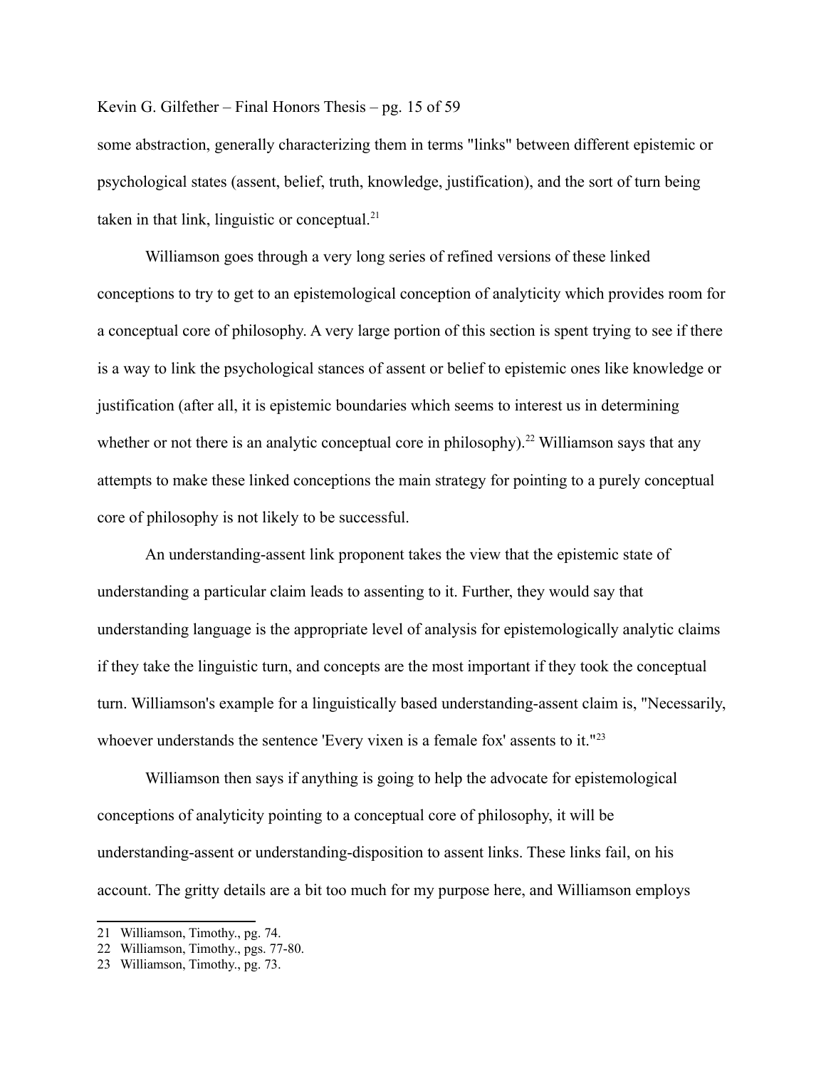some abstraction, generally characterizing them in terms "links" between different epistemic or psychological states (assent, belief, truth, knowledge, justification), and the sort of turn being taken in that link, linguistic or conceptual.[21]

Williamson goes through a very long series of refined versions of these linked conceptions to try to get to an epistemological conception of analyticity which provides room for a conceptual core of philosophy. A very large portion of this section is spent trying to see if there is a way to link the psychological stances of assent or belief to epistemic ones like knowledge or justification (after all, it is epistemic boundaries which seems to interest us in determining whether or not there is an analytic conceptual core in philosophy).[22] Williamson says that any attempts to make these linked conceptions the main strategy for pointing to a purely conceptual core of philosophy is not likely to be successful.

An understanding-assent link proponent takes the view that the epistemic state of understanding a particular claim leads to assenting to it. Further, they would say that understanding language is the appropriate level of analysis for epistemologically analytic claims if they take the linguistic turn, and concepts are the most important if they took the conceptual turn. Williamson's example for a linguistically based understanding-assent claim is, "Necessarily, whoever understands the sentence 'Every vixen is a female fox' assents to it."[23]

Williamson then says if anything is going to help the advocate for epistemological conceptions of analyticity pointing to a conceptual core of philosophy, it will be understanding-assent or understanding-disposition to assent links. These links fail, on his account. The gritty details are a bit too much for my purpose here, and Williamson employs

21 Williamson, Timothy., pg. 74.

22 Williamson, Timothy., pgs. 77-80.

23 Williamson, Timothy., pg. 73.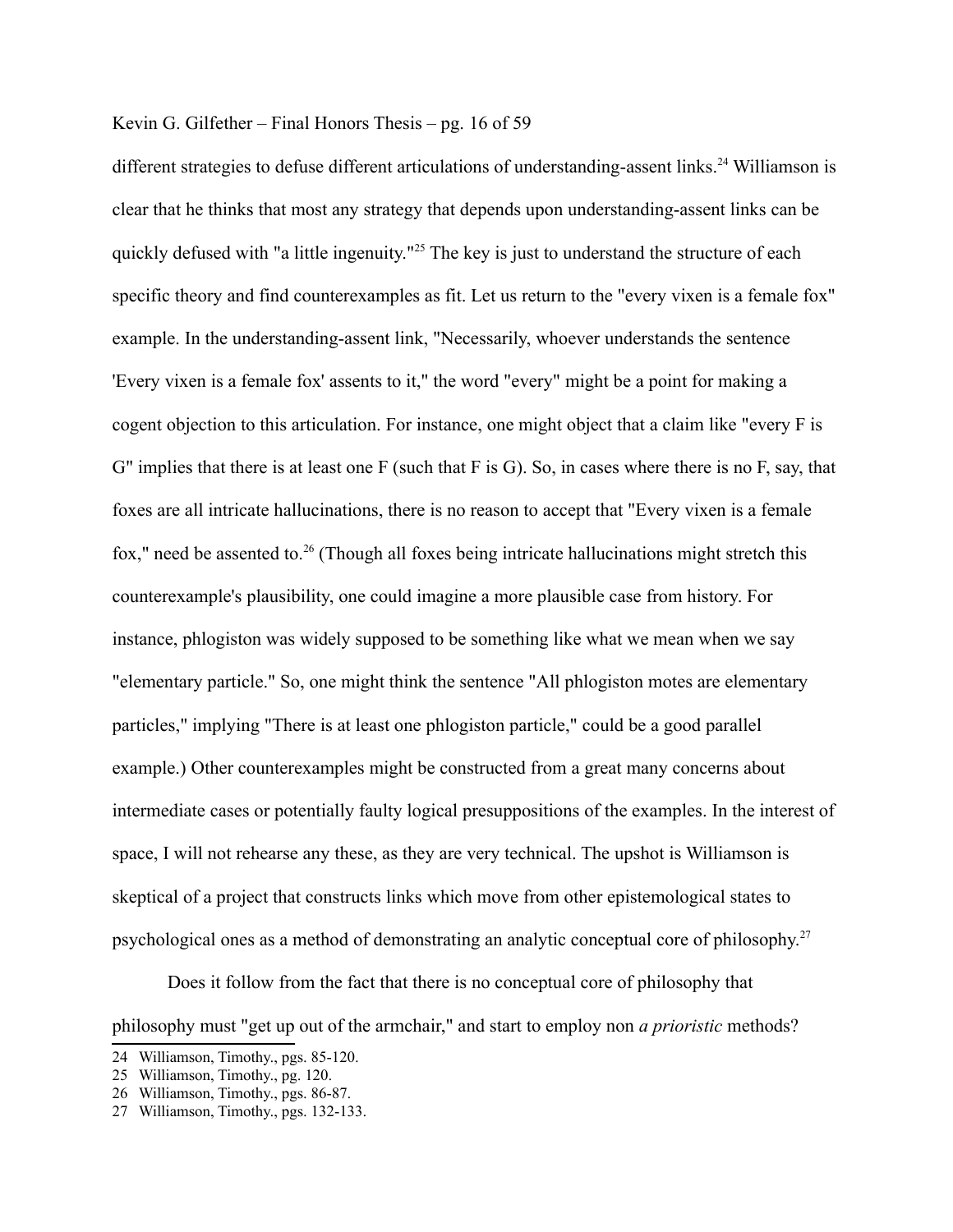different strategies to defuse different articulations of understanding-assent links.[24] Williamson is clear that he thinks that most any strategy that depends upon understanding-assent links can be quickly defused with "a little ingenuity."[25] The key is just to understand the structure of each specific theory and find counterexamples as fit. Let us return to the "every vixen is a female fox" example. In the understanding-assent link, "Necessarily, whoever understands the sentence 'Every vixen is a female fox' assents to it," the word "every" might be a point for making a cogent objection to this articulation. For instance, one might object that a claim like "every F is G" implies that there is at least one F (such that F is G). So, in cases where there is no F, say, that foxes are all intricate hallucinations, there is no reason to accept that "Every vixen is a female fox," need be assented to.[26] (Though all foxes being intricate hallucinations might stretch this counterexample's plausibility, one could imagine a more plausible case from history. For instance, phlogiston was widely supposed to be something like what we mean when we say "elementary particle." So, one might think the sentence "All phlogiston motes are elementary particles," implying "There is at least one phlogiston particle," could be a good parallel example.) Other counterexamples might be constructed from a great many concerns about intermediate cases or potentially faulty logical presuppositions of the examples. In the interest of space, I will not rehearse any these, as they are very technical. The upshot is Williamson is skeptical of a project that constructs links which move from other epistemological states to psychological ones as a method of demonstrating an analytic conceptual core of philosophy.[27]

Does it follow from the fact that there is no conceptual core of philosophy that philosophy must "get up out of the armchair," and start to employ non *aprioristic* methods?

24 Williamson, Timothy., pgs. 85-120.
25 Williamson, Timothy., pg. 120.
26 Williamson, Timothy., pgs. 86-87.
27 Williamson, Timothy., pgs. 132-133.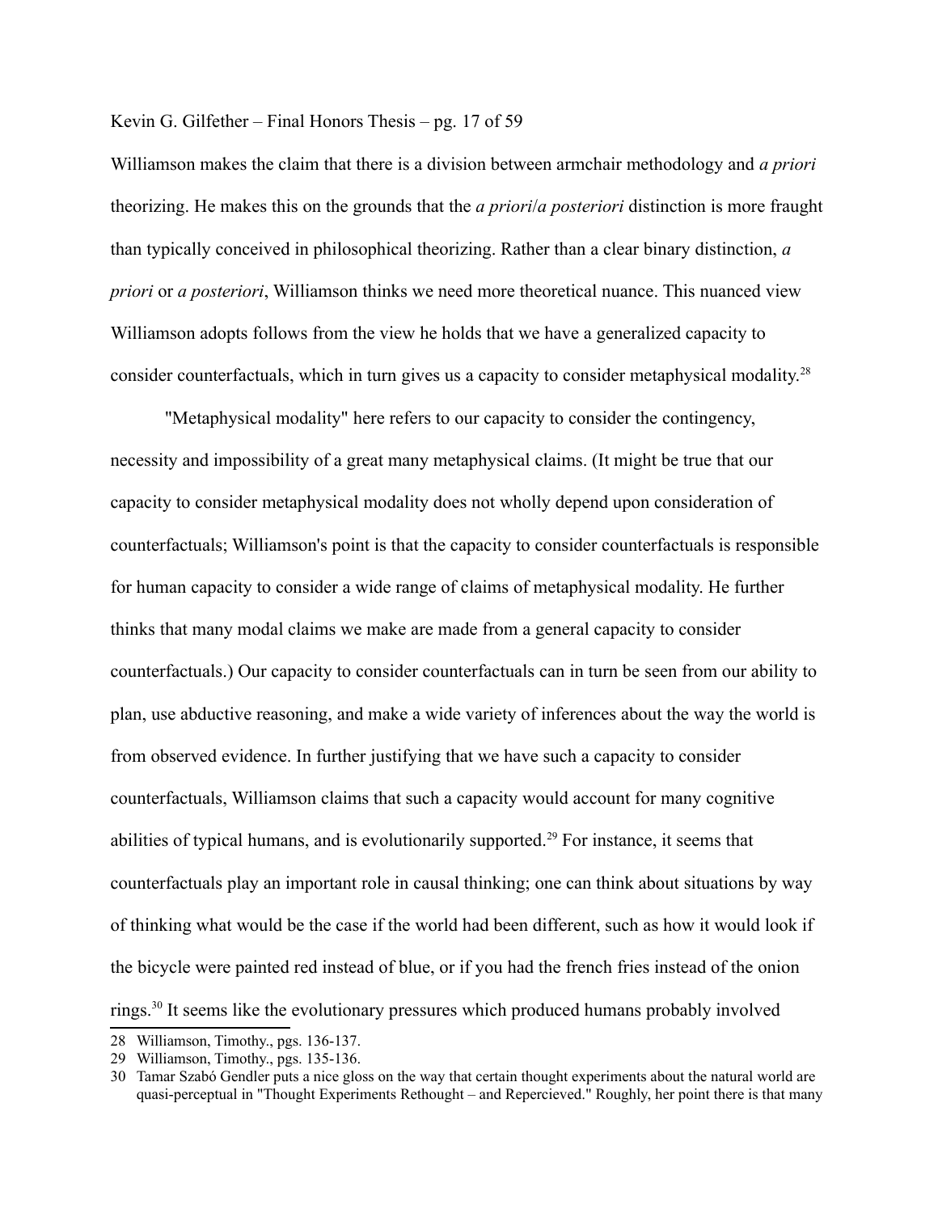Williamson makes the claim that there is a division between armchair methodology and *a priori* theorizing. He makes this on the grounds that the *a priori*/*a posteriori* distinction is more fraught than typically conceived in philosophical theorizing. Rather than a clear binary distinction, *a priori* or *a posteriori*, Williamson thinks we need more theoretical nuance. This nuanced view Williamson adopts follows from the view he holds that we have a generalized capacity to consider counterfactuals, which in turn gives us a capacity to consider metaphysical modality.[28]

"Metaphysical modality" here refers to our capacity to consider the contingency, necessity and impossibility of a great many metaphysical claims. (It might be true that our capacity to consider metaphysical modality does not wholly depend upon consideration of counterfactuals; Williamson's point is that the capacity to consider counterfactuals is responsible for human capacity to consider a wide range of claims of metaphysical modality. He further thinks that many modal claims we make are made from a general capacity to consider counterfactuals.) Our capacity to consider counterfactuals can in turn be seen from our ability to plan, use abductive reasoning, and make a wide variety of inferences about the way the world is from observed evidence. In further justifying that we have such a capacity to consider counterfactuals, Williamson claims that such a capacity would account for many cognitive abilities of typical humans, and is evolutionarily supported.[29] For instance, it seems that counterfactuals play an important role in causal thinking; one can think about situations by way of thinking what would be the case if the world had been different, such as how it would look if the bicycle were painted red instead of blue, or if you had the french fries instead of the onion rings.[30] It seems like the evolutionary pressures which produced humans probably involved

28 Williamson, Timothy., pgs. 136-137.

29 Williamson, Timothy., pgs. 135-136.

30 Tamar Szabó Gendler puts a nice gloss on the way that certain thought experiments about the natural world are quasi-perceptual in "Thought Experiments Rethought – and Repercieved." Roughly, her point there is that many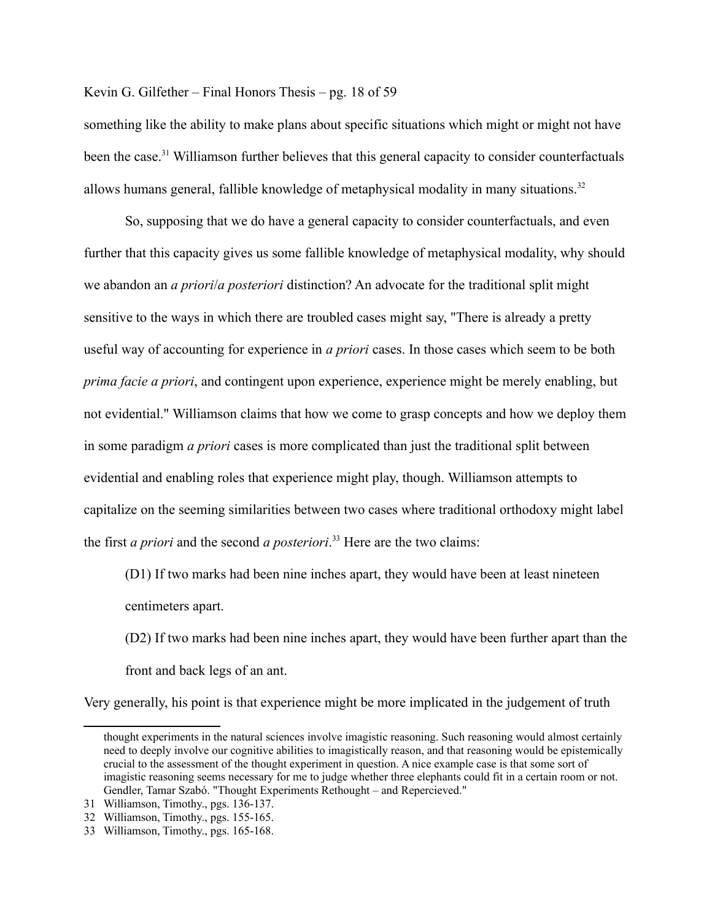something like the ability to make plans about specific situations which might or might not have been the case.[31] Williamson further believes that this general capacity to consider counterfactuals allows humans general, fallible knowledge of metaphysical modality in many situations.[32]

So, supposing that we do have a general capacity to consider counterfactuals, and even further that this capacity gives us some fallible knowledge of metaphysical modality, why should we abandon an *a priori*/*a posteriori* distinction? An advocate for the traditional split might sensitive to the ways in which there are troubled cases might say, "There is already a pretty useful way of accounting for experience in *a priori* cases. In those cases which seem to be both *prima facie a priori*, and contingent upon experience, experience might be merely enabling, but not evidential." Williamson claims that how we come to grasp concepts and how we deploy them in some paradigm *a priori* cases is more complicated than just the traditional split between evidential and enabling roles that experience might play, though. Williamson attempts to capitalize on the seeming similarities between two cases where traditional orthodoxy might label the first *a priori* and the second *a posteriori*.[33] Here are the two claims:

> (D1) If two marks had been nine inches apart, they would have been at least nineteen centimeters apart.
>
> (D2) If two marks had been nine inches apart, they would have been further apart than the front and back legs of an ant.

Very generally, his point is that experience might be more implicated in the judgement of truth

---

thought experiments in the natural sciences involve imagistic reasoning. Such reasoning would almost certainly need to deeply involve our cognitive abilities to imagistically reason, and that reasoning would be epistemically crucial to the assessment of the thought experiment in question. A nice example case is that some sort of imagistic reasoning seems necessary for me to judge whether three elephants could fit in a certain room or not. Gendler, Tamar Szabó. "Thought Experiments Rethought – and Repercieved."

31 Williamson, Timothy., pgs. 136-137.

32 Williamson, Timothy., pgs. 155-165.

33 Williamson, Timothy., pgs. 165-168.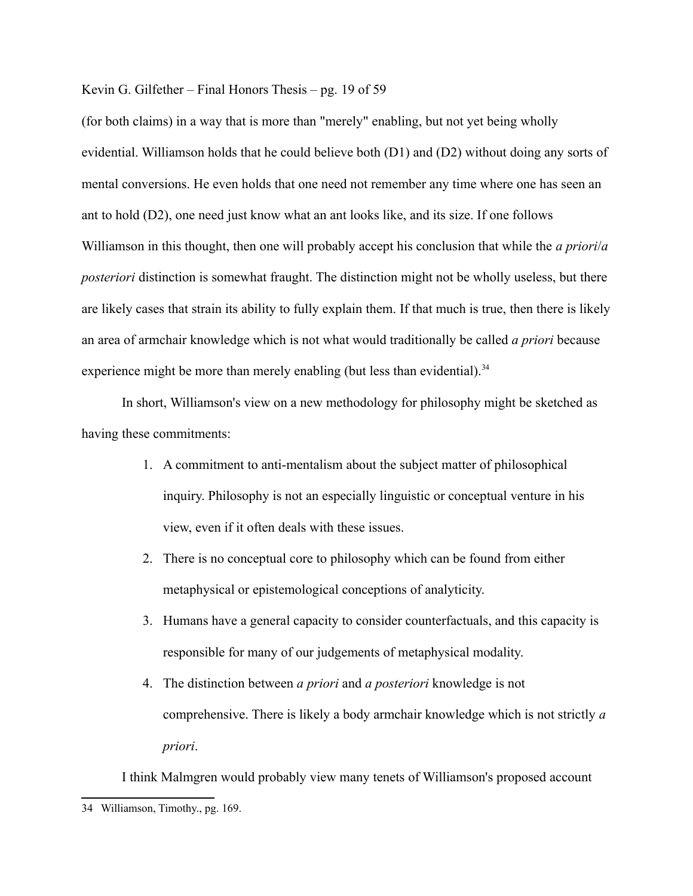(for both claims) in a way that is more than "merely" enabling, but not yet being wholly evidential. Williamson holds that he could believe both (D1) and (D2) without doing any sorts of mental conversions. He even holds that one need not remember any time where one has seen an ant to hold (D2), one need just know what an ant looks like, and its size. If one follows Williamson in this thought, then one will probably accept his conclusion that while the *a priori*/*a posteriori* distinction is somewhat fraught. The distinction might not be wholly useless, but there are likely cases that strain its ability to fully explain them. If that much is true, then there is likely an area of armchair knowledge which is not what would traditionally be called *a priori* because experience might be more than merely enabling (but less than evidential).[34]

In short, Williamson's view on a new methodology for philosophy might be sketched as having these commitments:

1. A commitment to anti-mentalism about the subject matter of philosophical inquiry. Philosophy is not an especially linguistic or conceptual venture in his view, even if it often deals with these issues.
2. There is no conceptual core to philosophy which can be found from either metaphysical or epistemological conceptions of analyticity.
3. Humans have a general capacity to consider counterfactuals, and this capacity is responsible for many of our judgements of metaphysical modality.
4. The distinction between *a priori* and *a posteriori* knowledge is not comprehensive. There is likely a body armchair knowledge which is not strictly *a priori*.

I think Malmgren would probably view many tenets of Williamson's proposed account

---

34 Williamson, Timothy., pg. 169.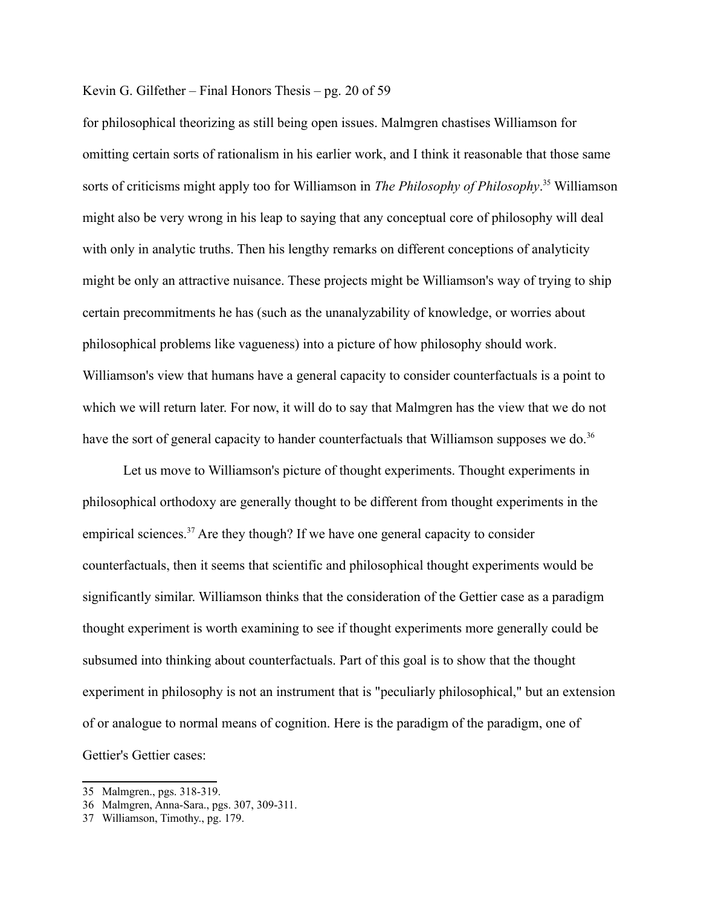for philosophical theorizing as still being open issues. Malmgren chastises Williamson for omitting certain sorts of rationalism in his earlier work, and I think it reasonable that those same sorts of criticisms might apply too for Williamson in *The Philosophy of Philosophy*.[35] Williamson might also be very wrong in his leap to saying that any conceptual core of philosophy will deal with only in analytic truths. Then his lengthy remarks on different conceptions of analyticity might be only an attractive nuisance. These projects might be Williamson's way of trying to ship certain precommitments he has (such as the unanalyzability of knowledge, or worries about philosophical problems like vagueness) into a picture of how philosophy should work. Williamson's view that humans have a general capacity to consider counterfactuals is a point to which we will return later. For now, it will do to say that Malmgren has the view that we do not have the sort of general capacity to hander counterfactuals that Williamson supposes we do.[36]

Let us move to Williamson's picture of thought experiments. Thought experiments in philosophical orthodoxy are generally thought to be different from thought experiments in the empirical sciences.[37] Are they though? If we have one general capacity to consider counterfactuals, then it seems that scientific and philosophical thought experiments would be significantly similar. Williamson thinks that the consideration of the Gettier case as a paradigm thought experiment is worth examining to see if thought experiments more generally could be subsumed into thinking about counterfactuals. Part of this goal is to show that the thought experiment in philosophy is not an instrument that is "peculiarly philosophical," but an extension of or analogue to normal means of cognition. Here is the paradigm of the paradigm, one of Gettier's Gettier cases:

---

35 Malmgren., pgs. 318-319.

36 Malmgren, Anna-Sara., pgs. 307, 309-311.

37 Williamson, Timothy., pg. 179.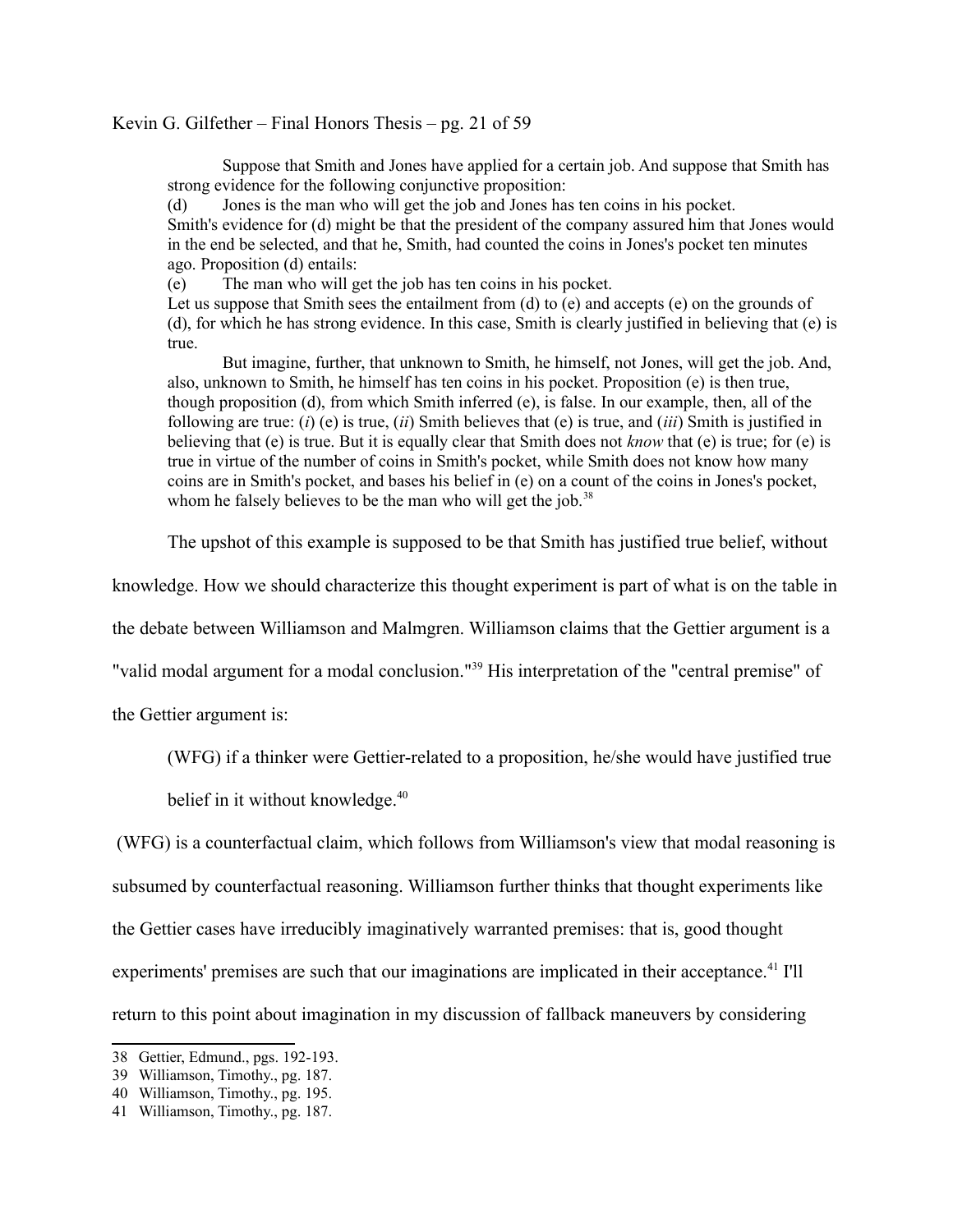> Suppose that Smith and Jones have applied for a certain job. And suppose that Smith has strong evidence for the following conjunctive proposition:
>
> (d) Jones is the man who will get the job and Jones has ten coins in his pocket.
>
> Smith's evidence for (d) might be that the president of the company assured him that Jones would in the end be selected, and that he, Smith, had counted the coins in Jones's pocket ten minutes ago. Proposition (d) entails:
>
> (e) The man who will get the job has ten coins in his pocket.
>
> Let us suppose that Smith sees the entailment from (d) to (e) and accepts (e) on the grounds of (d), for which he has strong evidence. In this case, Smith is clearly justified in believing that (e) is true.
>
> But imagine, further, that unknown to Smith, he himself, not Jones, will get the job. And, also, unknown to Smith, he himself has ten coins in his pocket. Proposition (e) is then true, though proposition (d), from which Smith inferred (e), is false. In our example, then, all of the following are true: (*i*) (e) is true, (*ii*) Smith believes that (e) is true, and (*iii*) Smith is justified in believing that (e) is true. But it is equally clear that Smith does not *know* that (e) is true; for (e) is true in virtue of the number of coins in Smith's pocket, while Smith does not know how many coins are in Smith's pocket, and bases his belief in (e) on a count of the coins in Jones's pocket, whom he falsely believes to be the man who will get the job.[38]

The upshot of this example is supposed to be that Smith has justified true belief, without knowledge. How we should characterize this thought experiment is part of what is on the table in the debate between Williamson and Malmgren. Williamson claims that the Gettier argument is a "valid modal argument for a modal conclusion."[39] His interpretation of the "central premise" of the Gettier argument is:

> (WFG) if a thinker were Gettier-related to a proposition, he/she would have justified true belief in it without knowledge.[40]

(WFG) is a counterfactual claim, which follows from Williamson's view that modal reasoning is subsumed by counterfactual reasoning. Williamson further thinks that thought experiments like the Gettier cases have irreducibly imaginatively warranted premises: that is, good thought experiments' premises are such that our imaginations are implicated in their acceptance.[41] I'll return to this point about imagination in my discussion of fallback maneuvers by considering

38 Gettier, Edmund., pgs. 192-193.

39 Williamson, Timothy., pg. 187.

40 Williamson, Timothy., pg. 195.

41 Williamson, Timothy., pg. 187.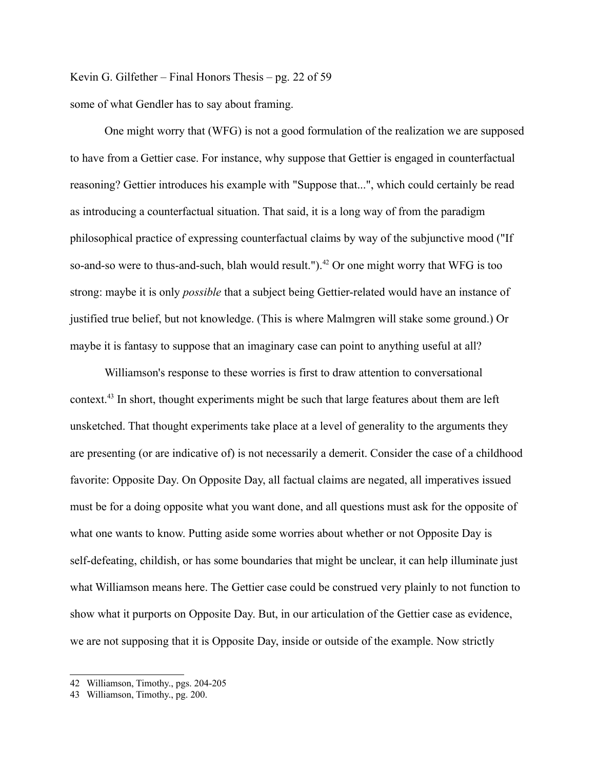some of what Gendler has to say about framing.

One might worry that (WFG) is not a good formulation of the realization we are supposed to have from a Gettier case. For instance, why suppose that Gettier is engaged in counterfactual reasoning? Gettier introduces his example with "Suppose that...", which could certainly be read as introducing a counterfactual situation. That said, it is a long way of from the paradigm philosophical practice of expressing counterfactual claims by way of the subjunctive mood ("If so-and-so were to thus-and-such, blah would result.").[42] Or one might worry that WFG is too strong: maybe it is only *possible* that a subject being Gettier-related would have an instance of justified true belief, but not knowledge. (This is where Malmgren will stake some ground.) Or maybe it is fantasy to suppose that an imaginary case can point to anything useful at all?

Williamson's response to these worries is first to draw attention to conversational context.[43] In short, thought experiments might be such that large features about them are left unsketched. That thought experiments take place at a level of generality to the arguments they are presenting (or are indicative of) is not necessarily a demerit. Consider the case of a childhood favorite: Opposite Day. On Opposite Day, all factual claims are negated, all imperatives issued must be for a doing opposite what you want done, and all questions must ask for the opposite of what one wants to know. Putting aside some worries about whether or not Opposite Day is self-defeating, childish, or has some boundaries that might be unclear, it can help illuminate just what Williamson means here. The Gettier case could be construed very plainly to not function to show what it purports on Opposite Day. But, in our articulation of the Gettier case as evidence, we are not supposing that it is Opposite Day, inside or outside of the example. Now strictly

---

42 Williamson, Timothy., pgs. 204-205

43 Williamson, Timothy., pg. 200.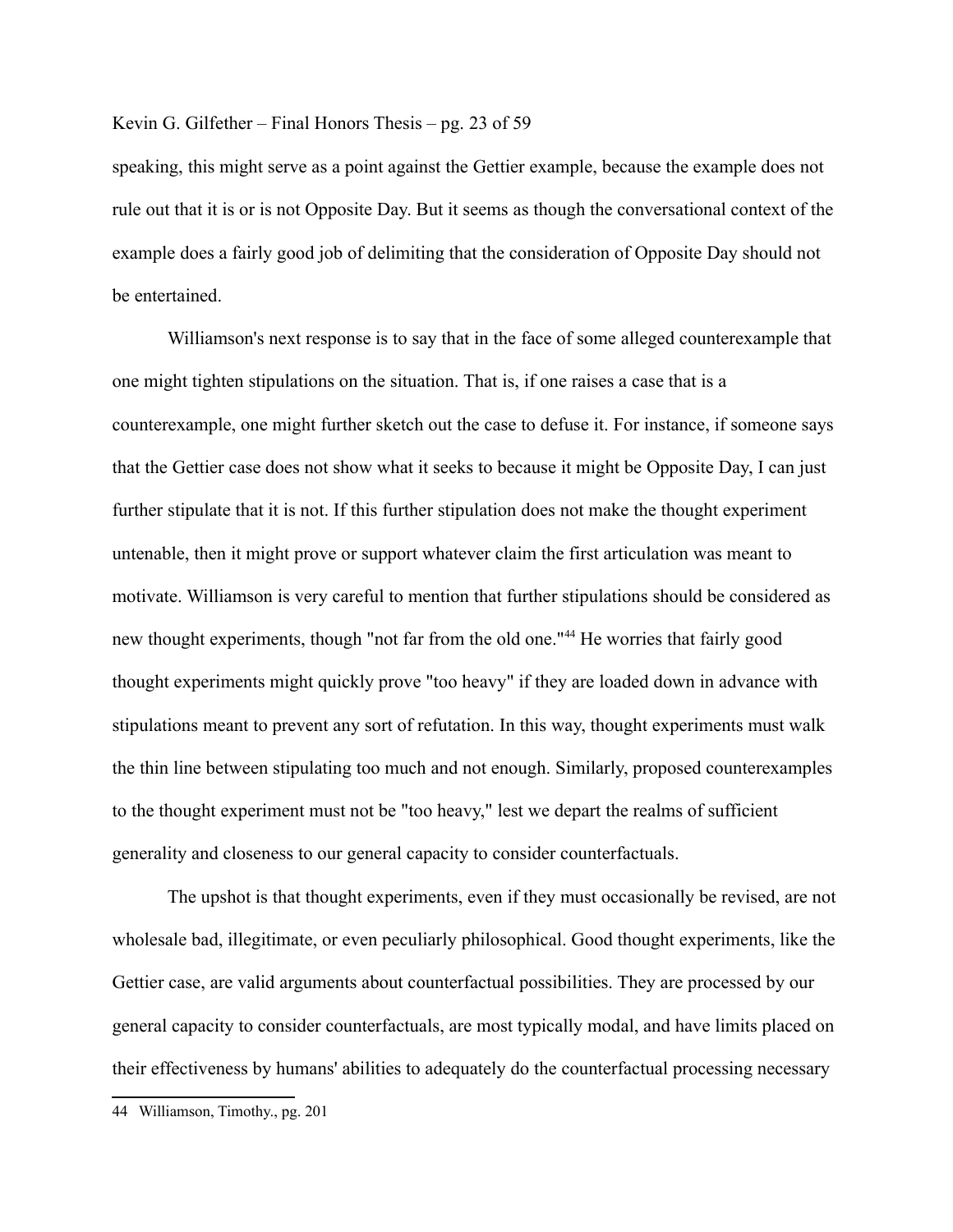speaking, this might serve as a point against the Gettier example, because the example does not rule out that it is or is not Opposite Day. But it seems as though the conversational context of the example does a fairly good job of delimiting that the consideration of Opposite Day should not be entertained.

Williamson's next response is to say that in the face of some alleged counterexample that one might tighten stipulations on the situation. That is, if one raises a case that is a counterexample, one might further sketch out the case to defuse it. For instance, if someone says that the Gettier case does not show what it seeks to because it might be Opposite Day, I can just further stipulate that it is not. If this further stipulation does not make the thought experiment untenable, then it might prove or support whatever claim the first articulation was meant to motivate. Williamson is very careful to mention that further stipulations should be considered as new thought experiments, though "not far from the old one."[44] He worries that fairly good thought experiments might quickly prove "too heavy" if they are loaded down in advance with stipulations meant to prevent any sort of refutation. In this way, thought experiments must walk the thin line between stipulating too much and not enough. Similarly, proposed counterexamples to the thought experiment must not be "too heavy," lest we depart the realms of sufficient generality and closeness to our general capacity to consider counterfactuals.

The upshot is that thought experiments, even if they must occasionally be revised, are not wholesale bad, illegitimate, or even peculiarly philosophical. Good thought experiments, like the Gettier case, are valid arguments about counterfactual possibilities. They are processed by our general capacity to consider counterfactuals, are most typically modal, and have limits placed on their effectiveness by humans' abilities to adequately do the counterfactual processing necessary

---

44 Williamson, Timothy., pg. 201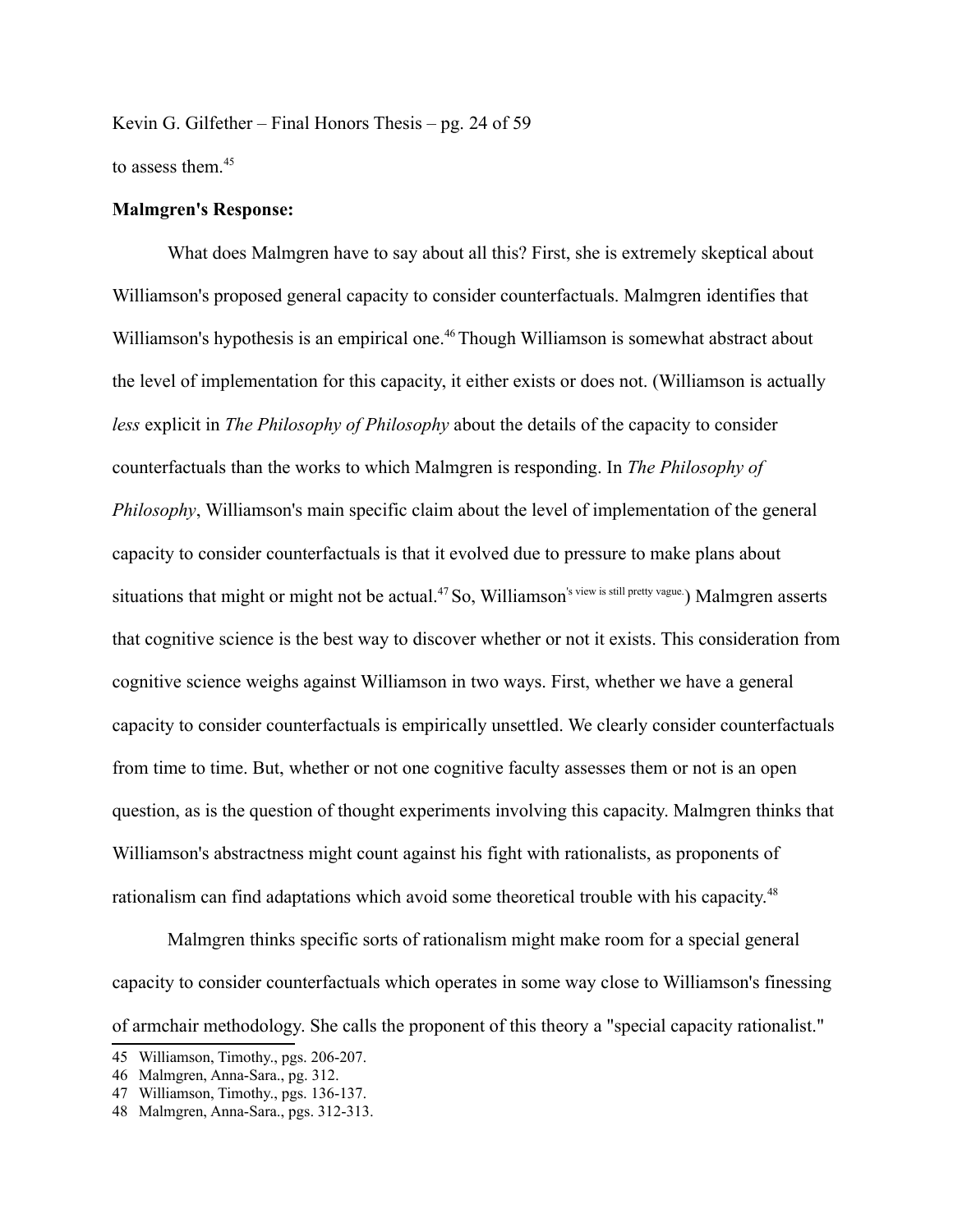to assess them.[45]

**Malmgren's Response:**

What does Malmgren have to say about all this? First, she is extremely skeptical about Williamson's proposed general capacity to consider counterfactuals. Malmgren identifies that Williamson's hypothesis is an empirical one.[46] Though Williamson is somewhat abstract about the level of implementation for this capacity, it either exists or does not. (Williamson is actually *less* explicit in *The Philosophy of Philosophy* about the details of the capacity to consider counterfactuals than the works to which Malmgren is responding. In *The Philosophy of Philosophy*, Williamson's main specific claim about the level of implementation of the general capacity to consider counterfactuals is that it evolved due to pressure to make plans about situations that might or might not be actual.[47] So, Williamson's view is still pretty vague.) Malmgren asserts that cognitive science is the best way to discover whether or not it exists. This consideration from cognitive science weighs against Williamson in two ways. First, whether we have a general capacity to consider counterfactuals is empirically unsettled. We clearly consider counterfactuals from time to time. But, whether or not one cognitive faculty assesses them or not is an open question, as is the question of thought experiments involving this capacity. Malmgren thinks that Williamson's abstractness might count against his fight with rationalists, as proponents of rationalism can find adaptations which avoid some theoretical trouble with his capacity.[48]

Malmgren thinks specific sorts of rationalism might make room for a special general capacity to consider counterfactuals which operates in some way close to Williamson's finessing of armchair methodology. She calls the proponent of this theory a "special capacity rationalist."

---

45 Williamson, Timothy., pgs. 206-207.

46 Malmgren, Anna-Sara., pg. 312.

47 Williamson, Timothy., pgs. 136-137.

48 Malmgren, Anna-Sara., pgs. 312-313.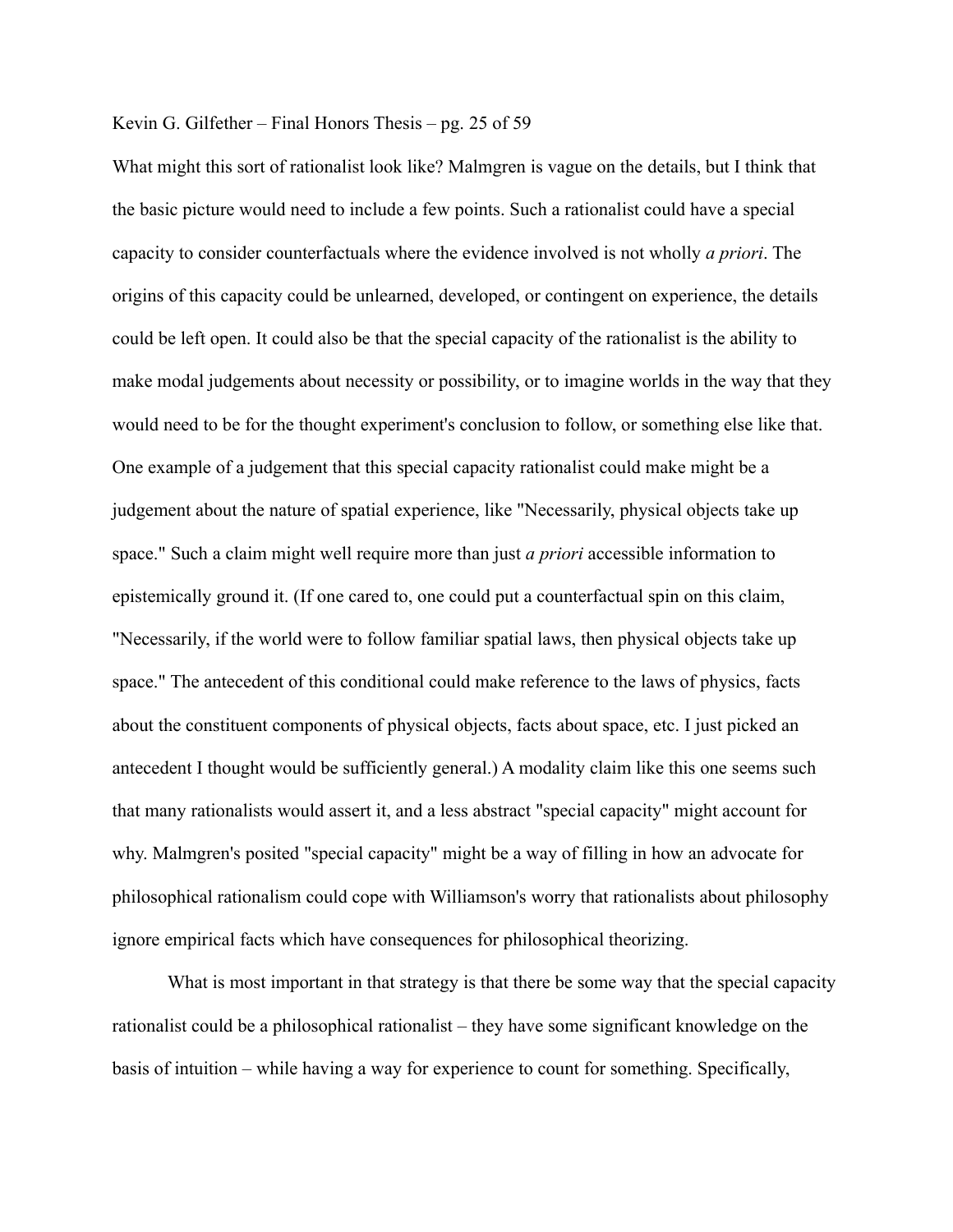What might this sort of rationalist look like? Malmgren is vague on the details, but I think that the basic picture would need to include a few points. Such a rationalist could have a special capacity to consider counterfactuals where the evidence involved is not wholly *a priori*. The origins of this capacity could be unlearned, developed, or contingent on experience, the details could be left open. It could also be that the special capacity of the rationalist is the ability to make modal judgements about necessity or possibility, or to imagine worlds in the way that they would need to be for the thought experiment's conclusion to follow, or something else like that. One example of a judgement that this special capacity rationalist could make might be a judgement about the nature of spatial experience, like "Necessarily, physical objects take up space." Such a claim might well require more than just *a priori* accessible information to epistemically ground it. (If one cared to, one could put a counterfactual spin on this claim, "Necessarily, if the world were to follow familiar spatial laws, then physical objects take up space." The antecedent of this conditional could make reference to the laws of physics, facts about the constituent components of physical objects, facts about space, etc. I just picked an antecedent I thought would be sufficiently general.) A modality claim like this one seems such that many rationalists would assert it, and a less abstract "special capacity" might account for why. Malmgren's posited "special capacity" might be a way of filling in how an advocate for philosophical rationalism could cope with Williamson's worry that rationalists about philosophy ignore empirical facts which have consequences for philosophical theorizing.

What is most important in that strategy is that there be some way that the special capacity rationalist could be a philosophical rationalist – they have some significant knowledge on the basis of intuition – while having a way for experience to count for something. Specifically,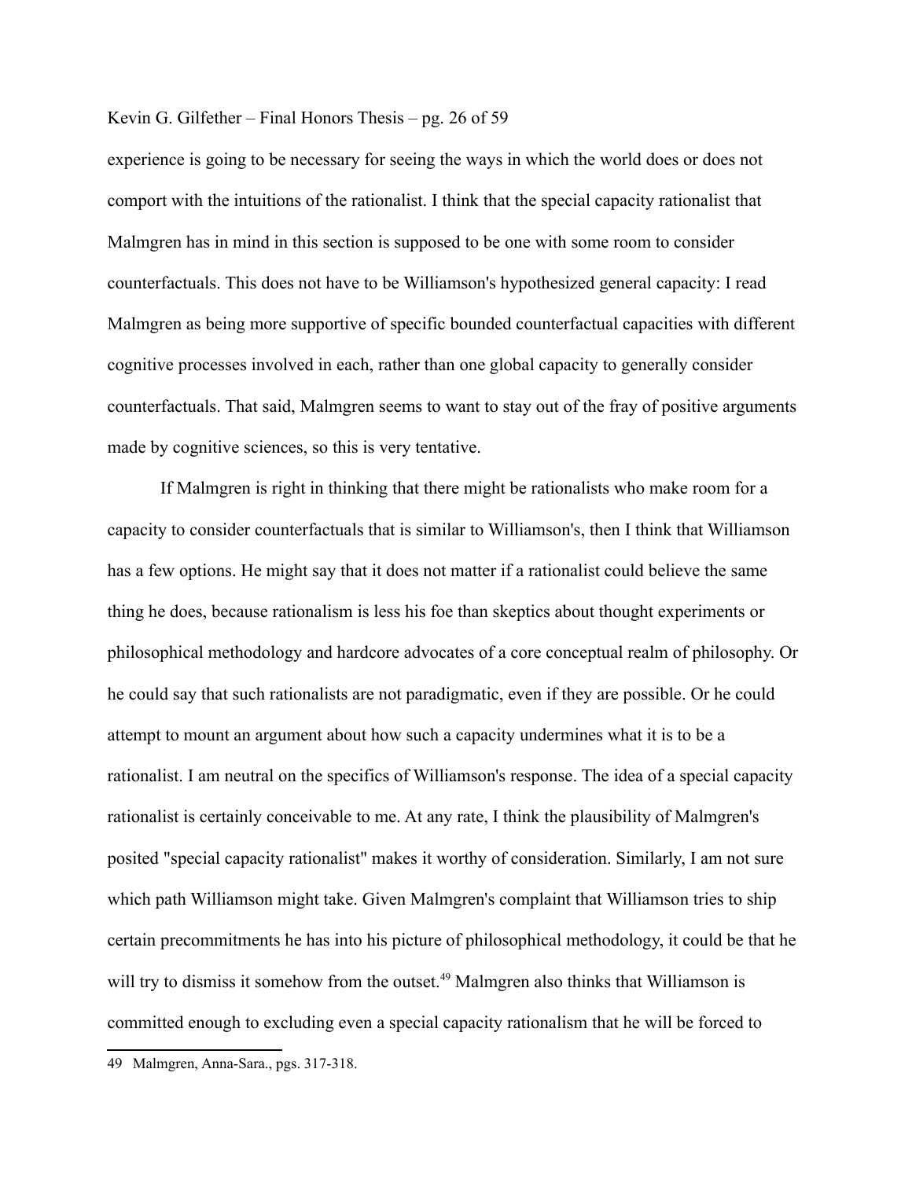experience is going to be necessary for seeing the ways in which the world does or does not comport with the intuitions of the rationalist. I think that the special capacity rationalist that Malmgren has in mind in this section is supposed to be one with some room to consider counterfactuals. This does not have to be Williamson's hypothesized general capacity: I read Malmgren as being more supportive of specific bounded counterfactual capacities with different cognitive processes involved in each, rather than one global capacity to generally consider counterfactuals. That said, Malmgren seems to want to stay out of the fray of positive arguments made by cognitive sciences, so this is very tentative.

If Malmgren is right in thinking that there might be rationalists who make room for a capacity to consider counterfactuals that is similar to Williamson's, then I think that Williamson has a few options. He might say that it does not matter if a rationalist could believe the same thing he does, because rationalism is less his foe than skeptics about thought experiments or philosophical methodology and hardcore advocates of a core conceptual realm of philosophy. Or he could say that such rationalists are not paradigmatic, even if they are possible. Or he could attempt to mount an argument about how such a capacity undermines what it is to be a rationalist. I am neutral on the specifics of Williamson's response. The idea of a special capacity rationalist is certainly conceivable to me. At any rate, I think the plausibility of Malmgren's posited "special capacity rationalist" makes it worthy of consideration. Similarly, I am not sure which path Williamson might take. Given Malmgren's complaint that Williamson tries to ship certain precommitments he has into his picture of philosophical methodology, it could be that he will try to dismiss it somehow from the outset.[49] Malmgren also thinks that Williamson is committed enough to excluding even a special capacity rationalism that he will be forced to

49 Malmgren, Anna-Sara., pgs. 317-318.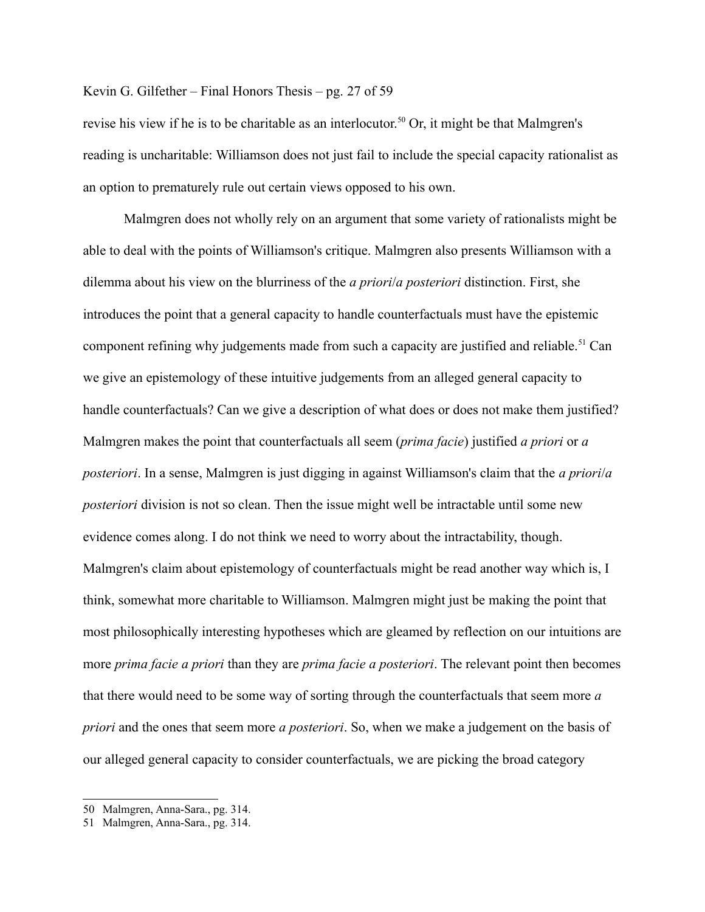revise his view if he is to be charitable as an interlocutor.[50] Or, it might be that Malmgren's reading is uncharitable: Williamson does not just fail to include the special capacity rationalist as an option to prematurely rule out certain views opposed to his own.

Malmgren does not wholly rely on an argument that some variety of rationalists might be able to deal with the points of Williamson's critique. Malmgren also presents Williamson with a dilemma about his view on the blurriness of the *a priori*/*a posteriori* distinction. First, she introduces the point that a general capacity to handle counterfactuals must have the epistemic component refining why judgements made from such a capacity are justified and reliable.[51] Can we give an epistemology of these intuitive judgements from an alleged general capacity to handle counterfactuals? Can we give a description of what does or does not make them justified? Malmgren makes the point that counterfactuals all seem (*prima facie*) justified *a priori* or *a posteriori*. In a sense, Malmgren is just digging in against Williamson's claim that the *a priori*/*a posteriori* division is not so clean. Then the issue might well be intractable until some new evidence comes along. I do not think we need to worry about the intractability, though. Malmgren's claim about epistemology of counterfactuals might be read another way which is, I think, somewhat more charitable to Williamson. Malmgren might just be making the point that most philosophically interesting hypotheses which are gleamed by reflection on our intuitions are more *prima facie a priori* than they are *prima facie a posteriori*. The relevant point then becomes that there would need to be some way of sorting through the counterfactuals that seem more *a priori* and the ones that seem more *a posteriori*. So, when we make a judgement on the basis of our alleged general capacity to consider counterfactuals, we are picking the broad category

---

50 Malmgren, Anna-Sara., pg. 314.

51 Malmgren, Anna-Sara., pg. 314.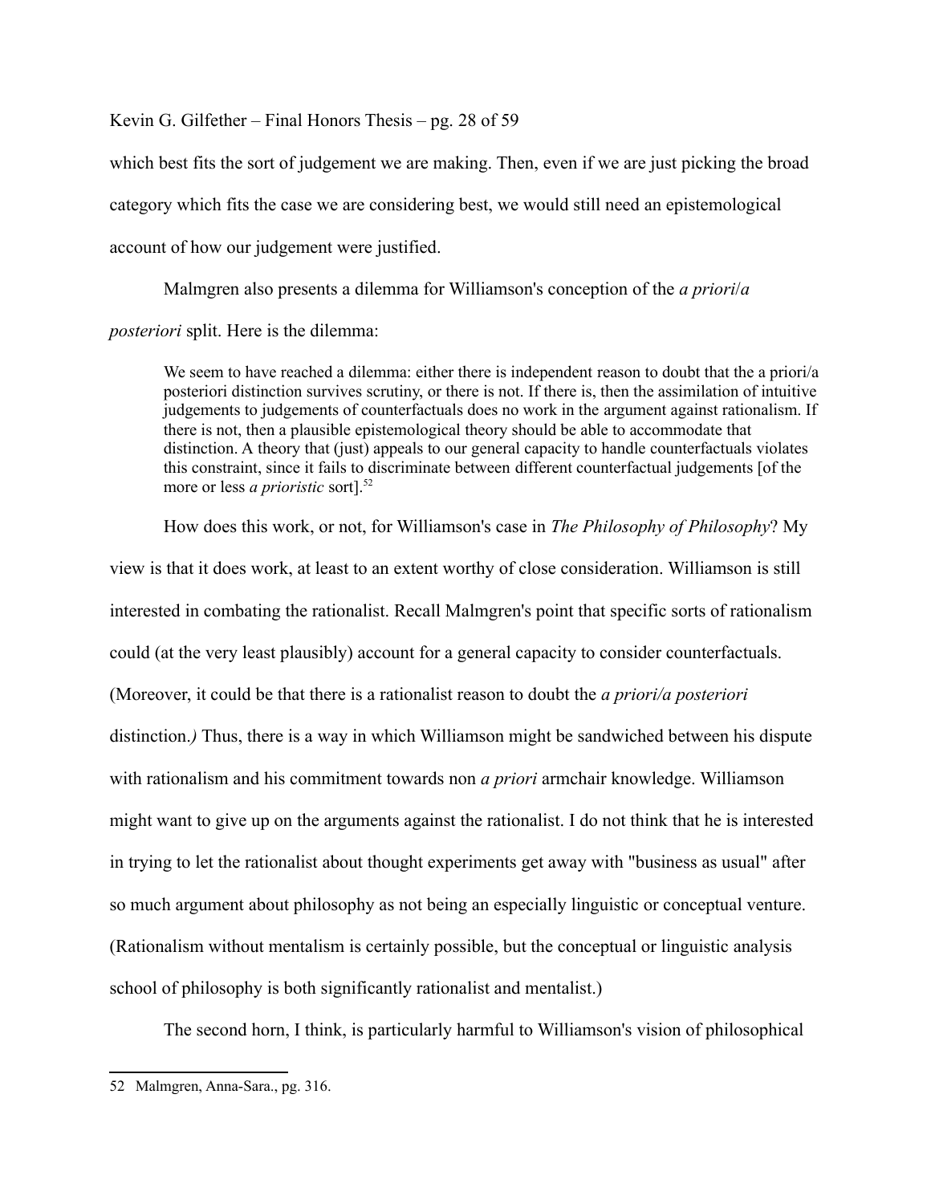which best fits the sort of judgement we are making. Then, even if we are just picking the broad category which fits the case we are considering best, we would still need an epistemological account of how our judgement were justified.

Malmgren also presents a dilemma for Williamson's conception of the *a priori*/*a posteriori* split. Here is the dilemma:

> We seem to have reached a dilemma: either there is independent reason to doubt that the a priori/a posteriori distinction survives scrutiny, or there is not. If there is, then the assimilation of intuitive judgements to judgements of counterfactuals does no work in the argument against rationalism. If there is not, then a plausible epistemological theory should be able to accommodate that distinction. A theory that (just) appeals to our general capacity to handle counterfactuals violates this constraint, since it fails to discriminate between different counterfactual judgements [of the more or less *a prioristic* sort].[52]

How does this work, or not, for Williamson's case in *The Philosophy of Philosophy*? My view is that it does work, at least to an extent worthy of close consideration. Williamson is still interested in combating the rationalist. Recall Malmgren's point that specific sorts of rationalism could (at the very least plausibly) account for a general capacity to consider counterfactuals. (Moreover, it could be that there is a rationalist reason to doubt the *a priori/a posteriori* distinction.) Thus, there is a way in which Williamson might be sandwiched between his dispute with rationalism and his commitment towards non *a priori* armchair knowledge. Williamson might want to give up on the arguments against the rationalist. I do not think that he is interested in trying to let the rationalist about thought experiments get away with "business as usual" after so much argument about philosophy as not being an especially linguistic or conceptual venture. (Rationalism without mentalism is certainly possible, but the conceptual or linguistic analysis school of philosophy is both significantly rationalist and mentalist.)

The second horn, I think, is particularly harmful to Williamson's vision of philosophical

---

52 Malmgren, Anna-Sara., pg. 316.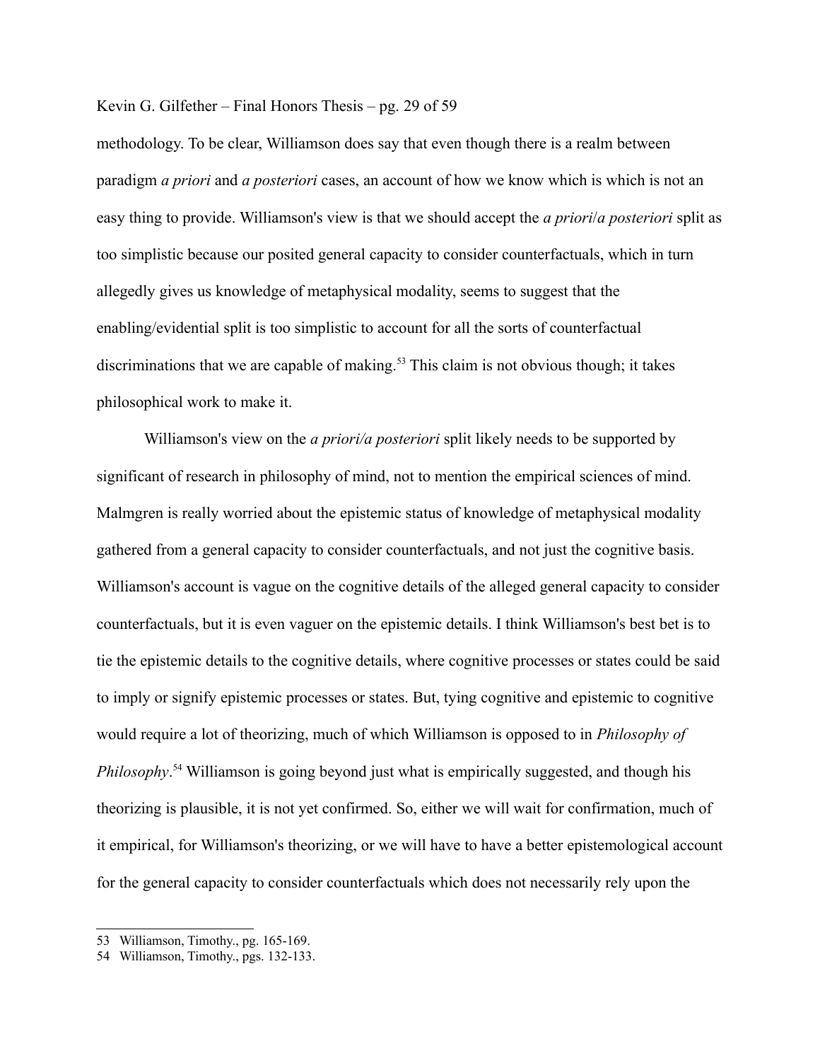methodology. To be clear, Williamson does say that even though there is a realm between paradigm *a priori* and *a posteriori* cases, an account of how we know which is which is not an easy thing to provide. Williamson's view is that we should accept the *a priori*/*a posteriori* split as too simplistic because our posited general capacity to consider counterfactuals, which in turn allegedly gives us knowledge of metaphysical modality, seems to suggest that the enabling/evidential split is too simplistic to account for all the sorts of counterfactual discriminations that we are capable of making.[53] This claim is not obvious though; it takes philosophical work to make it.

Williamson's view on the *a priori/a posteriori* split likely needs to be supported by significant of research in philosophy of mind, not to mention the empirical sciences of mind. Malmgren is really worried about the epistemic status of knowledge of metaphysical modality gathered from a general capacity to consider counterfactuals, and not just the cognitive basis. Williamson's account is vague on the cognitive details of the alleged general capacity to consider counterfactuals, but it is even vaguer on the epistemic details. I think Williamson's best bet is to tie the epistemic details to the cognitive details, where cognitive processes or states could be said to imply or signify epistemic processes or states. But, tying cognitive and epistemic to cognitive would require a lot of theorizing, much of which Williamson is opposed to in *Philosophy of Philosophy*.[54] Williamson is going beyond just what is empirically suggested, and though his theorizing is plausible, it is not yet confirmed. So, either we will wait for confirmation, much of it empirical, for Williamson's theorizing, or we will have to have a better epistemological account for the general capacity to consider counterfactuals which does not necessarily rely upon the

---

53 Williamson, Timothy., pg. 165-169.

54 Williamson, Timothy., pgs. 132-133.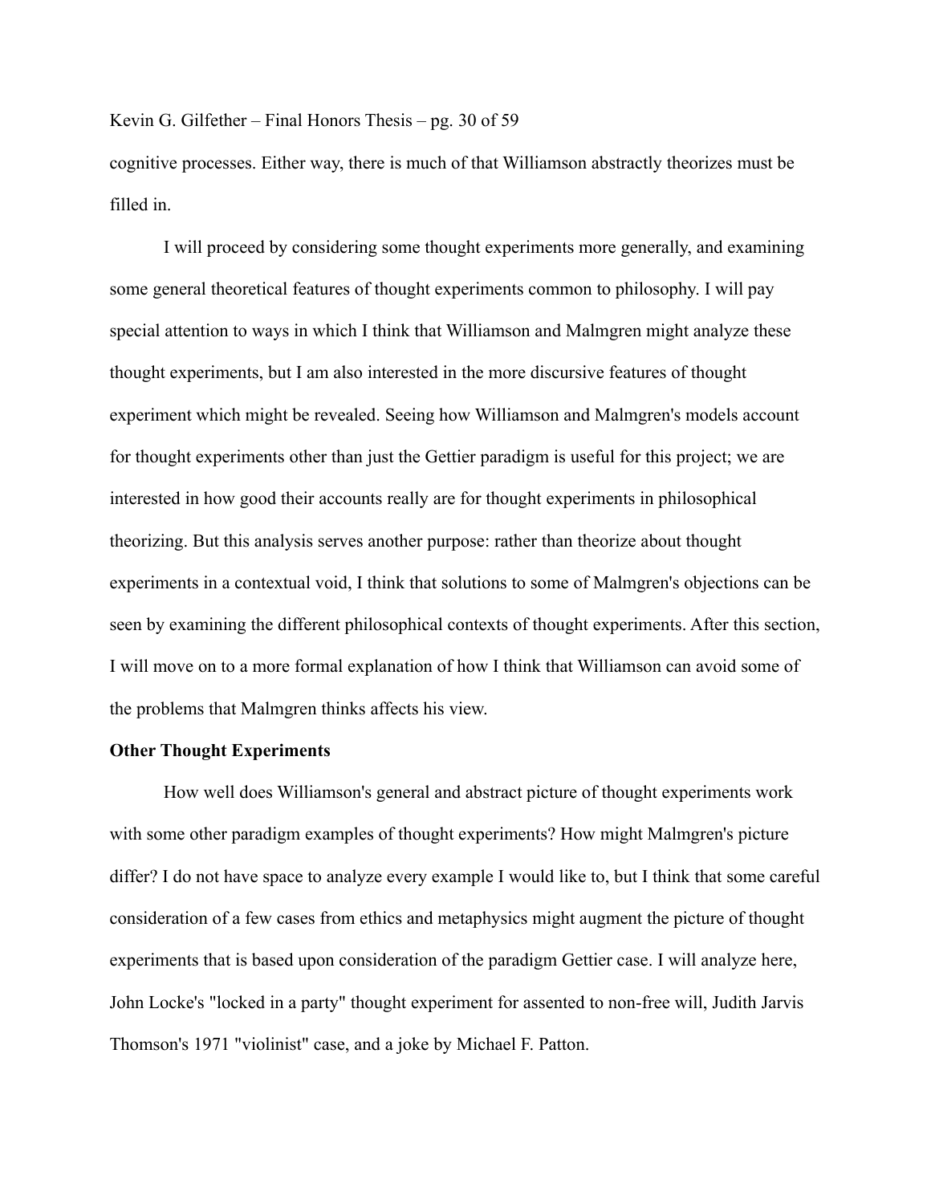cognitive processes. Either way, there is much of that Williamson abstractly theorizes must be filled in.

I will proceed by considering some thought experiments more generally, and examining some general theoretical features of thought experiments common to philosophy. I will pay special attention to ways in which I think that Williamson and Malmgren might analyze these thought experiments, but I am also interested in the more discursive features of thought experiment which might be revealed. Seeing how Williamson and Malmgren's models account for thought experiments other than just the Gettier paradigm is useful for this project; we are interested in how good their accounts really are for thought experiments in philosophical theorizing. But this analysis serves another purpose: rather than theorize about thought experiments in a contextual void, I think that solutions to some of Malmgren's objections can be seen by examining the different philosophical contexts of thought experiments. After this section, I will move on to a more formal explanation of how I think that Williamson can avoid some of the problems that Malmgren thinks affects his view.

**Other Thought Experiments**

How well does Williamson's general and abstract picture of thought experiments work with some other paradigm examples of thought experiments? How might Malmgren's picture differ? I do not have space to analyze every example I would like to, but I think that some careful consideration of a few cases from ethics and metaphysics might augment the picture of thought experiments that is based upon consideration of the paradigm Gettier case. I will analyze here, John Locke's "locked in a party" thought experiment for assented to non-free will, Judith Jarvis Thomson's 1971 "violinist" case, and a joke by Michael F. Patton.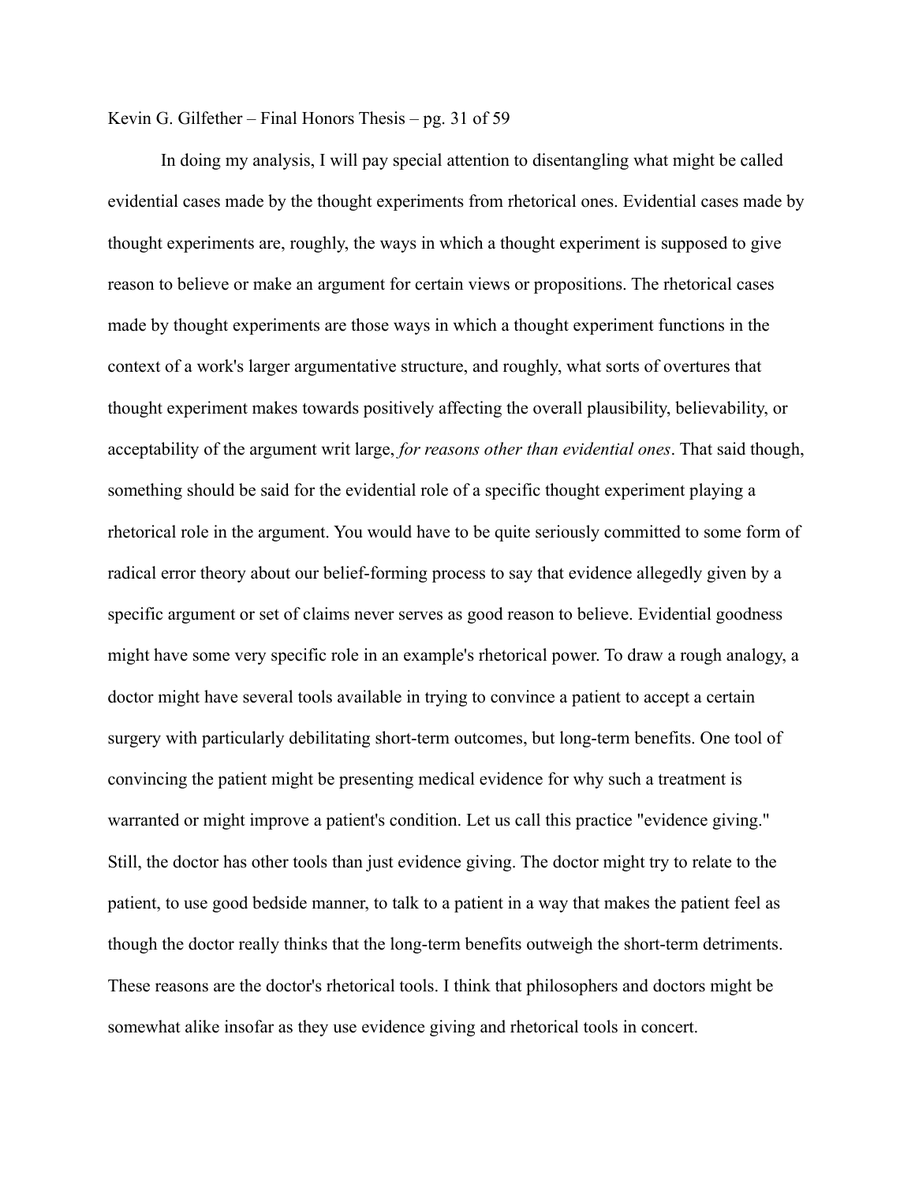In doing my analysis, I will pay special attention to disentangling what might be called evidential cases made by the thought experiments from rhetorical ones. Evidential cases made by thought experiments are, roughly, the ways in which a thought experiment is supposed to give reason to believe or make an argument for certain views or propositions. The rhetorical cases made by thought experiments are those ways in which a thought experiment functions in the context of a work's larger argumentative structure, and roughly, what sorts of overtures that thought experiment makes towards positively affecting the overall plausibility, believability, or acceptability of the argument writ large, *for reasons other than evidential ones*. That said though, something should be said for the evidential role of a specific thought experiment playing a rhetorical role in the argument. You would have to be quite seriously committed to some form of radical error theory about our belief-forming process to say that evidence allegedly given by a specific argument or set of claims never serves as good reason to believe. Evidential goodness might have some very specific role in an example's rhetorical power. To draw a rough analogy, a doctor might have several tools available in trying to convince a patient to accept a certain surgery with particularly debilitating short-term outcomes, but long-term benefits. One tool of convincing the patient might be presenting medical evidence for why such a treatment is warranted or might improve a patient's condition. Let us call this practice "evidence giving." Still, the doctor has other tools than just evidence giving. The doctor might try to relate to the patient, to use good bedside manner, to talk to a patient in a way that makes the patient feel as though the doctor really thinks that the long-term benefits outweigh the short-term detriments. These reasons are the doctor's rhetorical tools. I think that philosophers and doctors might be somewhat alike insofar as they use evidence giving and rhetorical tools in concert.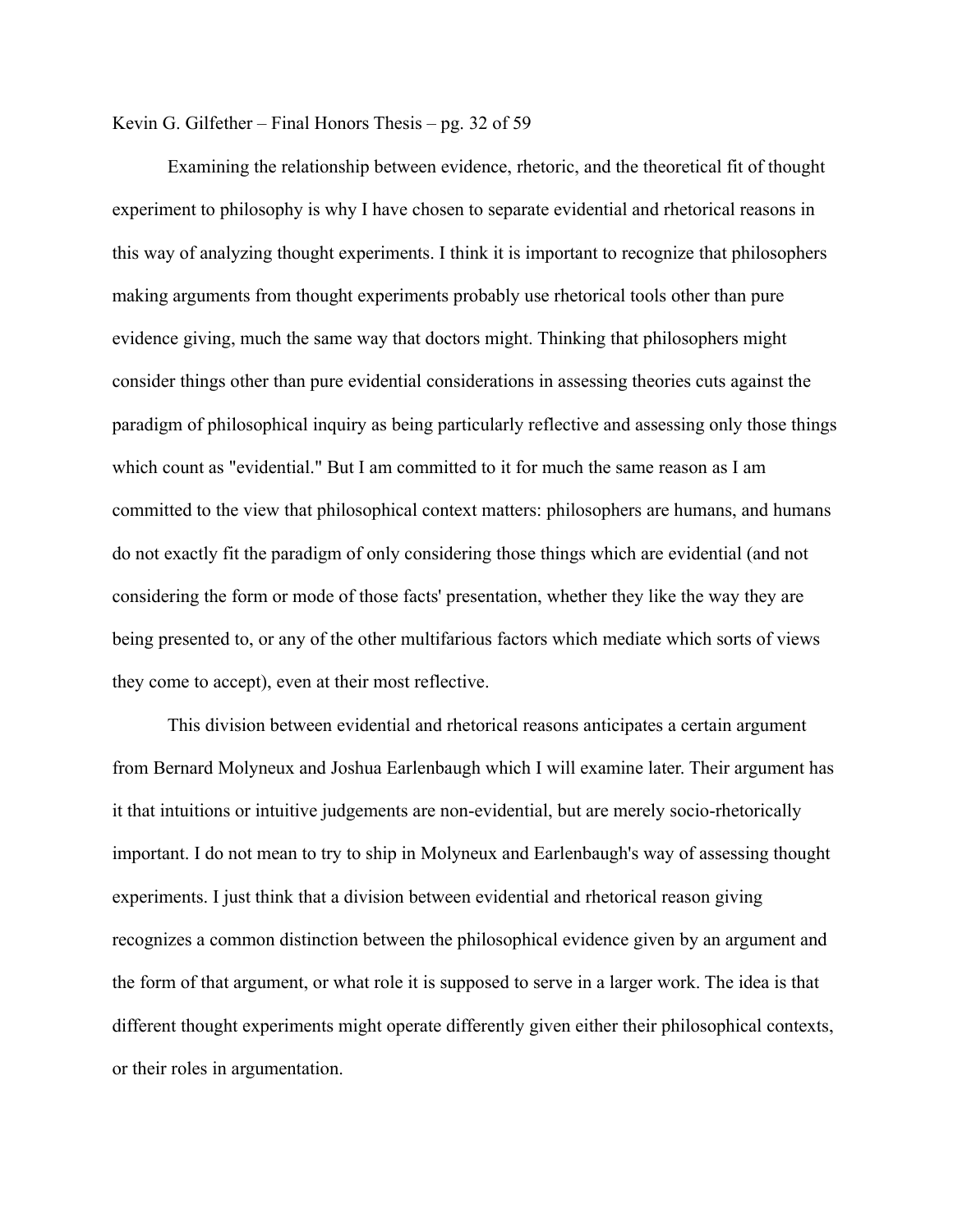Examining the relationship between evidence, rhetoric, and the theoretical fit of thought experiment to philosophy is why I have chosen to separate evidential and rhetorical reasons in this way of analyzing thought experiments. I think it is important to recognize that philosophers making arguments from thought experiments probably use rhetorical tools other than pure evidence giving, much the same way that doctors might. Thinking that philosophers might consider things other than pure evidential considerations in assessing theories cuts against the paradigm of philosophical inquiry as being particularly reflective and assessing only those things which count as "evidential." But I am committed to it for much the same reason as I am committed to the view that philosophical context matters: philosophers are humans, and humans do not exactly fit the paradigm of only considering those things which are evidential (and not considering the form or mode of those facts' presentation, whether they like the way they are being presented to, or any of the other multifarious factors which mediate which sorts of views they come to accept), even at their most reflective.

This division between evidential and rhetorical reasons anticipates a certain argument from Bernard Molyneux and Joshua Earlenbaugh which I will examine later. Their argument has it that intuitions or intuitive judgements are non-evidential, but are merely socio-rhetorically important. I do not mean to try to ship in Molyneux and Earlenbaugh's way of assessing thought experiments. I just think that a division between evidential and rhetorical reason giving recognizes a common distinction between the philosophical evidence given by an argument and the form of that argument, or what role it is supposed to serve in a larger work. The idea is that different thought experiments might operate differently given either their philosophical contexts, or their roles in argumentation.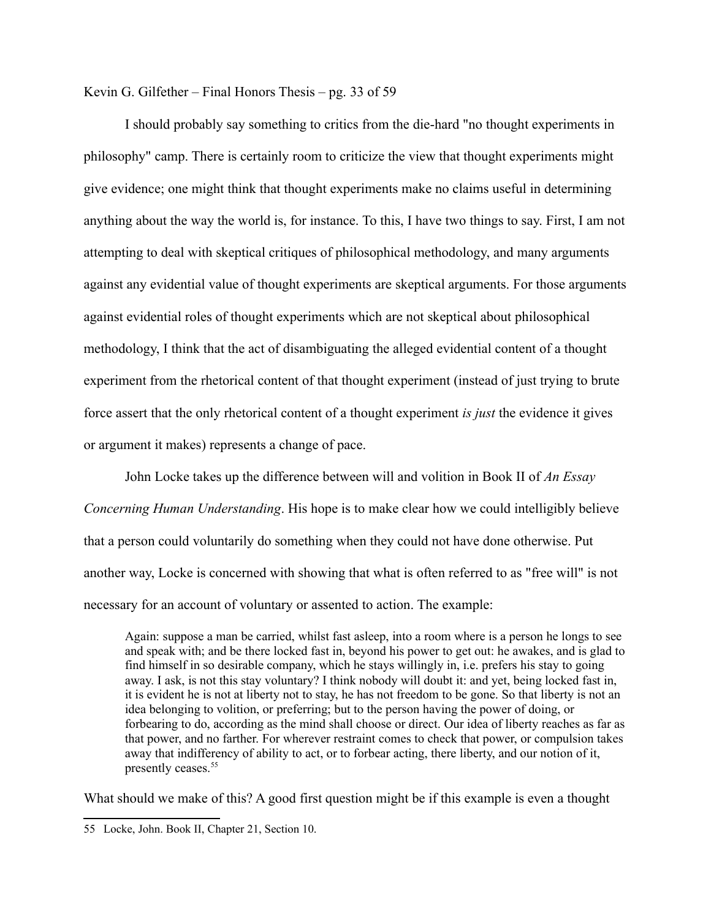I should probably say something to critics from the die-hard "no thought experiments in philosophy" camp. There is certainly room to criticize the view that thought experiments might give evidence; one might think that thought experiments make no claims useful in determining anything about the way the world is, for instance. To this, I have two things to say. First, I am not attempting to deal with skeptical critiques of philosophical methodology, and many arguments against any evidential value of thought experiments are skeptical arguments. For those arguments against evidential roles of thought experiments which are not skeptical about philosophical methodology, I think that the act of disambiguating the alleged evidential content of a thought experiment from the rhetorical content of that thought experiment (instead of just trying to brute force assert that the only rhetorical content of a thought experiment *is just* the evidence it gives or argument it makes) represents a change of pace.

John Locke takes up the difference between will and volition in Book II of *An Essay Concerning Human Understanding*. His hope is to make clear how we could intelligibly believe that a person could voluntarily do something when they could not have done otherwise. Put another way, Locke is concerned with showing that what is often referred to as "free will" is not necessary for an account of voluntary or assented to action. The example:

> Again: suppose a man be carried, whilst fast asleep, into a room where is a person he longs to see and speak with; and be there locked fast in, beyond his power to get out: he awakes, and is glad to find himself in so desirable company, which he stays willingly in, i.e. prefers his stay to going away. I ask, is not this stay voluntary? I think nobody will doubt it: and yet, being locked fast in, it is evident he is not at liberty not to stay, he has not freedom to be gone. So that liberty is not an idea belonging to volition, or preferring; but to the person having the power of doing, or forbearing to do, according as the mind shall choose or direct. Our idea of liberty reaches as far as that power, and no farther. For wherever restraint comes to check that power, or compulsion takes away that indifferency of ability to act, or to forbear acting, there liberty, and our notion of it, presently ceases.[55]

What should we make of this? A good first question might be if this example is even a thought

---

55 Locke, John. Book II, Chapter 21, Section 10.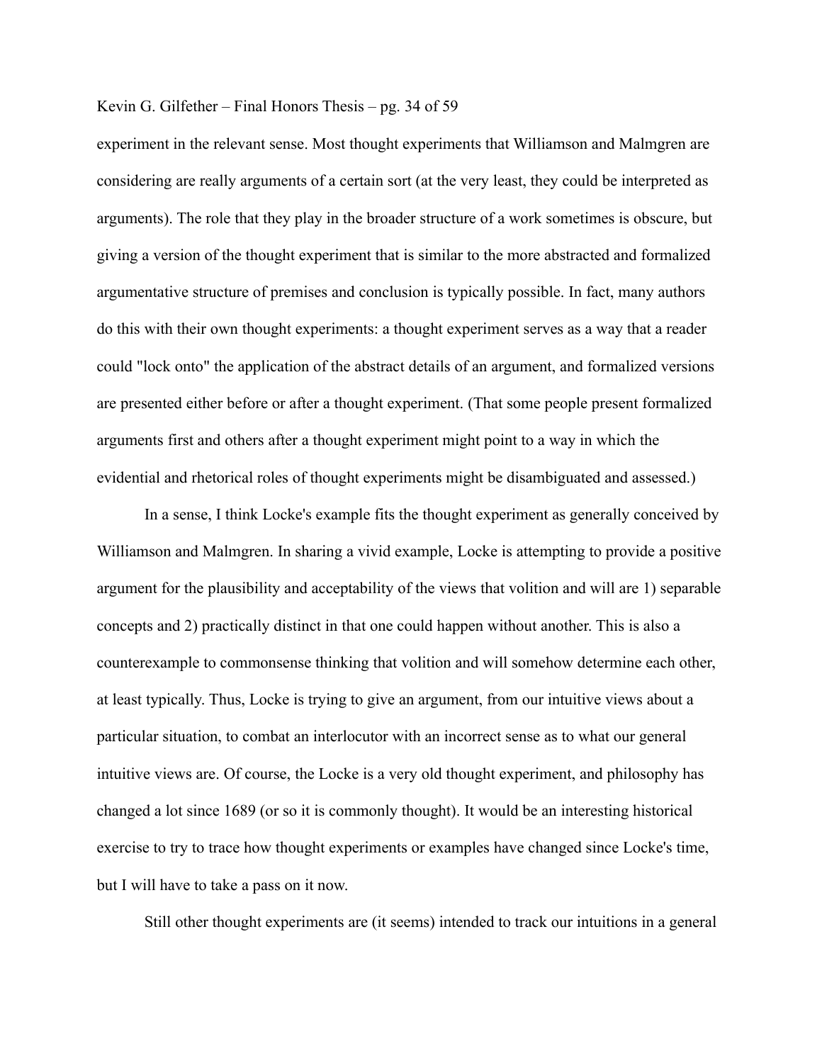experiment in the relevant sense. Most thought experiments that Williamson and Malmgren are considering are really arguments of a certain sort (at the very least, they could be interpreted as arguments). The role that they play in the broader structure of a work sometimes is obscure, but giving a version of the thought experiment that is similar to the more abstracted and formalized argumentative structure of premises and conclusion is typically possible. In fact, many authors do this with their own thought experiments: a thought experiment serves as a way that a reader could "lock onto" the application of the abstract details of an argument, and formalized versions are presented either before or after a thought experiment. (That some people present formalized arguments first and others after a thought experiment might point to a way in which the evidential and rhetorical roles of thought experiments might be disambiguated and assessed.)

In a sense, I think Locke's example fits the thought experiment as generally conceived by Williamson and Malmgren. In sharing a vivid example, Locke is attempting to provide a positive argument for the plausibility and acceptability of the views that volition and will are 1) separable concepts and 2) practically distinct in that one could happen without another. This is also a counterexample to commonsense thinking that volition and will somehow determine each other, at least typically. Thus, Locke is trying to give an argument, from our intuitive views about a particular situation, to combat an interlocutor with an incorrect sense as to what our general intuitive views are. Of course, the Locke is a very old thought experiment, and philosophy has changed a lot since 1689 (or so it is commonly thought). It would be an interesting historical exercise to try to trace how thought experiments or examples have changed since Locke's time, but I will have to take a pass on it now.

Still other thought experiments are (it seems) intended to track our intuitions in a general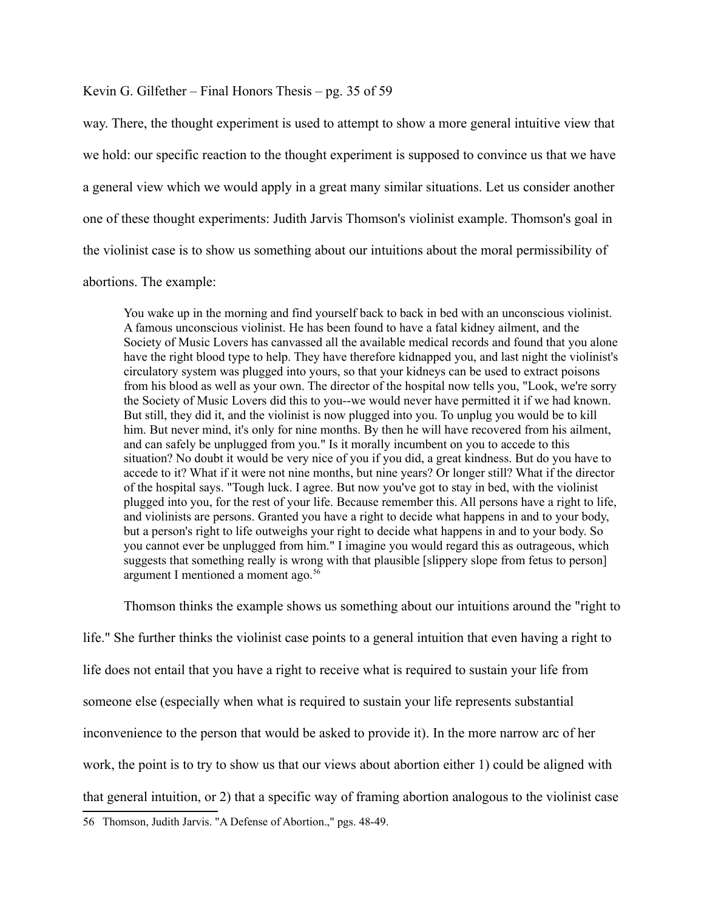way. There, the thought experiment is used to attempt to show a more general intuitive view that we hold: our specific reaction to the thought experiment is supposed to convince us that we have a general view which we would apply in a great many similar situations. Let us consider another one of these thought experiments: Judith Jarvis Thomson's violinist example. Thomson's goal in the violinist case is to show us something about our intuitions about the moral permissibility of abortions. The example:

> You wake up in the morning and find yourself back to back in bed with an unconscious violinist. A famous unconscious violinist. He has been found to have a fatal kidney ailment, and the Society of Music Lovers has canvassed all the available medical records and found that you alone have the right blood type to help. They have therefore kidnapped you, and last night the violinist's circulatory system was plugged into yours, so that your kidneys can be used to extract poisons from his blood as well as your own. The director of the hospital now tells you, "Look, we're sorry the Society of Music Lovers did this to you--we would never have permitted it if we had known. But still, they did it, and the violinist is now plugged into you. To unplug you would be to kill him. But never mind, it's only for nine months. By then he will have recovered from his ailment, and can safely be unplugged from you." Is it morally incumbent on you to accede to this situation? No doubt it would be very nice of you if you did, a great kindness. But do you have to accede to it? What if it were not nine months, but nine years? Or longer still? What if the director of the hospital says. "Tough luck. I agree. But now you've got to stay in bed, with the violinist plugged into you, for the rest of your life. Because remember this. All persons have a right to life, and violinists are persons. Granted you have a right to decide what happens in and to your body, but a person's right to life outweighs your right to decide what happens in and to your body. So you cannot ever be unplugged from him." I imagine you would regard this as outrageous, which suggests that something really is wrong with that plausible [slippery slope from fetus to person] argument I mentioned a moment ago.[56]

Thomson thinks the example shows us something about our intuitions around the "right to life." She further thinks the violinist case points to a general intuition that even having a right to life does not entail that you have a right to receive what is required to sustain your life from someone else (especially when what is required to sustain your life represents substantial inconvenience to the person that would be asked to provide it). In the more narrow arc of her work, the point is to try to show us that our views about abortion either 1) could be aligned with that general intuition, or 2) that a specific way of framing abortion analogous to the violinist case

---

56 Thomson, Judith Jarvis. "A Defense of Abortion.," pgs. 48-49.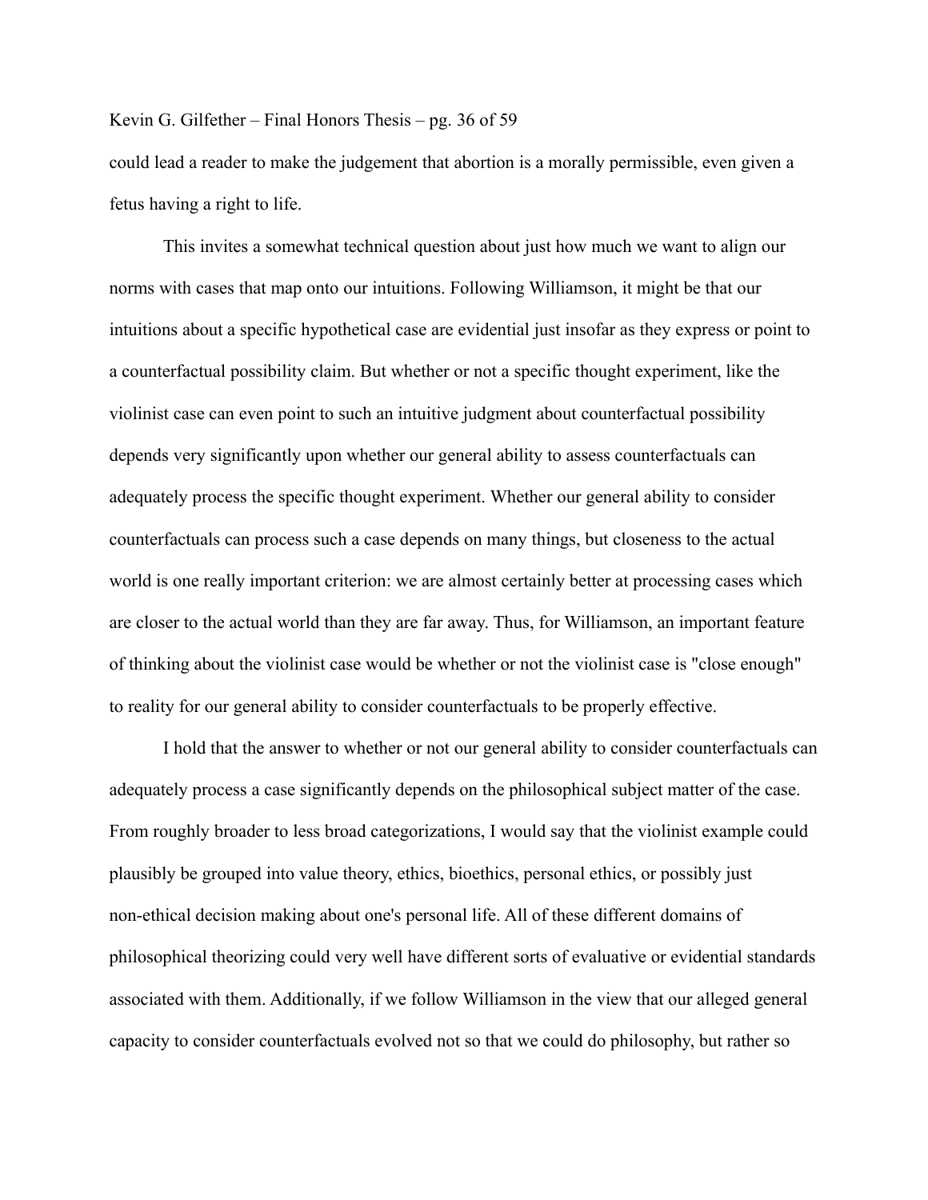could lead a reader to make the judgement that abortion is a morally permissible, even given a fetus having a right to life.

This invites a somewhat technical question about just how much we want to align our norms with cases that map onto our intuitions. Following Williamson, it might be that our intuitions about a specific hypothetical case are evidential just insofar as they express or point to a counterfactual possibility claim. But whether or not a specific thought experiment, like the violinist case can even point to such an intuitive judgment about counterfactual possibility depends very significantly upon whether our general ability to assess counterfactuals can adequately process the specific thought experiment. Whether our general ability to consider counterfactuals can process such a case depends on many things, but closeness to the actual world is one really important criterion: we are almost certainly better at processing cases which are closer to the actual world than they are far away. Thus, for Williamson, an important feature of thinking about the violinist case would be whether or not the violinist case is "close enough" to reality for our general ability to consider counterfactuals to be properly effective.

I hold that the answer to whether or not our general ability to consider counterfactuals can adequately process a case significantly depends on the philosophical subject matter of the case. From roughly broader to less broad categorizations, I would say that the violinist example could plausibly be grouped into value theory, ethics, bioethics, personal ethics, or possibly just non-ethical decision making about one's personal life. All of these different domains of philosophical theorizing could very well have different sorts of evaluative or evidential standards associated with them. Additionally, if we follow Williamson in the view that our alleged general capacity to consider counterfactuals evolved not so that we could do philosophy, but rather so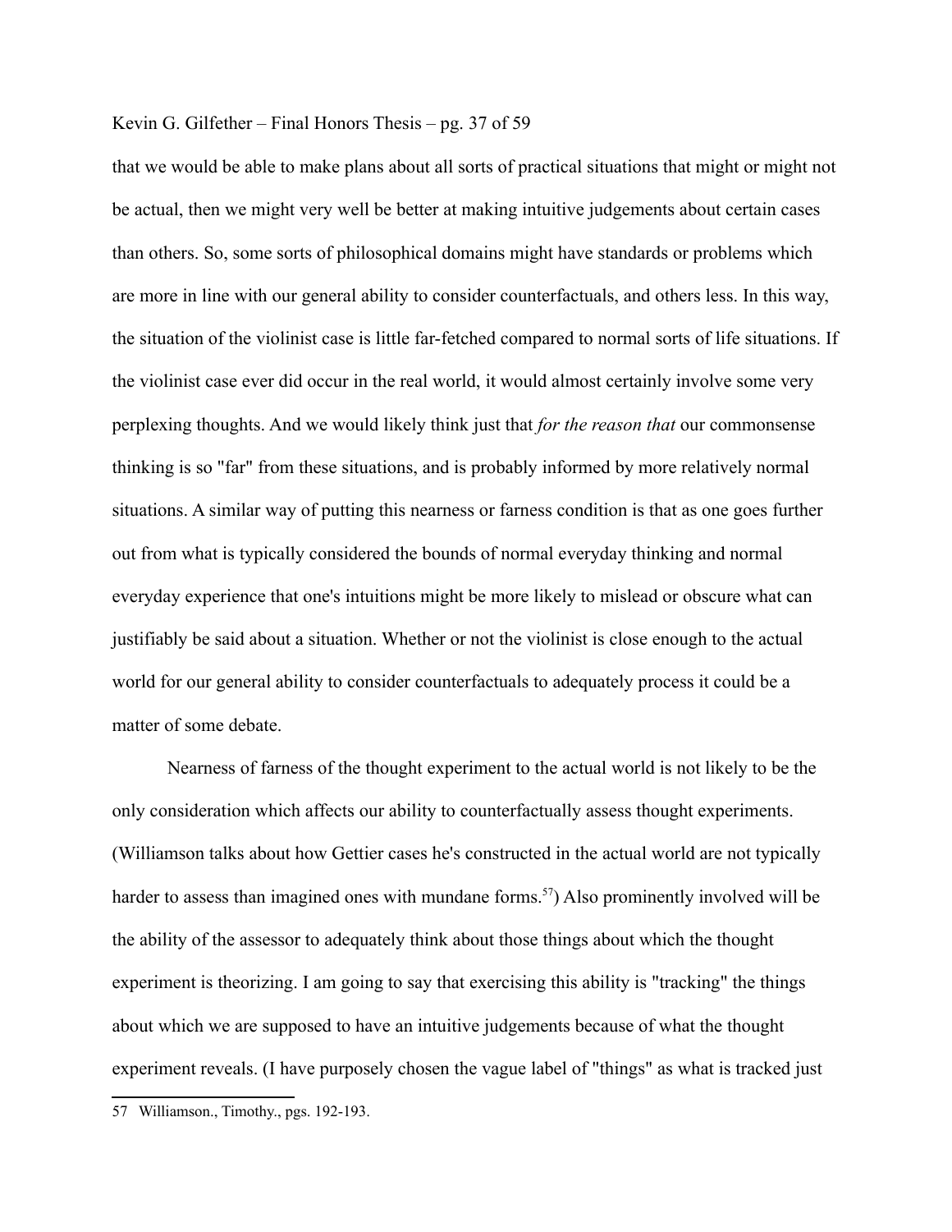that we would be able to make plans about all sorts of practical situations that might or might not be actual, then we might very well be better at making intuitive judgements about certain cases than others. So, some sorts of philosophical domains might have standards or problems which are more in line with our general ability to consider counterfactuals, and others less. In this way, the situation of the violinist case is little far-fetched compared to normal sorts of life situations. If the violinist case ever did occur in the real world, it would almost certainly involve some very perplexing thoughts. And we would likely think just that *for the reason that* our commonsense thinking is so "far" from these situations, and is probably informed by more relatively normal situations. A similar way of putting this nearness or farness condition is that as one goes further out from what is typically considered the bounds of normal everyday thinking and normal everyday experience that one's intuitions might be more likely to mislead or obscure what can justifiably be said about a situation. Whether or not the violinist is close enough to the actual world for our general ability to consider counterfactuals to adequately process it could be a matter of some debate.

Nearness of farness of the thought experiment to the actual world is not likely to be the only consideration which affects our ability to counterfactually assess thought experiments. (Williamson talks about how Gettier cases he's constructed in the actual world are not typically harder to assess than imagined ones with mundane forms.[57]) Also prominently involved will be the ability of the assessor to adequately think about those things about which the thought experiment is theorizing. I am going to say that exercising this ability is "tracking" the things about which we are supposed to have an intuitive judgements because of what the thought experiment reveals. (I have purposely chosen the vague label of "things" as what is tracked just

57 Williamson., Timothy., pgs. 192-193.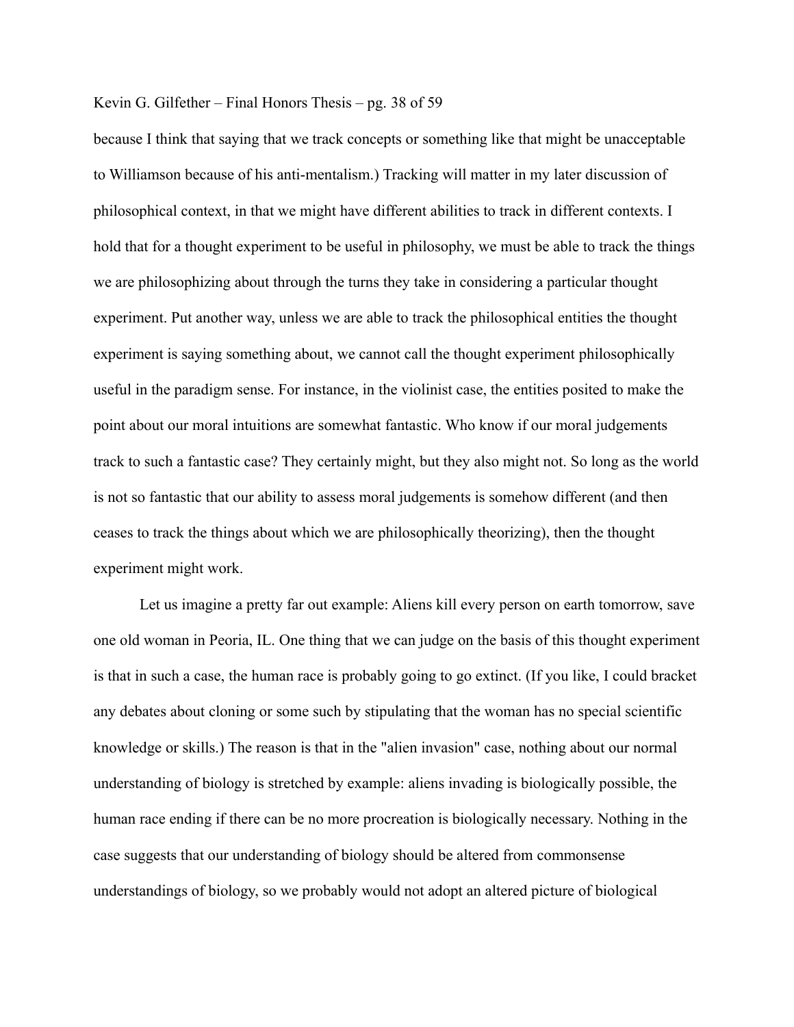because I think that saying that we track concepts or something like that might be unacceptable to Williamson because of his anti-mentalism.) Tracking will matter in my later discussion of philosophical context, in that we might have different abilities to track in different contexts. I hold that for a thought experiment to be useful in philosophy, we must be able to track the things we are philosophizing about through the turns they take in considering a particular thought experiment. Put another way, unless we are able to track the philosophical entities the thought experiment is saying something about, we cannot call the thought experiment philosophically useful in the paradigm sense. For instance, in the violinist case, the entities posited to make the point about our moral intuitions are somewhat fantastic. Who know if our moral judgements track to such a fantastic case? They certainly might, but they also might not. So long as the world is not so fantastic that our ability to assess moral judgements is somehow different (and then ceases to track the things about which we are philosophically theorizing), then the thought experiment might work.

Let us imagine a pretty far out example: Aliens kill every person on earth tomorrow, save one old woman in Peoria, IL. One thing that we can judge on the basis of this thought experiment is that in such a case, the human race is probably going to go extinct. (If you like, I could bracket any debates about cloning or some such by stipulating that the woman has no special scientific knowledge or skills.) The reason is that in the "alien invasion" case, nothing about our normal understanding of biology is stretched by example: aliens invading is biologically possible, the human race ending if there can be no more procreation is biologically necessary. Nothing in the case suggests that our understanding of biology should be altered from commonsense understandings of biology, so we probably would not adopt an altered picture of biological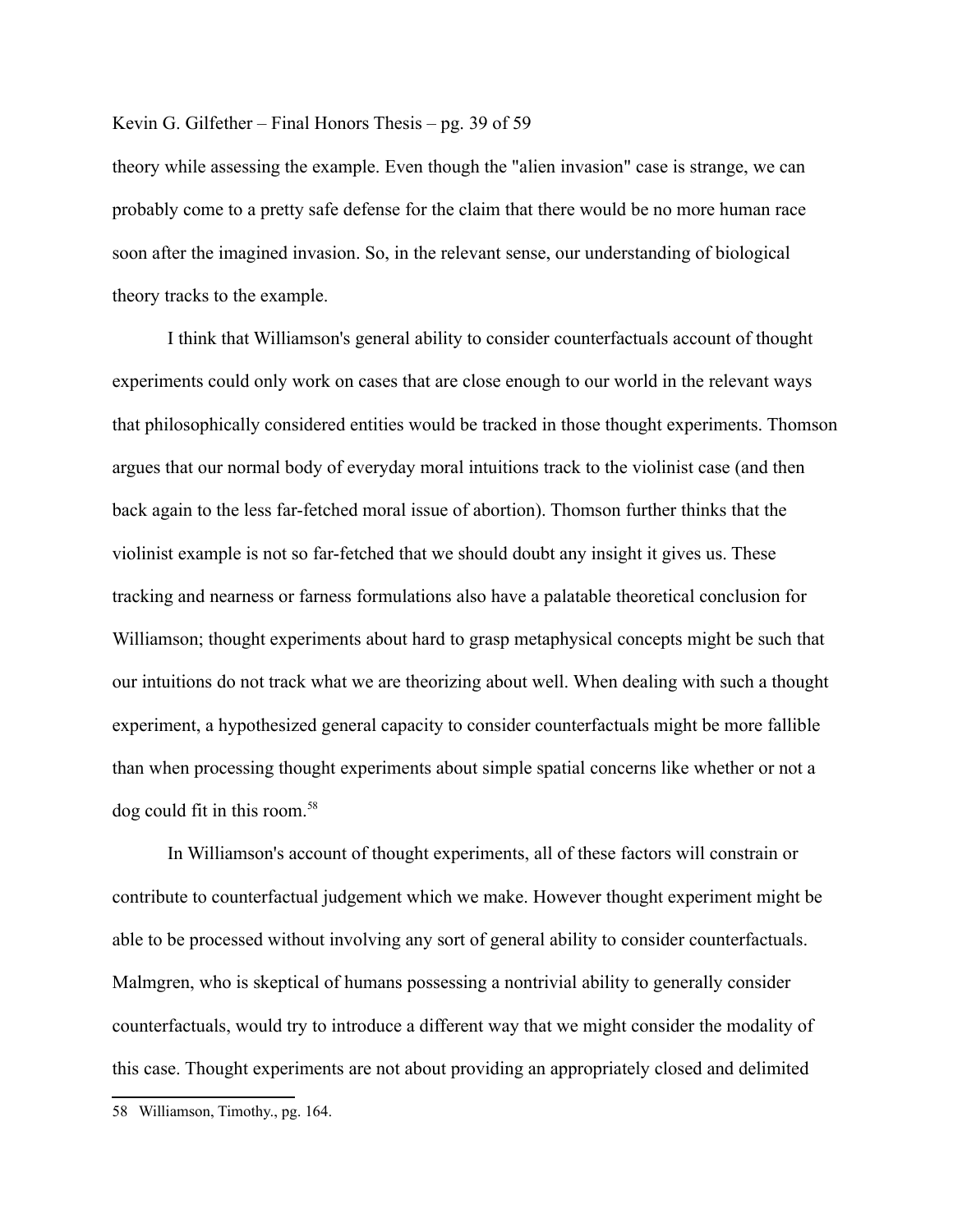theory while assessing the example. Even though the "alien invasion" case is strange, we can probably come to a pretty safe defense for the claim that there would be no more human race soon after the imagined invasion. So, in the relevant sense, our understanding of biological theory tracks to the example.

I think that Williamson's general ability to consider counterfactuals account of thought experiments could only work on cases that are close enough to our world in the relevant ways that philosophically considered entities would be tracked in those thought experiments. Thomson argues that our normal body of everyday moral intuitions track to the violinist case (and then back again to the less far-fetched moral issue of abortion). Thomson further thinks that the violinist example is not so far-fetched that we should doubt any insight it gives us. These tracking and nearness or farness formulations also have a palatable theoretical conclusion for Williamson; thought experiments about hard to grasp metaphysical concepts might be such that our intuitions do not track what we are theorizing about well. When dealing with such a thought experiment, a hypothesized general capacity to consider counterfactuals might be more fallible than when processing thought experiments about simple spatial concerns like whether or not a dog could fit in this room.[58]

In Williamson's account of thought experiments, all of these factors will constrain or contribute to counterfactual judgement which we make. However thought experiment might be able to be processed without involving any sort of general ability to consider counterfactuals. Malmgren, who is skeptical of humans possessing a nontrivial ability to generally consider counterfactuals, would try to introduce a different way that we might consider the modality of this case. Thought experiments are not about providing an appropriately closed and delimited

---

58 Williamson, Timothy., pg. 164.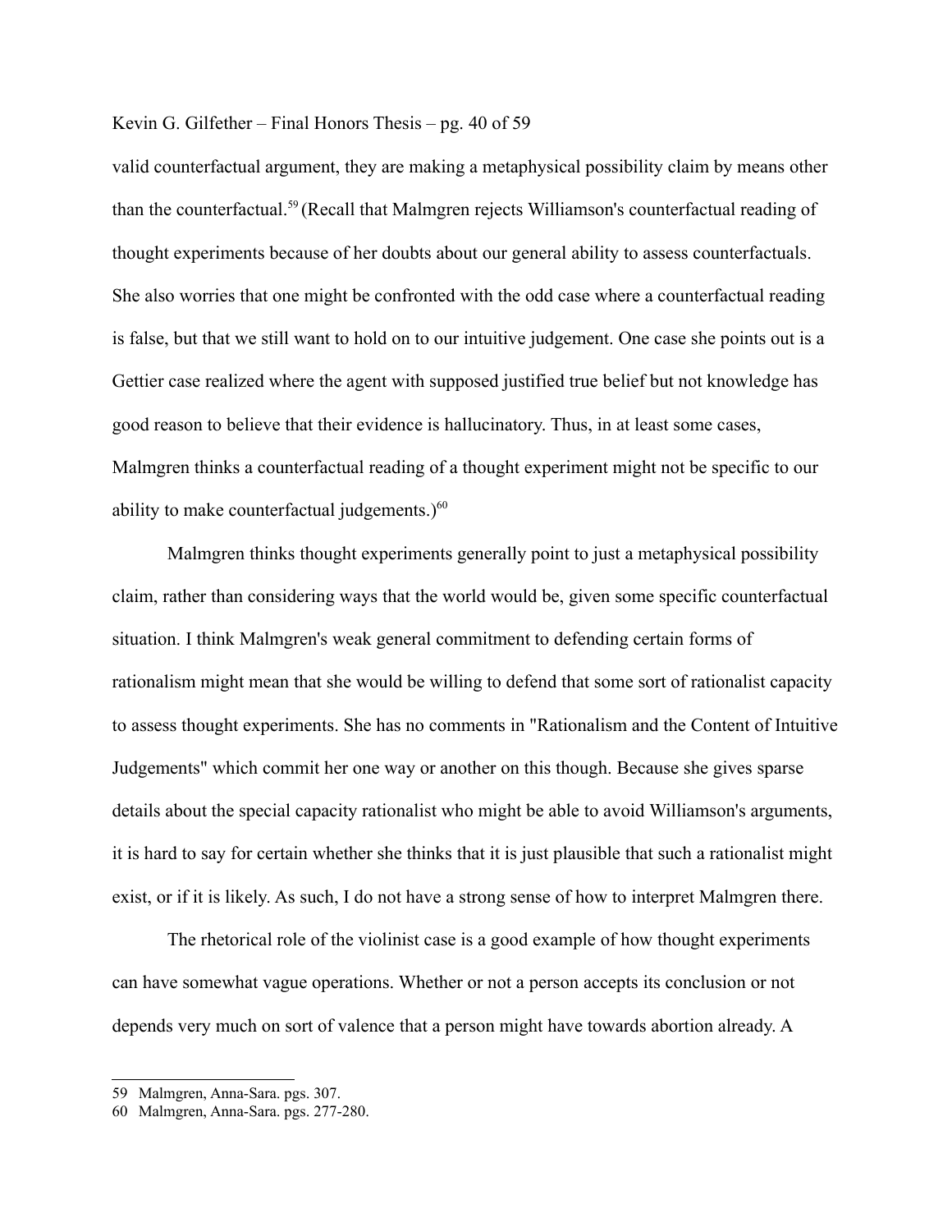valid counterfactual argument, they are making a metaphysical possibility claim by means other than the counterfactual.[59] (Recall that Malmgren rejects Williamson's counterfactual reading of thought experiments because of her doubts about our general ability to assess counterfactuals. She also worries that one might be confronted with the odd case where a counterfactual reading is false, but that we still want to hold on to our intuitive judgement. One case she points out is a Gettier case realized where the agent with supposed justified true belief but not knowledge has good reason to believe that their evidence is hallucinatory. Thus, in at least some cases, Malmgren thinks a counterfactual reading of a thought experiment might not be specific to our ability to make counterfactual judgements.)[60]

Malmgren thinks thought experiments generally point to just a metaphysical possibility claim, rather than considering ways that the world would be, given some specific counterfactual situation. I think Malmgren's weak general commitment to defending certain forms of rationalism might mean that she would be willing to defend that some sort of rationalist capacity to assess thought experiments. She has no comments in "Rationalism and the Content of Intuitive Judgements" which commit her one way or another on this though. Because she gives sparse details about the special capacity rationalist who might be able to avoid Williamson's arguments, it is hard to say for certain whether she thinks that it is just plausible that such a rationalist might exist, or if it is likely. As such, I do not have a strong sense of how to interpret Malmgren there.

The rhetorical role of the violinist case is a good example of how thought experiments can have somewhat vague operations. Whether or not a person accepts its conclusion or not depends very much on sort of valence that a person might have towards abortion already. A

---

59 Malmgren, Anna-Sara. pgs. 307.

60 Malmgren, Anna-Sara. pgs. 277-280.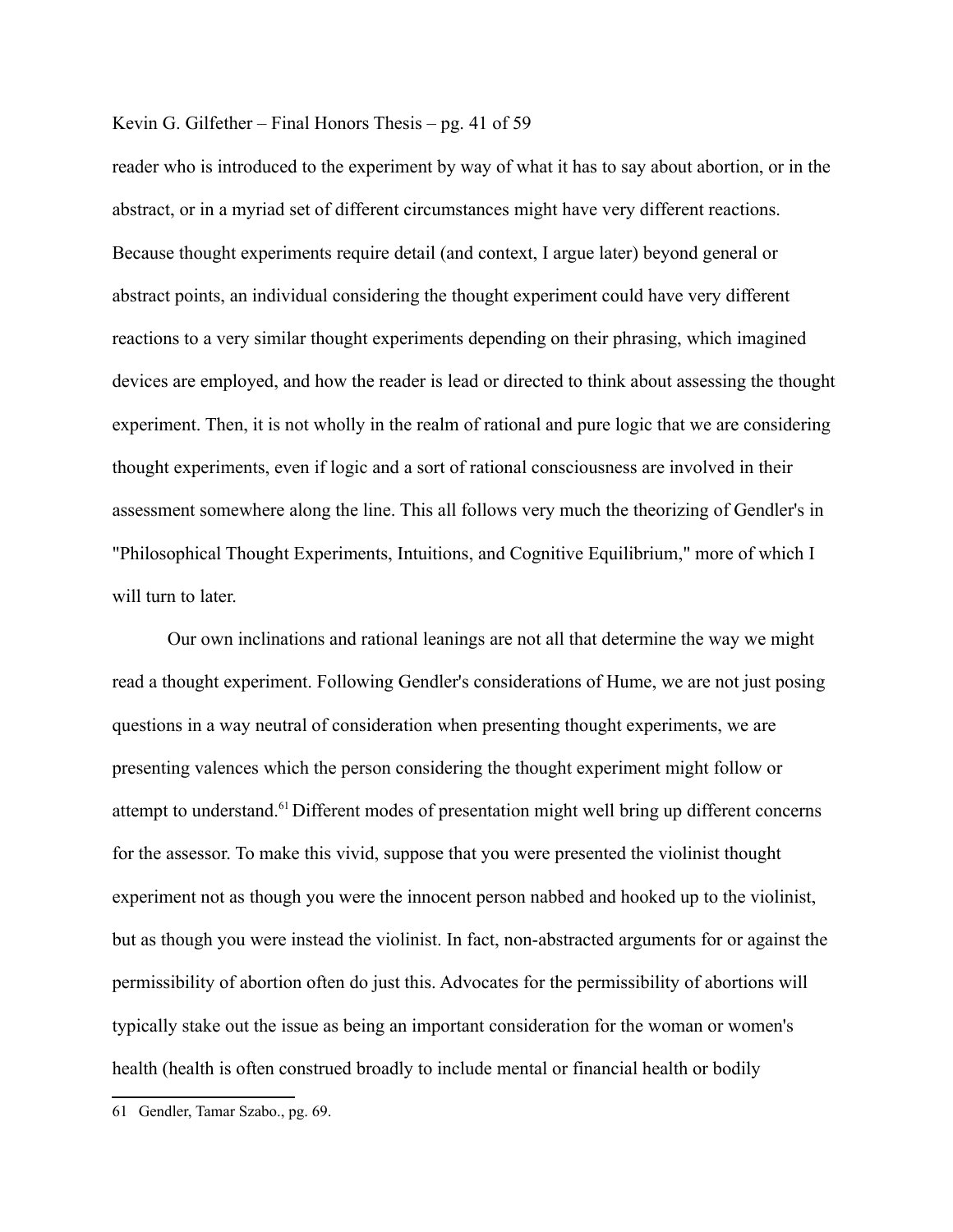reader who is introduced to the experiment by way of what it has to say about abortion, or in the abstract, or in a myriad set of different circumstances might have very different reactions. Because thought experiments require detail (and context, I argue later) beyond general or abstract points, an individual considering the thought experiment could have very different reactions to a very similar thought experiments depending on their phrasing, which imagined devices are employed, and how the reader is lead or directed to think about assessing the thought experiment. Then, it is not wholly in the realm of rational and pure logic that we are considering thought experiments, even if logic and a sort of rational consciousness are involved in their assessment somewhere along the line. This all follows very much the theorizing of Gendler's in "Philosophical Thought Experiments, Intuitions, and Cognitive Equilibrium," more of which I will turn to later.

Our own inclinations and rational leanings are not all that determine the way we might read a thought experiment. Following Gendler's considerations of Hume, we are not just posing questions in a way neutral of consideration when presenting thought experiments, we are presenting valences which the person considering the thought experiment might follow or attempt to understand.[61] Different modes of presentation might well bring up different concerns for the assessor. To make this vivid, suppose that you were presented the violinist thought experiment not as though you were the innocent person nabbed and hooked up to the violinist, but as though you were instead the violinist. In fact, non-abstracted arguments for or against the permissibility of abortion often do just this. Advocates for the permissibility of abortions will typically stake out the issue as being an important consideration for the woman or women's health (health is often construed broadly to include mental or financial health or bodily

61 Gendler, Tamar Szabo., pg. 69.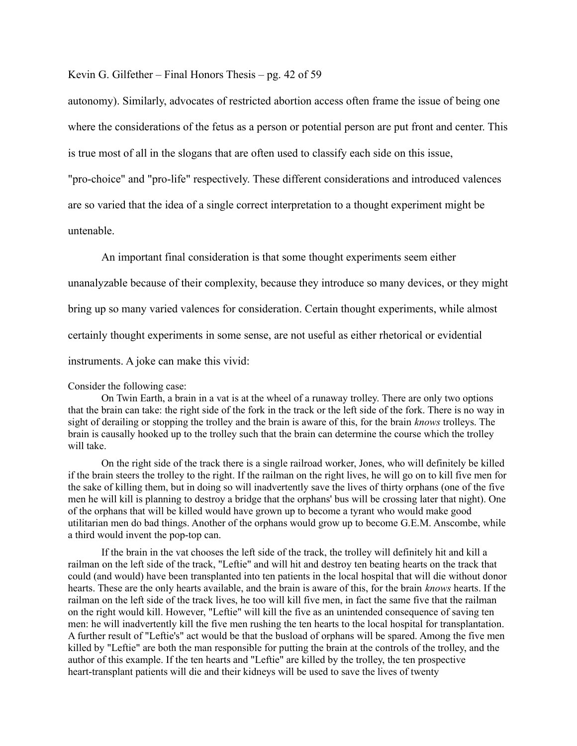autonomy). Similarly, advocates of restricted abortion access often frame the issue of being one where the considerations of the fetus as a person or potential person are put front and center. This is true most of all in the slogans that are often used to classify each side on this issue, "pro-choice" and "pro-life" respectively. These different considerations and introduced valences are so varied that the idea of a single correct interpretation to a thought experiment might be untenable.

An important final consideration is that some thought experiments seem either unanalyzable because of their complexity, because they introduce so many devices, or they might bring up so many varied valences for consideration. Certain thought experiments, while almost certainly thought experiments in some sense, are not useful as either rhetorical or evidential instruments. A joke can make this vivid:

> Consider the following case:
>
> On Twin Earth, a brain in a vat is at the wheel of a runaway trolley. There are only two options that the brain can take: the right side of the fork in the track or the left side of the fork. There is no way in sight of derailing or stopping the trolley and the brain is aware of this, for the brain *knows* trolleys. The brain is causally hooked up to the trolley such that the brain can determine the course which the trolley will take.
>
> On the right side of the track there is a single railroad worker, Jones, who will definitely be killed if the brain steers the trolley to the right. If the railman on the right lives, he will go on to kill five men for the sake of killing them, but in doing so will inadvertently save the lives of thirty orphans (one of the five men he will kill is planning to destroy a bridge that the orphans' bus will be crossing later that night). One of the orphans that will be killed would have grown up to become a tyrant who would make good utilitarian men do bad things. Another of the orphans would grow up to become G.E.M. Anscombe, while a third would invent the pop-top can.
>
> If the brain in the vat chooses the left side of the track, the trolley will definitely hit and kill a railman on the left side of the track, "Leftie" and will hit and destroy ten beating hearts on the track that could (and would) have been transplanted into ten patients in the local hospital that will die without donor hearts. These are the only hearts available, and the brain is aware of this, for the brain *knows* hearts. If the railman on the left side of the track lives, he too will kill five men, in fact the same five that the railman on the right would kill. However, "Leftie" will kill the five as an unintended consequence of saving ten men: he will inadvertently kill the five men rushing the ten hearts to the local hospital for transplantation. A further result of "Leftie's" act would be that the busload of orphans will be spared. Among the five men killed by "Leftie" are both the man responsible for putting the brain at the controls of the trolley, and the author of this example. If the ten hearts and "Leftie" are killed by the trolley, the ten prospective heart-transplant patients will die and their kidneys will be used to save the lives of twenty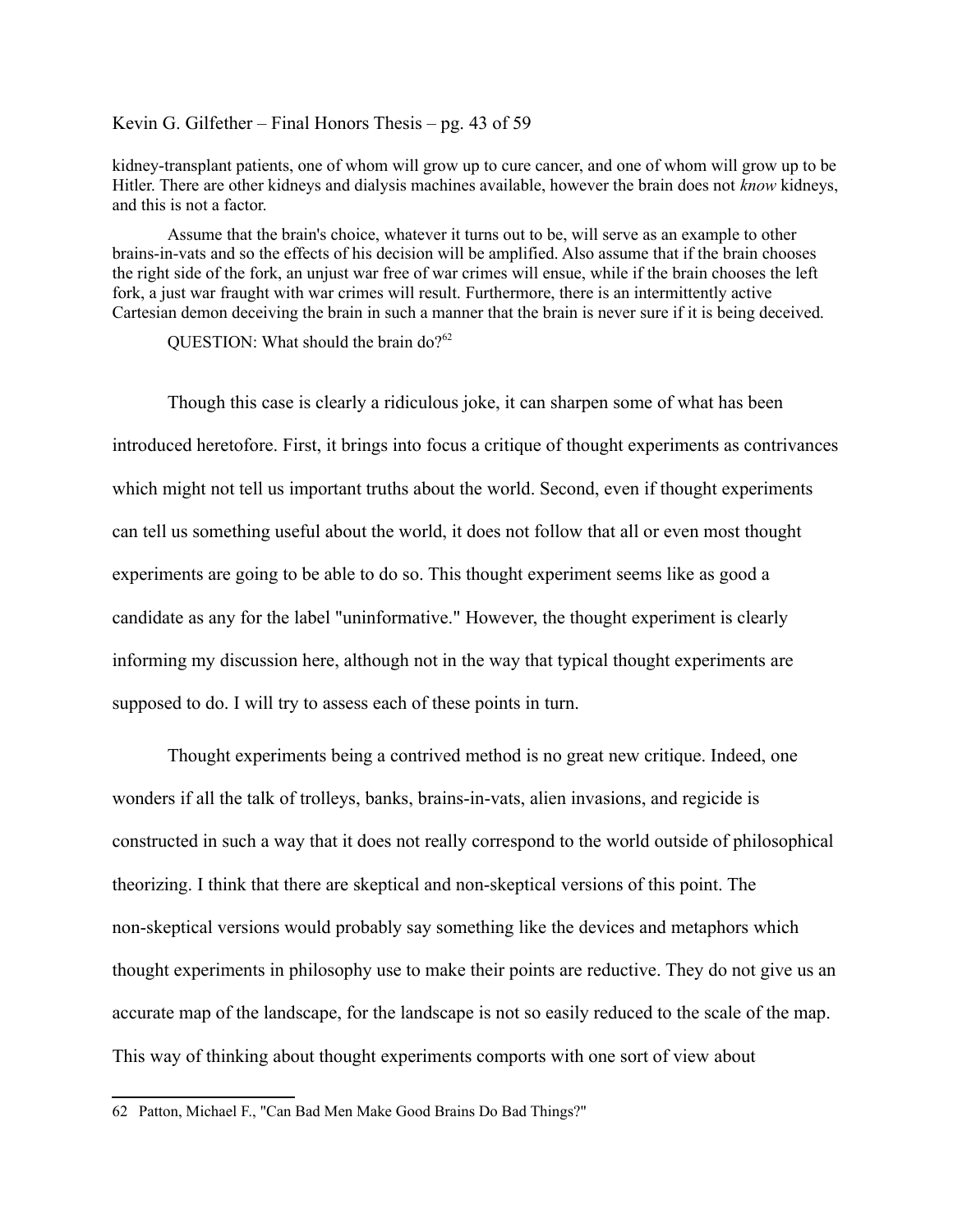kidney-transplant patients, one of whom will grow up to cure cancer, and one of whom will grow up to be Hitler. There are other kidneys and dialysis machines available, however the brain does not *know* kidneys, and this is not a factor.

Assume that the brain's choice, whatever it turns out to be, will serve as an example to other brains-in-vats and so the effects of his decision will be amplified. Also assume that if the brain chooses the right side of the fork, an unjust war free of war crimes will ensue, while if the brain chooses the left fork, a just war fraught with war crimes will result. Furthermore, there is an intermittently active Cartesian demon deceiving the brain in such a manner that the brain is never sure if it is being deceived.

QUESTION: What should the brain do?[62]

Though this case is clearly a ridiculous joke, it can sharpen some of what has been introduced heretofore. First, it brings into focus a critique of thought experiments as contrivances which might not tell us important truths about the world. Second, even if thought experiments can tell us something useful about the world, it does not follow that all or even most thought experiments are going to be able to do so. This thought experiment seems like as good a candidate as any for the label "uninformative." However, the thought experiment is clearly informing my discussion here, although not in the way that typical thought experiments are supposed to do. I will try to assess each of these points in turn.

Thought experiments being a contrived method is no great new critique. Indeed, one wonders if all the talk of trolleys, banks, brains-in-vats, alien invasions, and regicide is constructed in such a way that it does not really correspond to the world outside of philosophical theorizing. I think that there are skeptical and non-skeptical versions of this point. The non-skeptical versions would probably say something like the devices and metaphors which thought experiments in philosophy use to make their points are reductive. They do not give us an accurate map of the landscape, for the landscape is not so easily reduced to the scale of the map. This way of thinking about thought experiments comports with one sort of view about

62 Patton, Michael F., "Can Bad Men Make Good Brains Do Bad Things?"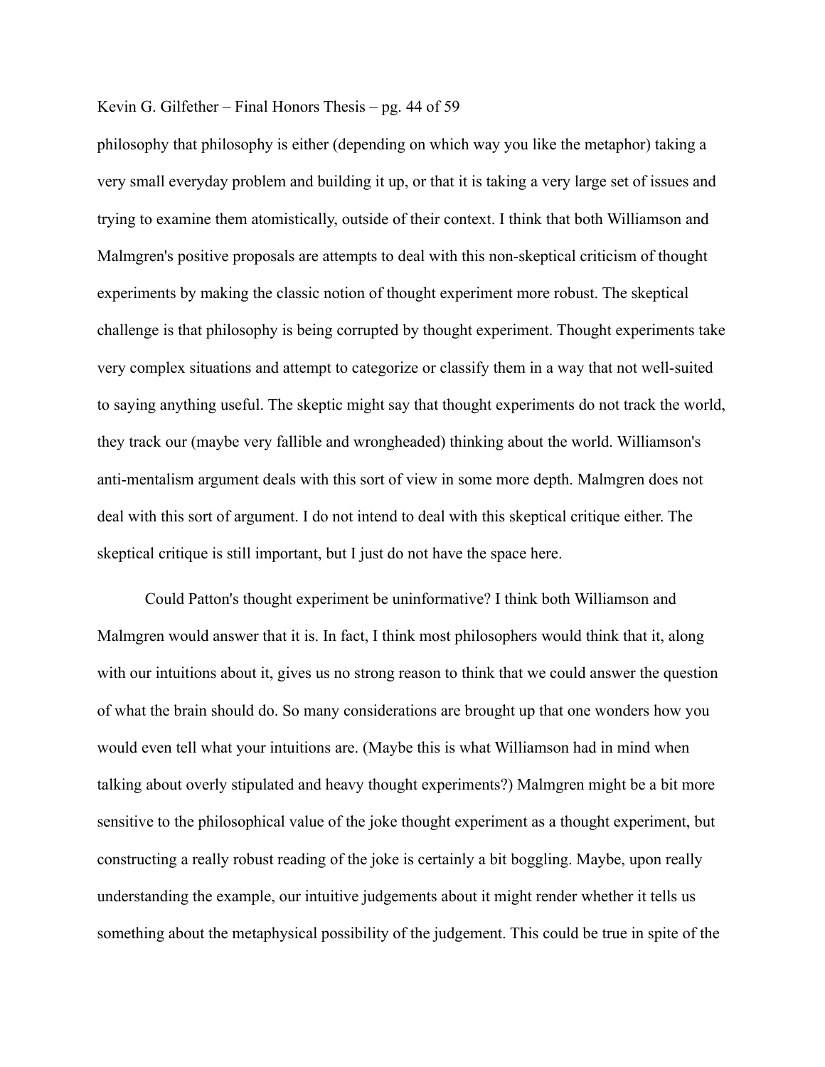philosophy that philosophy is either (depending on which way you like the metaphor) taking a very small everyday problem and building it up, or that it is taking a very large set of issues and trying to examine them atomistically, outside of their context. I think that both Williamson and Malmgren's positive proposals are attempts to deal with this non-skeptical criticism of thought experiments by making the classic notion of thought experiment more robust. The skeptical challenge is that philosophy is being corrupted by thought experiment. Thought experiments take very complex situations and attempt to categorize or classify them in a way that not well-suited to saying anything useful. The skeptic might say that thought experiments do not track the world, they track our (maybe very fallible and wrongheaded) thinking about the world. Williamson's anti-mentalism argument deals with this sort of view in some more depth. Malmgren does not deal with this sort of argument. I do not intend to deal with this skeptical critique either. The skeptical critique is still important, but I just do not have the space here.

Could Patton's thought experiment be uninformative? I think both Williamson and Malmgren would answer that it is. In fact, I think most philosophers would think that it, along with our intuitions about it, gives us no strong reason to think that we could answer the question of what the brain should do. So many considerations are brought up that one wonders how you would even tell what your intuitions are. (Maybe this is what Williamson had in mind when talking about overly stipulated and heavy thought experiments?) Malmgren might be a bit more sensitive to the philosophical value of the joke thought experiment as a thought experiment, but constructing a really robust reading of the joke is certainly a bit boggling. Maybe, upon really understanding the example, our intuitive judgements about it might render whether it tells us something about the metaphysical possibility of the judgement. This could be true in spite of the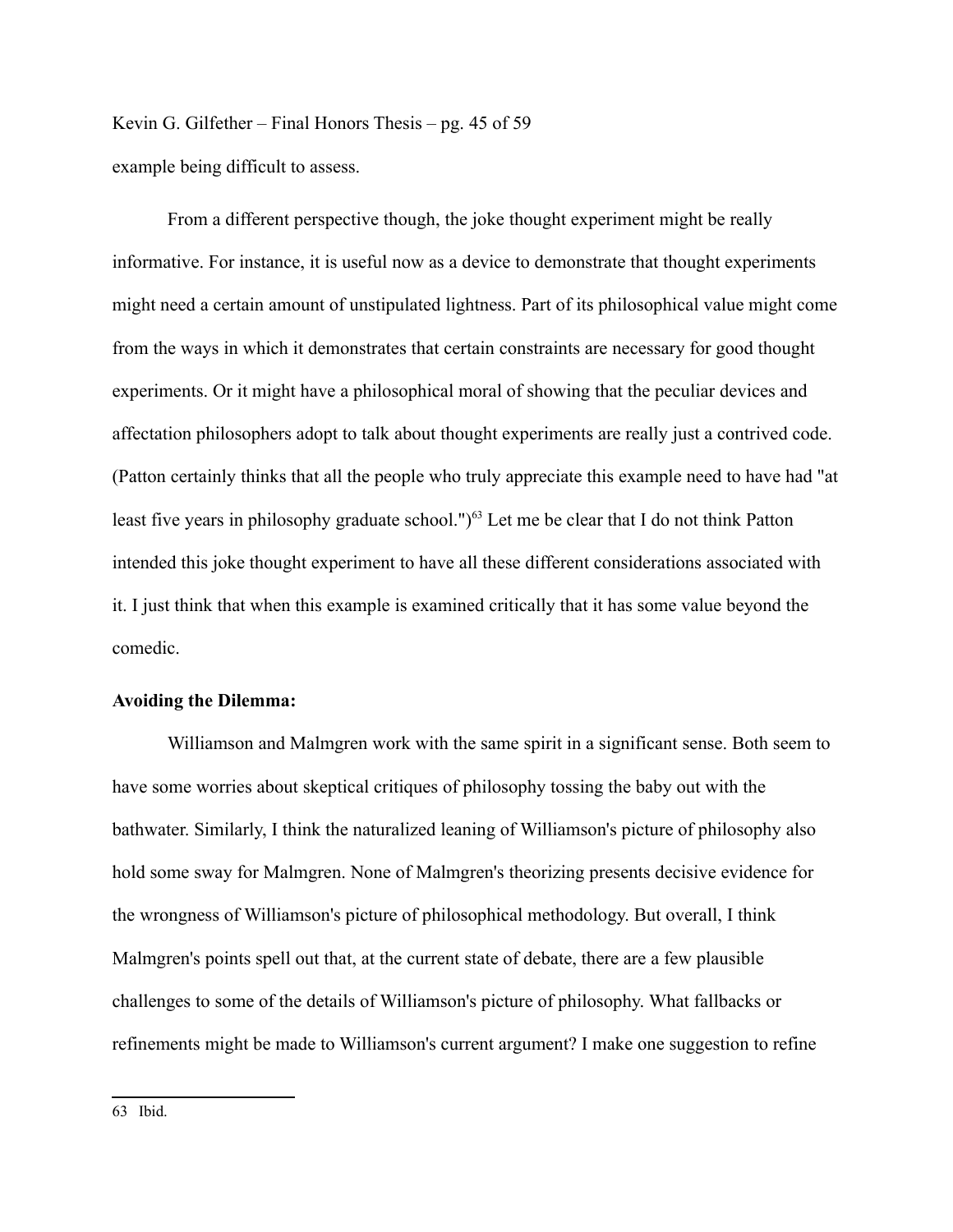example being difficult to assess.

From a different perspective though, the joke thought experiment might be really informative. For instance, it is useful now as a device to demonstrate that thought experiments might need a certain amount of unstipulated lightness. Part of its philosophical value might come from the ways in which it demonstrates that certain constraints are necessary for good thought experiments. Or it might have a philosophical moral of showing that the peculiar devices and affectation philosophers adopt to talk about thought experiments are really just a contrived code. (Patton certainly thinks that all the people who truly appreciate this example need to have had "at least five years in philosophy graduate school.")[63] Let me be clear that I do not think Patton intended this joke thought experiment to have all these different considerations associated with it. I just think that when this example is examined critically that it has some value beyond the comedic.

**Avoiding the Dilemma:**

Williamson and Malmgren work with the same spirit in a significant sense. Both seem to have some worries about skeptical critiques of philosophy tossing the baby out with the bathwater. Similarly, I think the naturalized leaning of Williamson's picture of philosophy also hold some sway for Malmgren. None of Malmgren's theorizing presents decisive evidence for the wrongness of Williamson's picture of philosophical methodology. But overall, I think Malmgren's points spell out that, at the current state of debate, there are a few plausible challenges to some of the details of Williamson's picture of philosophy. What fallbacks or refinements might be made to Williamson's current argument? I make one suggestion to refine

63 Ibid.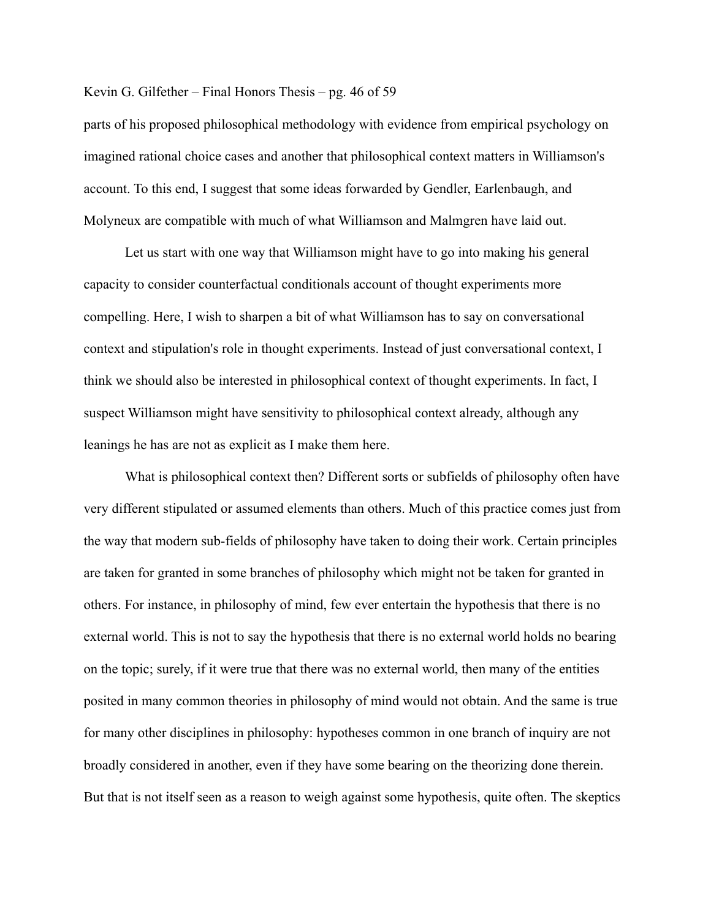parts of his proposed philosophical methodology with evidence from empirical psychology on imagined rational choice cases and another that philosophical context matters in Williamson's account. To this end, I suggest that some ideas forwarded by Gendler, Earlenbaugh, and Molyneux are compatible with much of what Williamson and Malmgren have laid out.

Let us start with one way that Williamson might have to go into making his general capacity to consider counterfactual conditionals account of thought experiments more compelling. Here, I wish to sharpen a bit of what Williamson has to say on conversational context and stipulation's role in thought experiments. Instead of just conversational context, I think we should also be interested in philosophical context of thought experiments. In fact, I suspect Williamson might have sensitivity to philosophical context already, although any leanings he has are not as explicit as I make them here.

What is philosophical context then? Different sorts or subfields of philosophy often have very different stipulated or assumed elements than others. Much of this practice comes just from the way that modern sub-fields of philosophy have taken to doing their work. Certain principles are taken for granted in some branches of philosophy which might not be taken for granted in others. For instance, in philosophy of mind, few ever entertain the hypothesis that there is no external world. This is not to say the hypothesis that there is no external world holds no bearing on the topic; surely, if it were true that there was no external world, then many of the entities posited in many common theories in philosophy of mind would not obtain. And the same is true for many other disciplines in philosophy: hypotheses common in one branch of inquiry are not broadly considered in another, even if they have some bearing on the theorizing done therein. But that is not itself seen as a reason to weigh against some hypothesis, quite often. The skeptics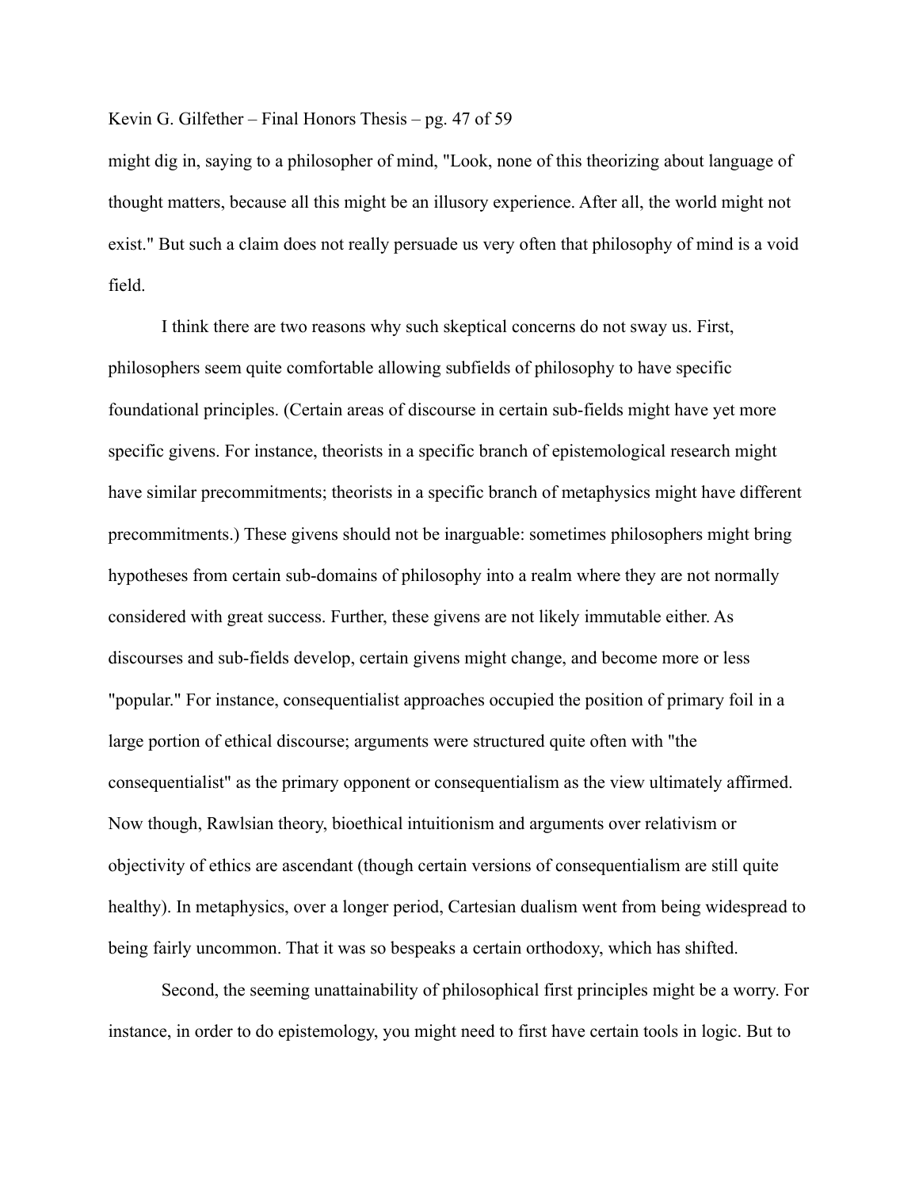might dig in, saying to a philosopher of mind, "Look, none of this theorizing about language of thought matters, because all this might be an illusory experience. After all, the world might not exist." But such a claim does not really persuade us very often that philosophy of mind is a void field.

I think there are two reasons why such skeptical concerns do not sway us. First, philosophers seem quite comfortable allowing subfields of philosophy to have specific foundational principles. (Certain areas of discourse in certain sub-fields might have yet more specific givens. For instance, theorists in a specific branch of epistemological research might have similar precommitments; theorists in a specific branch of metaphysics might have different precommitments.) These givens should not be inarguable: sometimes philosophers might bring hypotheses from certain sub-domains of philosophy into a realm where they are not normally considered with great success. Further, these givens are not likely immutable either. As discourses and sub-fields develop, certain givens might change, and become more or less "popular." For instance, consequentialist approaches occupied the position of primary foil in a large portion of ethical discourse; arguments were structured quite often with "the consequentialist" as the primary opponent or consequentialism as the view ultimately affirmed. Now though, Rawlsian theory, bioethical intuitionism and arguments over relativism or objectivity of ethics are ascendant (though certain versions of consequentialism are still quite healthy). In metaphysics, over a longer period, Cartesian dualism went from being widespread to being fairly uncommon. That it was so bespeaks a certain orthodoxy, which has shifted.

Second, the seeming unattainability of philosophical first principles might be a worry. For instance, in order to do epistemology, you might need to first have certain tools in logic. But to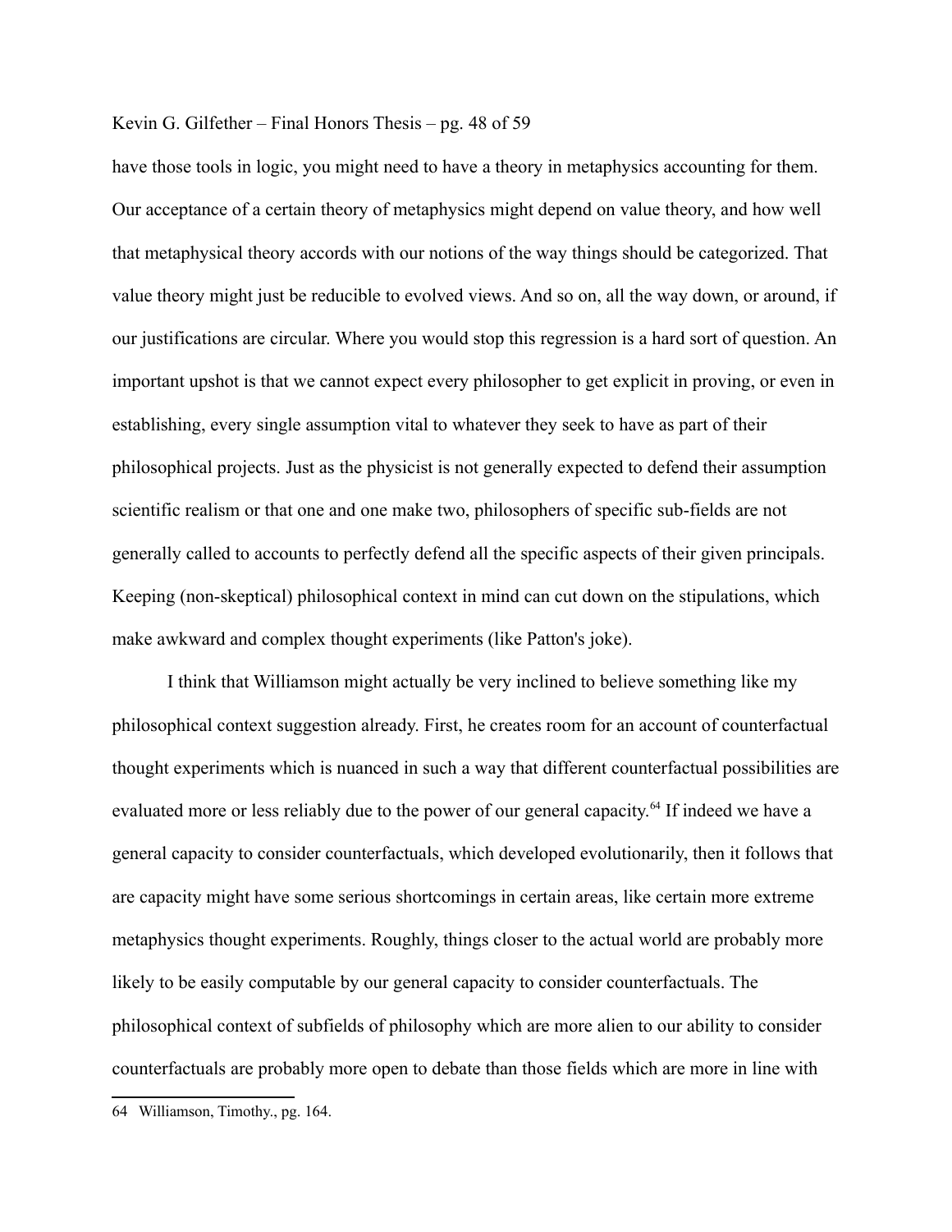have those tools in logic, you might need to have a theory in metaphysics accounting for them. Our acceptance of a certain theory of metaphysics might depend on value theory, and how well that metaphysical theory accords with our notions of the way things should be categorized. That value theory might just be reducible to evolved views. And so on, all the way down, or around, if our justifications are circular. Where you would stop this regression is a hard sort of question. An important upshot is that we cannot expect every philosopher to get explicit in proving, or even in establishing, every single assumption vital to whatever they seek to have as part of their philosophical projects. Just as the physicist is not generally expected to defend their assumption scientific realism or that one and one make two, philosophers of specific sub-fields are not generally called to accounts to perfectly defend all the specific aspects of their given principals. Keeping (non-skeptical) philosophical context in mind can cut down on the stipulations, which make awkward and complex thought experiments (like Patton's joke).

I think that Williamson might actually be very inclined to believe something like my philosophical context suggestion already. First, he creates room for an account of counterfactual thought experiments which is nuanced in such a way that different counterfactual possibilities are evaluated more or less reliably due to the power of our general capacity.[64] If indeed we have a general capacity to consider counterfactuals, which developed evolutionarily, then it follows that are capacity might have some serious shortcomings in certain areas, like certain more extreme metaphysics thought experiments. Roughly, things closer to the actual world are probably more likely to be easily computable by our general capacity to consider counterfactuals. The philosophical context of subfields of philosophy which are more alien to our ability to consider counterfactuals are probably more open to debate than those fields which are more in line with

64 Williamson, Timothy., pg. 164.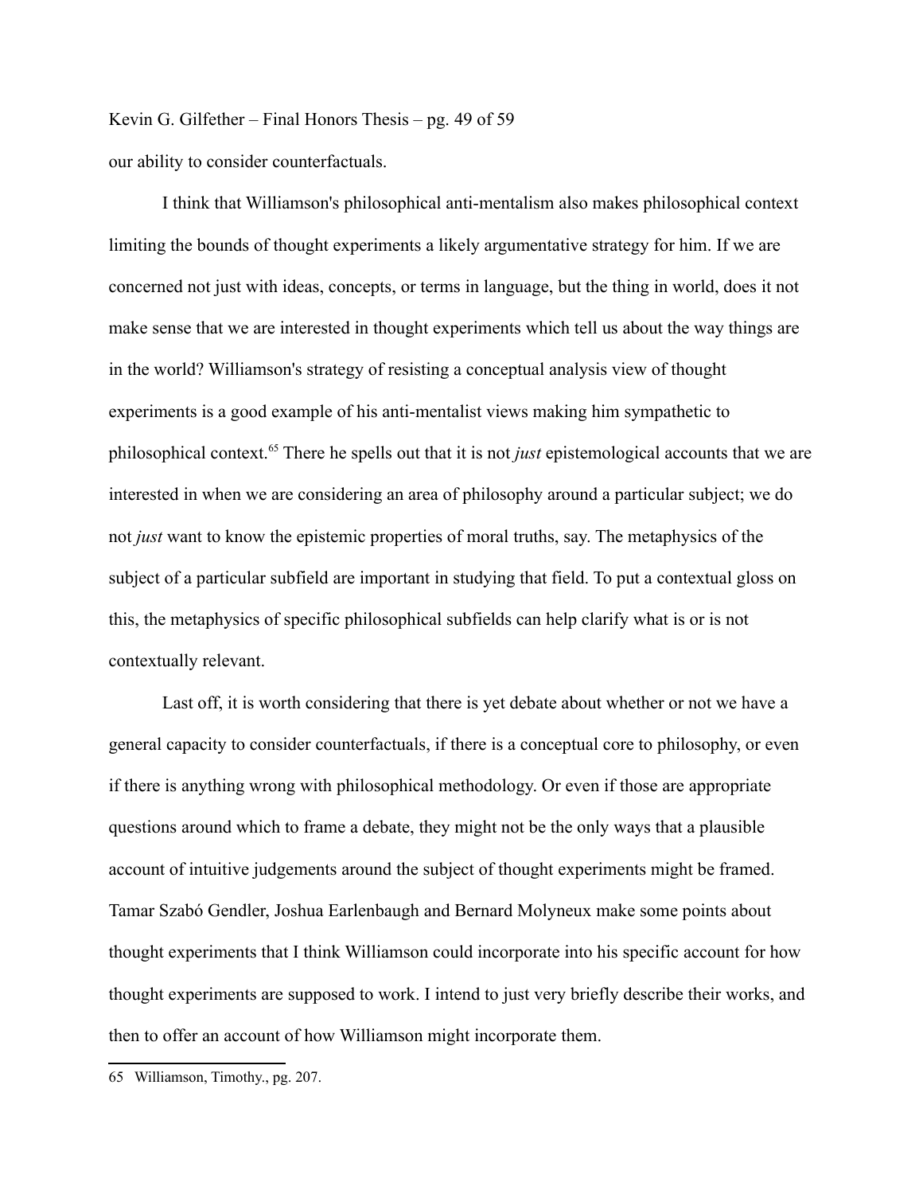our ability to consider counterfactuals.

I think that Williamson's philosophical anti-mentalism also makes philosophical context limiting the bounds of thought experiments a likely argumentative strategy for him. If we are concerned not just with ideas, concepts, or terms in language, but the thing in world, does it not make sense that we are interested in thought experiments which tell us about the way things are in the world? Williamson's strategy of resisting a conceptual analysis view of thought experiments is a good example of his anti-mentalist views making him sympathetic to philosophical context.[65] There he spells out that it is not *just* epistemological accounts that we are interested in when we are considering an area of philosophy around a particular subject; we do not *just* want to know the epistemic properties of moral truths, say. The metaphysics of the subject of a particular subfield are important in studying that field. To put a contextual gloss on this, the metaphysics of specific philosophical subfields can help clarify what is or is not contextually relevant.

Last off, it is worth considering that there is yet debate about whether or not we have a general capacity to consider counterfactuals, if there is a conceptual core to philosophy, or even if there is anything wrong with philosophical methodology. Or even if those are appropriate questions around which to frame a debate, they might not be the only ways that a plausible account of intuitive judgements around the subject of thought experiments might be framed. Tamar Szabó Gendler, Joshua Earlenbaugh and Bernard Molyneux make some points about thought experiments that I think Williamson could incorporate into his specific account for how thought experiments are supposed to work. I intend to just very briefly describe their works, and then to offer an account of how Williamson might incorporate them.

65 Williamson, Timothy., pg. 207.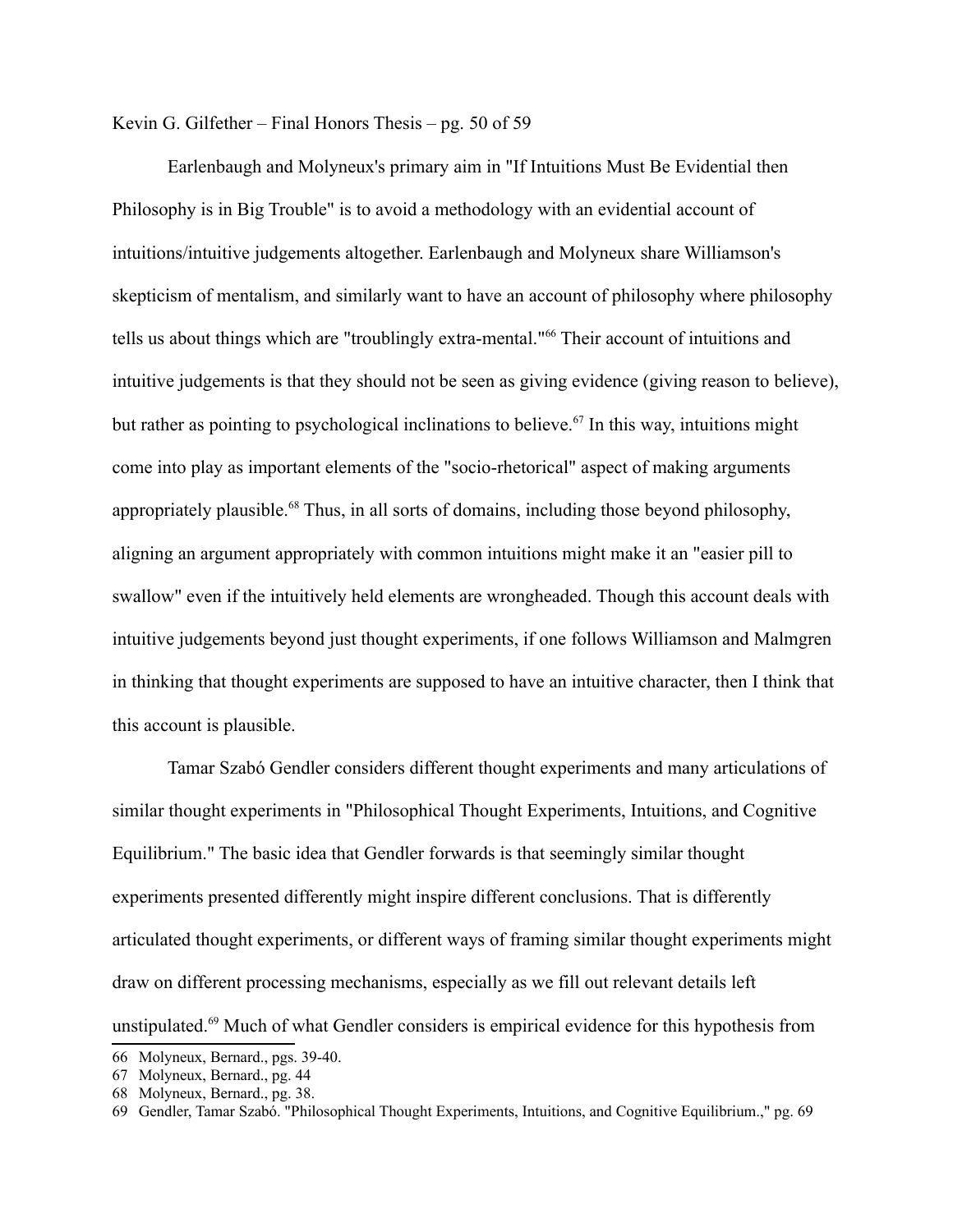Earlenbaugh and Molyneux's primary aim in "If Intuitions Must Be Evidential then Philosophy is in Big Trouble" is to avoid a methodology with an evidential account of intuitions/intuitive judgements altogether. Earlenbaugh and Molyneux share Williamson's skepticism of mentalism, and similarly want to have an account of philosophy where philosophy tells us about things which are "troublingly extra-mental."[66] Their account of intuitions and intuitive judgements is that they should not be seen as giving evidence (giving reason to believe), but rather as pointing to psychological inclinations to believe.[67] In this way, intuitions might come into play as important elements of the "socio-rhetorical" aspect of making arguments appropriately plausible.[68] Thus, in all sorts of domains, including those beyond philosophy, aligning an argument appropriately with common intuitions might make it an "easier pill to swallow" even if the intuitively held elements are wrongheaded. Though this account deals with intuitive judgements beyond just thought experiments, if one follows Williamson and Malmgren in thinking that thought experiments are supposed to have an intuitive character, then I think that this account is plausible.

Tamar Szabó Gendler considers different thought experiments and many articulations of similar thought experiments in "Philosophical Thought Experiments, Intuitions, and Cognitive Equilibrium." The basic idea that Gendler forwards is that seemingly similar thought experiments presented differently might inspire different conclusions. That is differently articulated thought experiments, or different ways of framing similar thought experiments might draw on different processing mechanisms, especially as we fill out relevant details left unstipulated.[69] Much of what Gendler considers is empirical evidence for this hypothesis from

---

66 Molyneux, Bernard., pgs. 39-40.

67 Molyneux, Bernard., pg. 44

68 Molyneux, Bernard., pg. 38.

69 Gendler, Tamar Szabó. "Philosophical Thought Experiments, Intuitions, and Cognitive Equilibrium.," pg. 69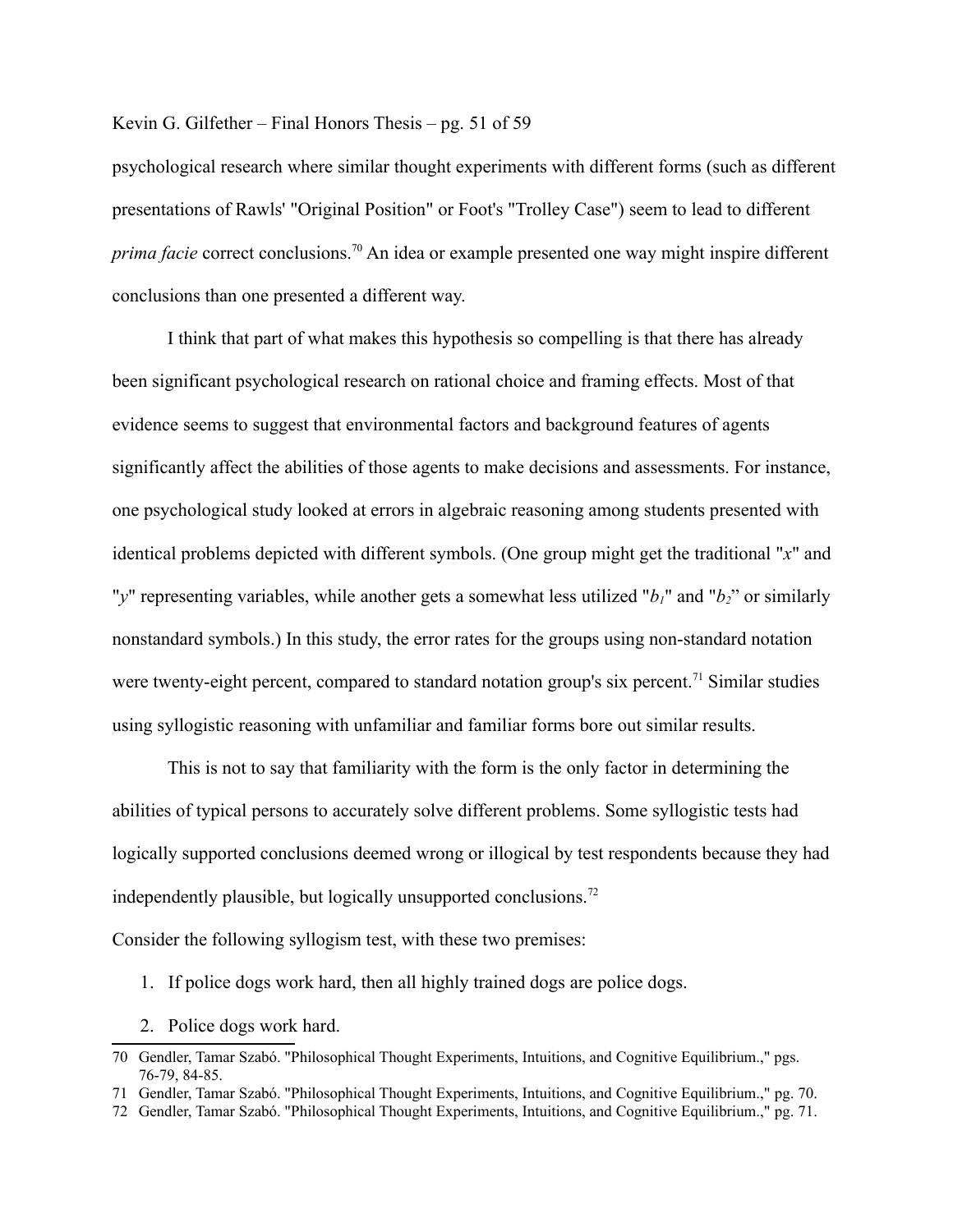psychological research where similar thought experiments with different forms (such as different presentations of Rawls' "Original Position" or Foot's "Trolley Case") seem to lead to different *prima facie* correct conclusions.[70] An idea or example presented one way might inspire different conclusions than one presented a different way.

I think that part of what makes this hypothesis so compelling is that there has already been significant psychological research on rational choice and framing effects. Most of that evidence seems to suggest that environmental factors and background features of agents significantly affect the abilities of those agents to make decisions and assessments. For instance, one psychological study looked at errors in algebraic reasoning among students presented with identical problems depicted with different symbols. (One group might get the traditional "$x$" and "$y$" representing variables, while another gets a somewhat less utilized "$b_1$" and "$b_2$" or similarly nonstandard symbols.) In this study, the error rates for the groups using non-standard notation were twenty-eight percent, compared to standard notation group's six percent.[71] Similar studies using syllogistic reasoning with unfamiliar and familiar forms bore out similar results.

This is not to say that familiarity with the form is the only factor in determining the abilities of typical persons to accurately solve different problems. Some syllogistic tests had logically supported conclusions deemed wrong or illogical by test respondents because they had independently plausible, but logically unsupported conclusions.[72]

Consider the following syllogism test, with these two premises:

1. If police dogs work hard, then all highly trained dogs are police dogs.
2. Police dogs work hard.

---

70 Gendler, Tamar Szabó. "Philosophical Thought Experiments, Intuitions, and Cognitive Equilibrium.," pgs. 76-79, 84-85.

71 Gendler, Tamar Szabó. "Philosophical Thought Experiments, Intuitions, and Cognitive Equilibrium.," pg. 70.

72 Gendler, Tamar Szabó. "Philosophical Thought Experiments, Intuitions, and Cognitive Equilibrium.," pg. 71.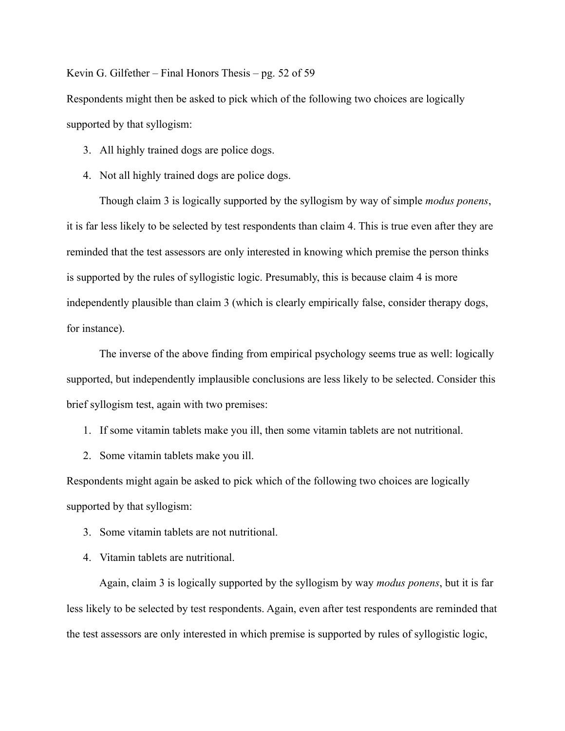Respondents might then be asked to pick which of the following two choices are logically supported by that syllogism:

3. All highly trained dogs are police dogs.
4. Not all highly trained dogs are police dogs.

Though claim 3 is logically supported by the syllogism by way of simple *modus ponens*, it is far less likely to be selected by test respondents than claim 4. This is true even after they are reminded that the test assessors are only interested in knowing which premise the person thinks is supported by the rules of syllogistic logic. Presumably, this is because claim 4 is more independently plausible than claim 3 (which is clearly empirically false, consider therapy dogs, for instance).

The inverse of the above finding from empirical psychology seems true as well: logically supported, but independently implausible conclusions are less likely to be selected. Consider this brief syllogism test, again with two premises:

1. If some vitamin tablets make you ill, then some vitamin tablets are not nutritional.
2. Some vitamin tablets make you ill.

Respondents might again be asked to pick which of the following two choices are logically supported by that syllogism:

3. Some vitamin tablets are not nutritional.
4. Vitamin tablets are nutritional.

Again, claim 3 is logically supported by the syllogism by way *modus ponens*, but it is far less likely to be selected by test respondents. Again, even after test respondents are reminded that the test assessors are only interested in which premise is supported by rules of syllogistic logic,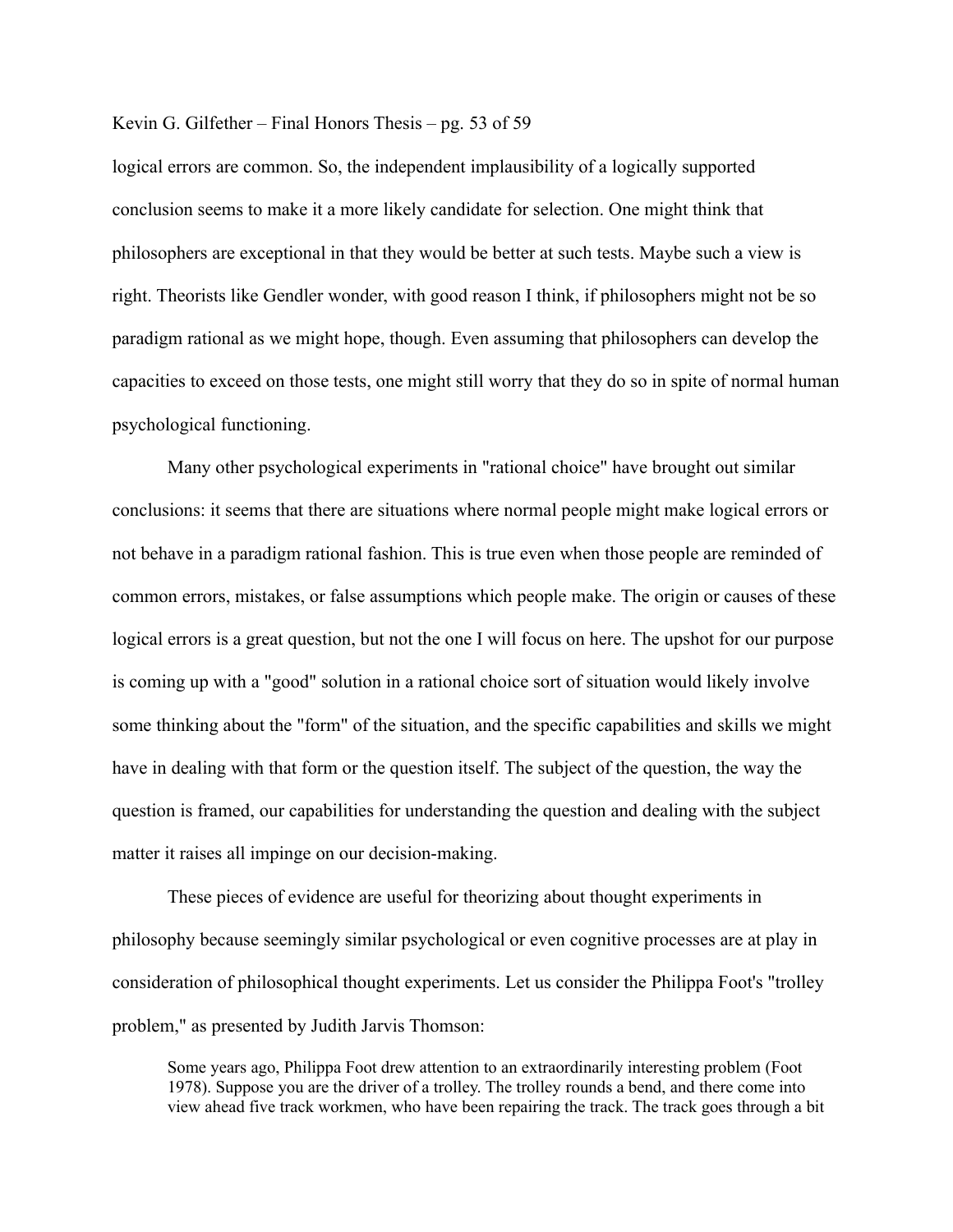logical errors are common. So, the independent implausibility of a logically supported conclusion seems to make it a more likely candidate for selection. One might think that philosophers are exceptional in that they would be better at such tests. Maybe such a view is right. Theorists like Gendler wonder, with good reason I think, if philosophers might not be so paradigm rational as we might hope, though. Even assuming that philosophers can develop the capacities to exceed on those tests, one might still worry that they do so in spite of normal human psychological functioning.

Many other psychological experiments in "rational choice" have brought out similar conclusions: it seems that there are situations where normal people might make logical errors or not behave in a paradigm rational fashion. This is true even when those people are reminded of common errors, mistakes, or false assumptions which people make. The origin or causes of these logical errors is a great question, but not the one I will focus on here. The upshot for our purpose is coming up with a "good" solution in a rational choice sort of situation would likely involve some thinking about the "form" of the situation, and the specific capabilities and skills we might have in dealing with that form or the question itself. The subject of the question, the way the question is framed, our capabilities for understanding the question and dealing with the subject matter it raises all impinge on our decision-making.

These pieces of evidence are useful for theorizing about thought experiments in philosophy because seemingly similar psychological or even cognitive processes are at play in consideration of philosophical thought experiments. Let us consider the Philippa Foot's "trolley problem," as presented by Judith Jarvis Thomson:

> Some years ago, Philippa Foot drew attention to an extraordinarily interesting problem (Foot 1978). Suppose you are the driver of a trolley. The trolley rounds a bend, and there come into view ahead five track workmen, who have been repairing the track. The track goes through a bit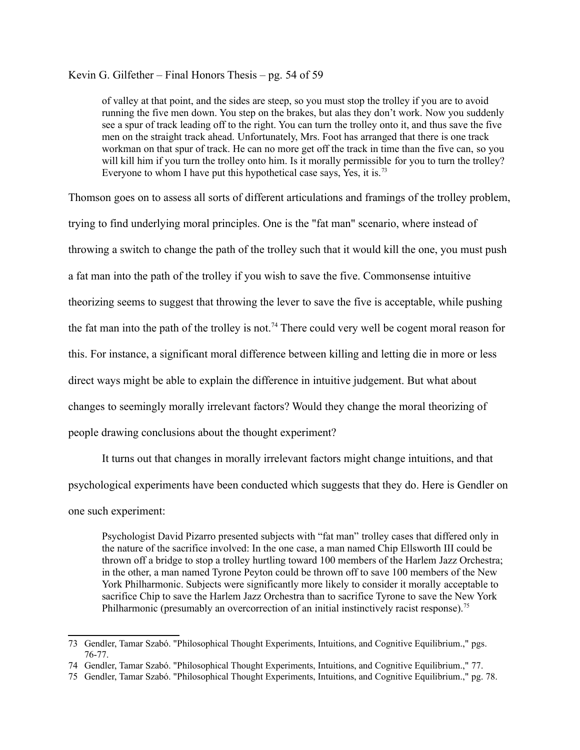> of valley at that point, and the sides are steep, so you must stop the trolley if you are to avoid running the five men down. You step on the brakes, but alas they don't work. Now you suddenly see a spur of track leading off to the right. You can turn the trolley onto it, and thus save the five men on the straight track ahead. Unfortunately, Mrs. Foot has arranged that there is one track workman on that spur of track. He can no more get off the track in time than the five can, so you will kill him if you turn the trolley onto him. Is it morally permissible for you to turn the trolley? Everyone to whom I have put this hypothetical case says, Yes, it is.[73]

Thomson goes on to assess all sorts of different articulations and framings of the trolley problem, trying to find underlying moral principles. One is the "fat man" scenario, where instead of throwing a switch to change the path of the trolley such that it would kill the one, you must push a fat man into the path of the trolley if you wish to save the five. Commonsense intuitive theorizing seems to suggest that throwing the lever to save the five is acceptable, while pushing the fat man into the path of the trolley is not.[74] There could very well be cogent moral reason for this. For instance, a significant moral difference between killing and letting die in more or less direct ways might be able to explain the difference in intuitive judgement. But what about changes to seemingly morally irrelevant factors? Would they change the moral theorizing of people drawing conclusions about the thought experiment?

It turns out that changes in morally irrelevant factors might change intuitions, and that psychological experiments have been conducted which suggests that they do. Here is Gendler on one such experiment:

> Psychologist David Pizarro presented subjects with "fat man" trolley cases that differed only in the nature of the sacrifice involved: In the one case, a man named Chip Ellsworth III could be thrown off a bridge to stop a trolley hurtling toward 100 members of the Harlem Jazz Orchestra; in the other, a man named Tyrone Peyton could be thrown off to save 100 members of the New York Philharmonic. Subjects were significantly more likely to consider it morally acceptable to sacrifice Chip to save the Harlem Jazz Orchestra than to sacrifice Tyrone to save the New York Philharmonic (presumably an overcorrection of an initial instinctively racist response).[75]

---

73 Gendler, Tamar Szabó. "Philosophical Thought Experiments, Intuitions, and Cognitive Equilibrium.," pgs. 76-77.

74 Gendler, Tamar Szabó. "Philosophical Thought Experiments, Intuitions, and Cognitive Equilibrium.," 77.

75 Gendler, Tamar Szabó. "Philosophical Thought Experiments, Intuitions, and Cognitive Equilibrium.," pg. 78.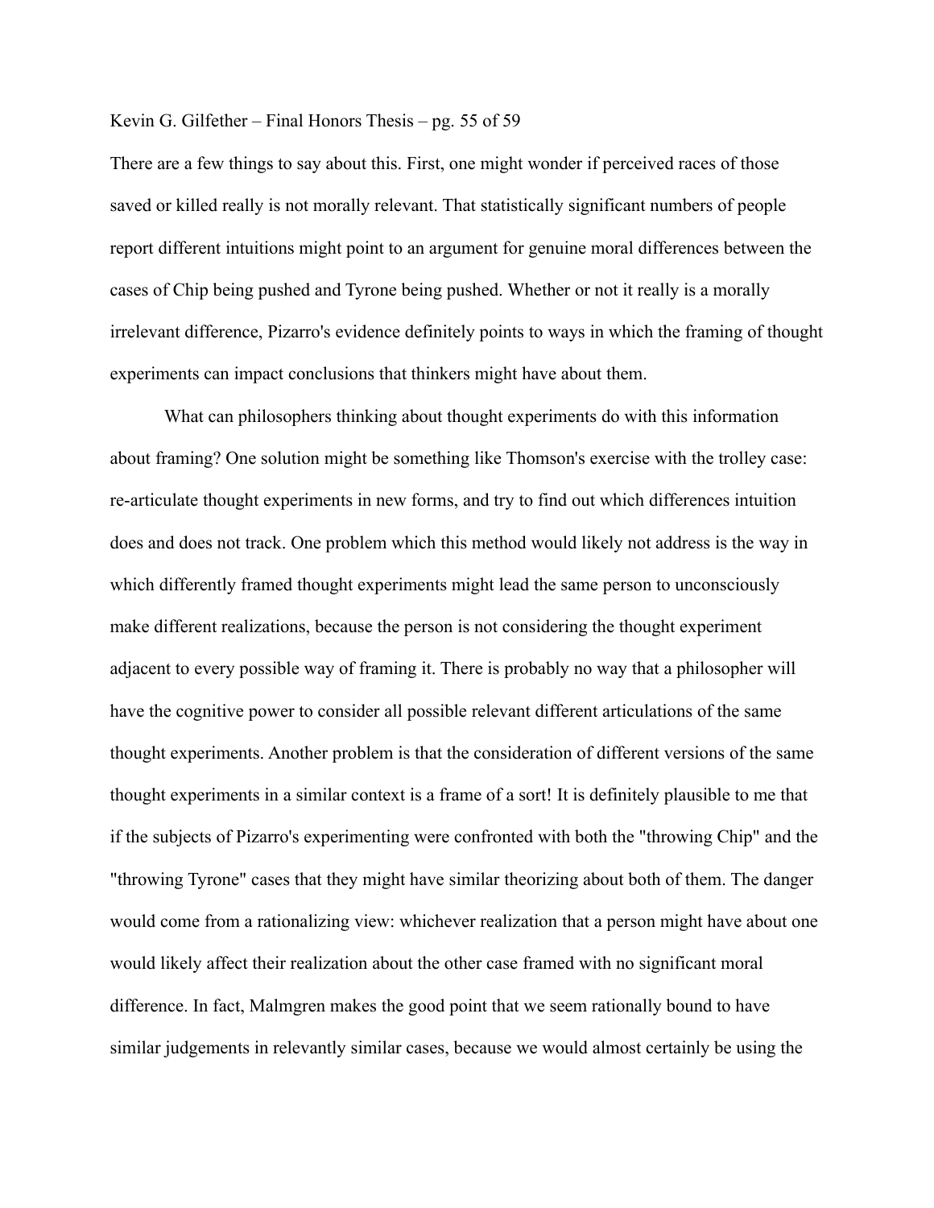There are a few things to say about this. First, one might wonder if perceived races of those saved or killed really is not morally relevant. That statistically significant numbers of people report different intuitions might point to an argument for genuine moral differences between the cases of Chip being pushed and Tyrone being pushed. Whether or not it really is a morally irrelevant difference, Pizarro's evidence definitely points to ways in which the framing of thought experiments can impact conclusions that thinkers might have about them.

What can philosophers thinking about thought experiments do with this information about framing? One solution might be something like Thomson's exercise with the trolley case: re-articulate thought experiments in new forms, and try to find out which differences intuition does and does not track. One problem which this method would likely not address is the way in which differently framed thought experiments might lead the same person to unconsciously make different realizations, because the person is not considering the thought experiment adjacent to every possible way of framing it. There is probably no way that a philosopher will have the cognitive power to consider all possible relevant different articulations of the same thought experiments. Another problem is that the consideration of different versions of the same thought experiments in a similar context is a frame of a sort! It is definitely plausible to me that if the subjects of Pizarro's experimenting were confronted with both the "throwing Chip" and the "throwing Tyrone" cases that they might have similar theorizing about both of them. The danger would come from a rationalizing view: whichever realization that a person might have about one would likely affect their realization about the other case framed with no significant moral difference. In fact, Malmgren makes the good point that we seem rationally bound to have similar judgements in relevantly similar cases, because we would almost certainly be using the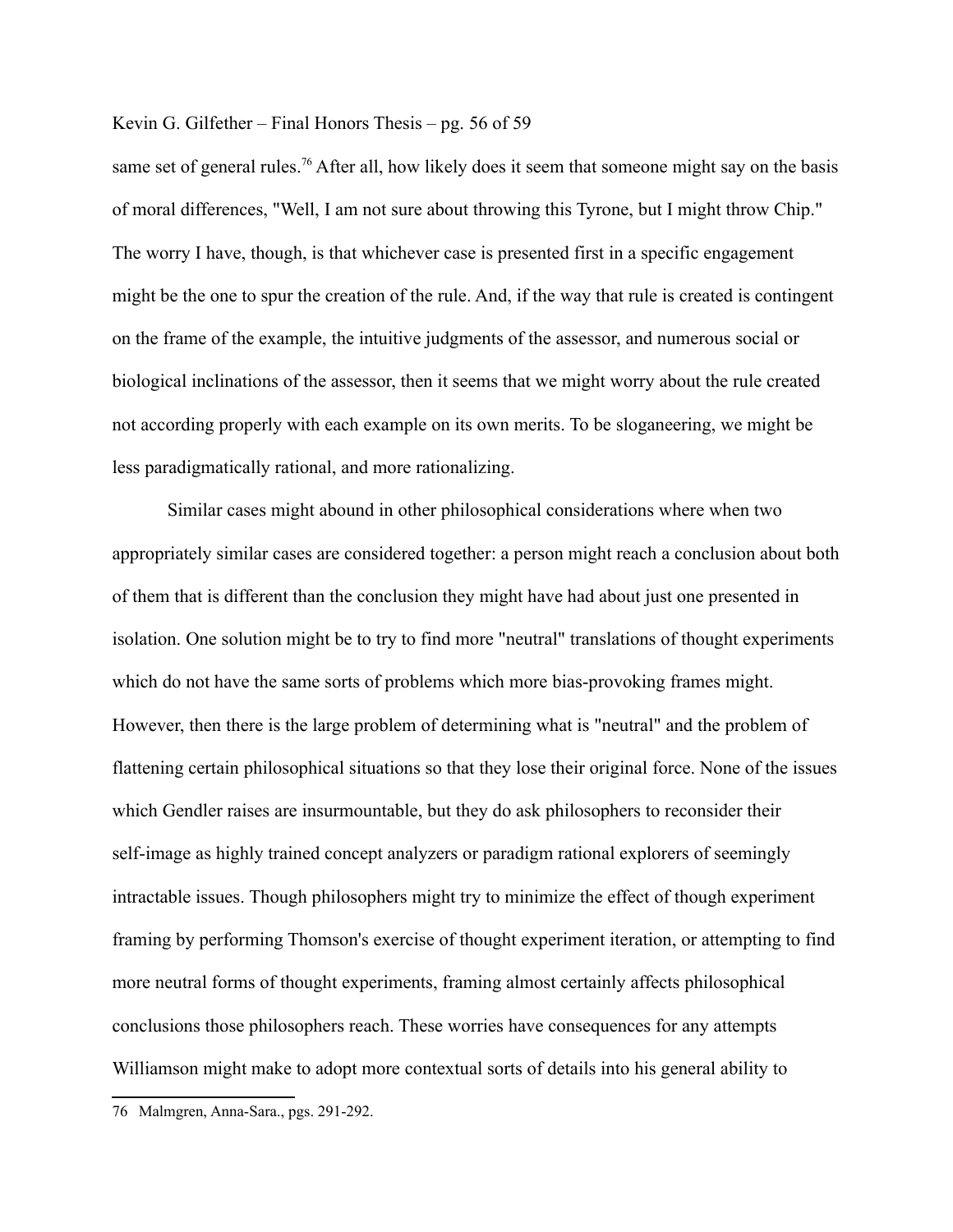same set of general rules.[76] After all, how likely does it seem that someone might say on the basis of moral differences, "Well, I am not sure about throwing this Tyrone, but I might throw Chip." The worry I have, though, is that whichever case is presented first in a specific engagement might be the one to spur the creation of the rule. And, if the way that rule is created is contingent on the frame of the example, the intuitive judgments of the assessor, and numerous social or biological inclinations of the assessor, then it seems that we might worry about the rule created not according properly with each example on its own merits. To be sloganeering, we might be less paradigmatically rational, and more rationalizing.

Similar cases might abound in other philosophical considerations where when two appropriately similar cases are considered together: a person might reach a conclusion about both of them that is different than the conclusion they might have had about just one presented in isolation. One solution might be to try to find more "neutral" translations of thought experiments which do not have the same sorts of problems which more bias-provoking frames might. However, then there is the large problem of determining what is "neutral" and the problem of flattening certain philosophical situations so that they lose their original force. None of the issues which Gendler raises are insurmountable, but they do ask philosophers to reconsider their self-image as highly trained concept analyzers or paradigm rational explorers of seemingly intractable issues. Though philosophers might try to minimize the effect of though experiment framing by performing Thomson's exercise of thought experiment iteration, or attempting to find more neutral forms of thought experiments, framing almost certainly affects philosophical conclusions those philosophers reach. These worries have consequences for any attempts Williamson might make to adopt more contextual sorts of details into his general ability to

---

76 Malmgren, Anna-Sara., pgs. 291-292.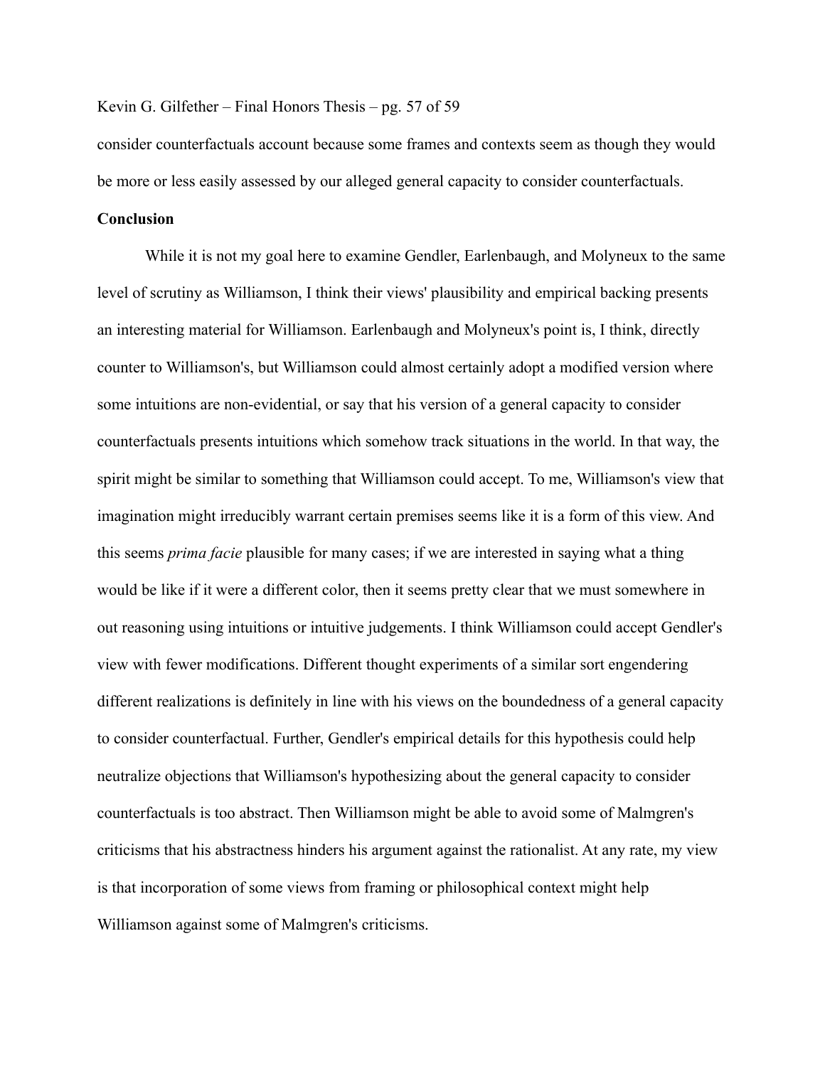consider counterfactuals account because some frames and contexts seem as though they would be more or less easily assessed by our alleged general capacity to consider counterfactuals.

**Conclusion**

While it is not my goal here to examine Gendler, Earlenbaugh, and Molyneux to the same level of scrutiny as Williamson, I think their views' plausibility and empirical backing presents an interesting material for Williamson. Earlenbaugh and Molyneux's point is, I think, directly counter to Williamson's, but Williamson could almost certainly adopt a modified version where some intuitions are non-evidential, or say that his version of a general capacity to consider counterfactuals presents intuitions which somehow track situations in the world. In that way, the spirit might be similar to something that Williamson could accept. To me, Williamson's view that imagination might irreducibly warrant certain premises seems like it is a form of this view. And this seems *prima facie* plausible for many cases; if we are interested in saying what a thing would be like if it were a different color, then it seems pretty clear that we must somewhere in out reasoning using intuitions or intuitive judgements. I think Williamson could accept Gendler's view with fewer modifications. Different thought experiments of a similar sort engendering different realizations is definitely in line with his views on the boundedness of a general capacity to consider counterfactual. Further, Gendler's empirical details for this hypothesis could help neutralize objections that Williamson's hypothesizing about the general capacity to consider counterfactuals is too abstract. Then Williamson might be able to avoid some of Malmgren's criticisms that his abstractness hinders his argument against the rationalist. At any rate, my view is that incorporation of some views from framing or philosophical context might help Williamson against some of Malmgren's criticisms.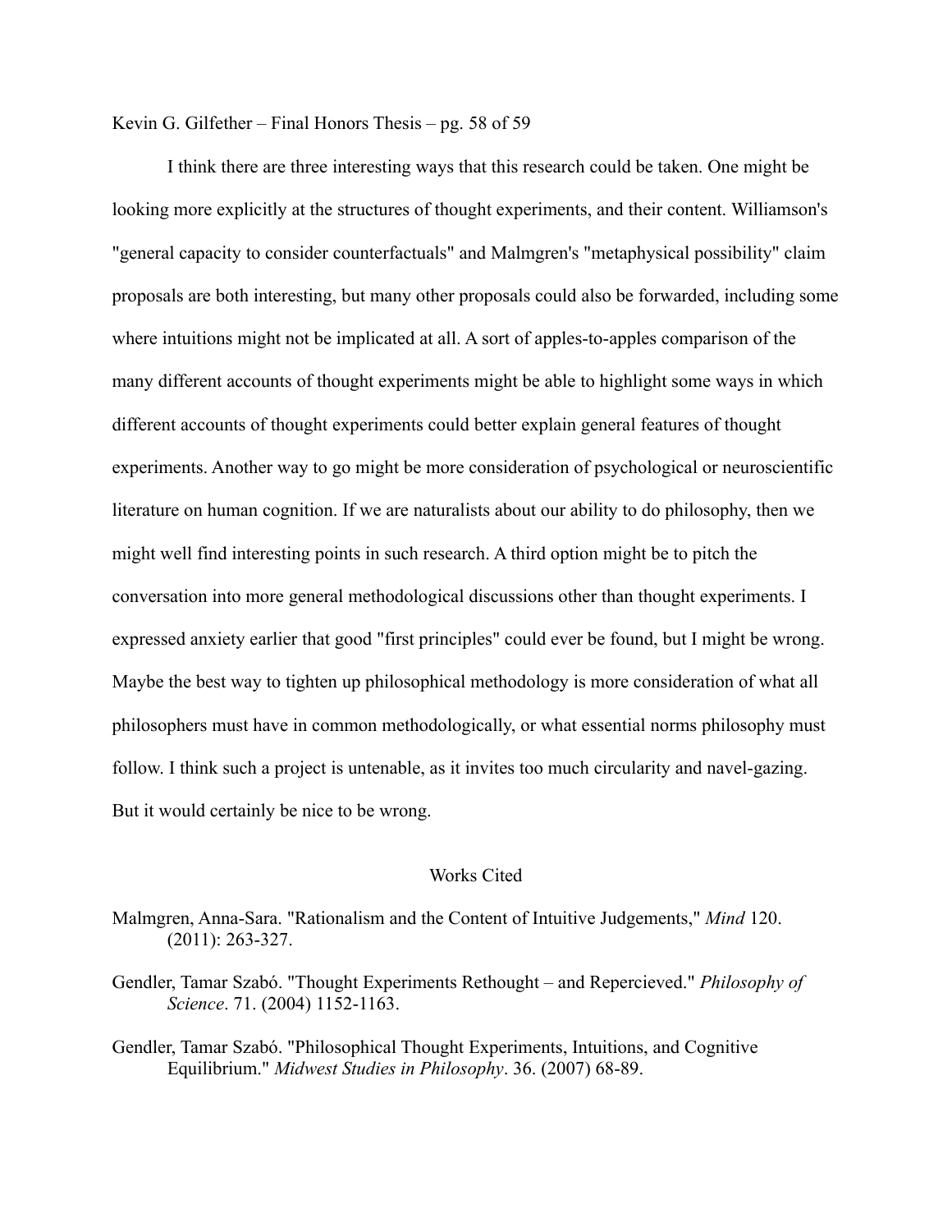I think there are three interesting ways that this research could be taken. One might be looking more explicitly at the structures of thought experiments, and their content. Williamson's "general capacity to consider counterfactuals" and Malmgren's "metaphysical possibility" claim proposals are both interesting, but many other proposals could also be forwarded, including some where intuitions might not be implicated at all. A sort of apples-to-apples comparison of the many different accounts of thought experiments might be able to highlight some ways in which different accounts of thought experiments could better explain general features of thought experiments. Another way to go might be more consideration of psychological or neuroscientific literature on human cognition. If we are naturalists about our ability to do philosophy, then we might well find interesting points in such research. A third option might be to pitch the conversation into more general methodological discussions other than thought experiments. I expressed anxiety earlier that good "first principles" could ever be found, but I might be wrong. Maybe the best way to tighten up philosophical methodology is more consideration of what all philosophers must have in common methodologically, or what essential norms philosophy must follow. I think such a project is untenable, as it invites too much circularity and navel-gazing. But it would certainly be nice to be wrong.

## Works Cited

Malmgren, Anna-Sara. "Rationalism and the Content of Intuitive Judgements," *Mind* 120. (2011): 263-327.

Gendler, Tamar Szabó. "Thought Experiments Rethought – and Repercieved." *Philosophy of Science*. 71. (2004) 1152-1163.

Gendler, Tamar Szabó. "Philosophical Thought Experiments, Intuitions, and Cognitive Equilibrium." *Midwest Studies in Philosophy*. 36. (2007) 68-89.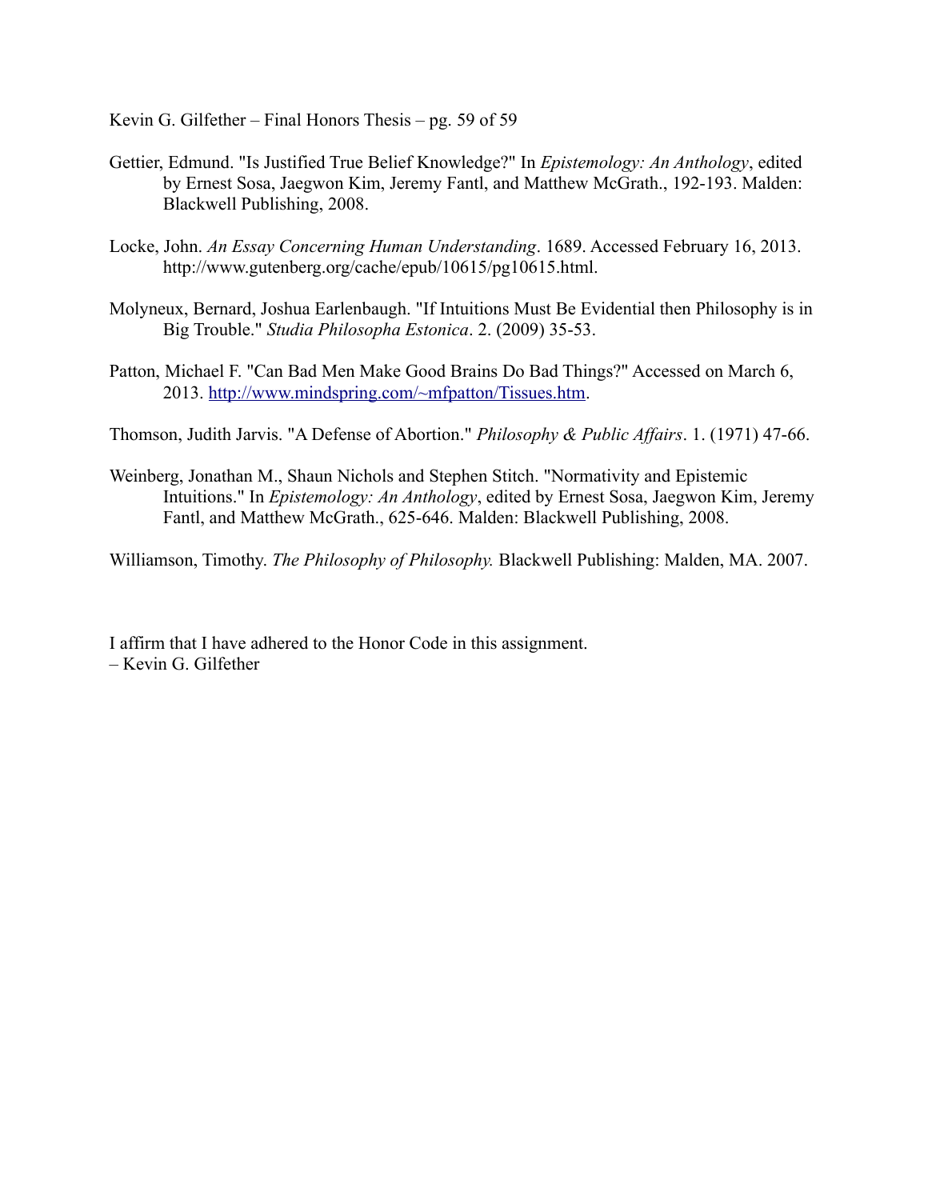Gettier, Edmund. "Is Justified True Belief Knowledge?" In *Epistemology: An Anthology*, edited by Ernest Sosa, Jaegwon Kim, Jeremy Fantl, and Matthew McGrath., 192-193. Malden: Blackwell Publishing, 2008.

Locke, John. *An Essay Concerning Human Understanding*. 1689. Accessed February 16, 2013. http://www.gutenberg.org/cache/epub/10615/pg10615.html.

Molyneux, Bernard, Joshua Earlenbaugh. "If Intuitions Must Be Evidential then Philosophy is in Big Trouble." *Studia Philosopha Estonica*. 2. (2009) 35-53.

Patton, Michael F. "Can Bad Men Make Good Brains Do Bad Things?" Accessed on March 6, 2013. http://www.mindspring.com/~mfpatton/Tissues.htm.

Thomson, Judith Jarvis. "A Defense of Abortion." *Philosophy & Public Affairs*. 1. (1971) 47-66.

Weinberg, Jonathan M., Shaun Nichols and Stephen Stitch. "Normativity and Epistemic Intuitions." In *Epistemology: An Anthology*, edited by Ernest Sosa, Jaegwon Kim, Jeremy Fantl, and Matthew McGrath., 625-646. Malden: Blackwell Publishing, 2008.

Williamson, Timothy. *The Philosophy of Philosophy.* Blackwell Publishing: Malden, MA. 2007.

I affirm that I have adhered to the Honor Code in this assignment.
– Kevin G. Gilfether